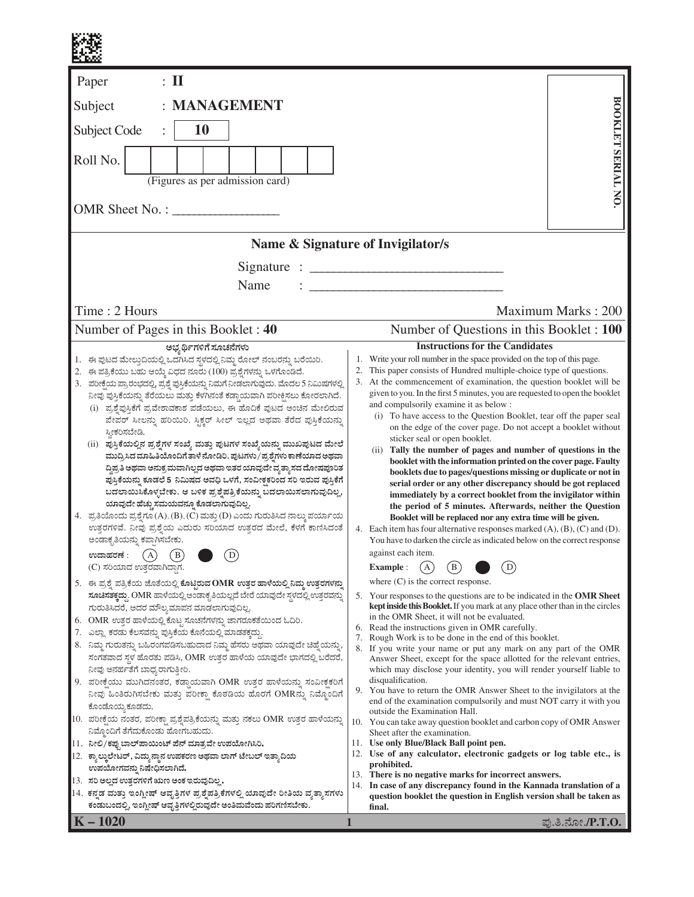Paper : **II**

Subject : **MANAGEMENT**

Subject Code : **10**

Roll No.

(Figures as per admission card)

OMR Sheet No. : ___________________

**BOOKLET SERIAL NO.**

## Name & Signature of Invigilator/s

Signature : ______________________________

Name : ______________________________

Time : 2 Hours | Maximum Marks : 200

Number of Pages in this Booklet : **40** | Number of Questions in this Booklet : **100**

**ಅಭ್ಯರ್ಥಿಗಳಿಗೆ ಸೂಚನೆಗಳು**

1. ಈ ಪುಟದ ಮೇಲ್ತುದಿಯಲ್ಲಿ ಒದಗಿಸಿದ ಸ್ಥಳದಲ್ಲಿ ನಿಮ್ಮ ರೋಲ್ ನಂಬರನ್ನು ಬರೆಯಿರಿ.
2. ಈ ಪತ್ರಿಕೆಯು ಬಹು ಆಯ್ಕೆ ವಿಧದ ನೂರು (100) ಪ್ರಶ್ನೆಗಳನ್ನು ಒಳಗೊಂಡಿದೆ.
3. ಪರೀಕ್ಷೆಯ ಪ್ರಾರಂಭದಲ್ಲಿ, ಪ್ರಶ್ನೆ ಪುಸ್ತಿಕೆಯನ್ನು ನಿಮಗೆ ನೀಡಲಾಗುವುದು. ಮೊದಲ 5 ನಿಮಿಷಗಳಲ್ಲಿ ನೀವು ಪುಸ್ತಿಕೆಯನ್ನು ತೆರೆಯಲು ಮತ್ತು ಕೆಳಗಿನಂತೆ ಕಡ್ಡಾಯವಾಗಿ ಪರೀಕ್ಷಿಸಲು ಕೋರಲಾಗಿದೆ.
   (i) ಪ್ರಶ್ನೆಪುಸ್ತಿಕೆಗೆ ಪ್ರವೇಶಾವಕಾಶ ಪಡೆಯಲು, ಈ ಹೊದಿಕೆ ಪುಟದ ಅಂಚಿನ ಮೇಲಿರುವ ಪೇಪರ್ ಸೀಲನ್ನು ಹರಿಯಿರಿ. ಸ್ಟಿಕ್ಕರ್ ಸೀಲ್ ಇಲ್ಲದ ಅಥವಾ ತೆರೆದ ಪುಸ್ತಿಕೆಯನ್ನು ಸ್ವೀಕರಿಸಬೇಡಿ.
   (ii) **ಪುಸ್ತಿಕೆಯಲ್ಲಿನ ಪ್ರಶ್ನೆಗಳ ಸಂಖ್ಯೆ ಮತ್ತು ಪುಟಗಳ ಸಂಖ್ಯೆಯನ್ನು ಮುಖಪುಟದ ಮೇಲೆ ಮುದ್ರಿಸಿದ ಮಾಹಿತಿಯೊಂದಿಗೆ ತಾಳೆ ನೋಡಿರಿ. ಪುಟಗಳು/ಪ್ರಶ್ನೆಗಳು ಕಾಣೆಯಾದ ಅಥವಾ ದ್ವಿಪ್ರತಿ ಅಥವಾ ಅನುಕ್ರಮವಾಗಿಲ್ಲದ ಅಥವಾ ಇತರ ಯಾವುದೇ ವ್ಯತ್ಯಾಸದ ದೋಷಪೂರಿತ ಪುಸ್ತಿಕೆಯನ್ನು ಕೂಡಲೆ 5 ನಿಮಿಷದ ಅವಧಿ ಒಳಗೆ, ಸಂವೀಕ್ಷಕರಿಂದ ಸರಿ ಇರುವ ಪುಸ್ತಿಕೆಗೆ ಬದಲಾಯಿಸಿಕೊಳ್ಳಬೇಕು. ಆ ಬಳಿಕ ಪ್ರಶ್ನೆಪತ್ರಿಕೆಯನ್ನು ಬದಲಾಯಿಸಲಾಗುವುದಿಲ್ಲ, ಯಾವುದೇ ಹೆಚ್ಚು ಸಮಯವನ್ನೂ ಕೊಡಲಾಗುವುದಿಲ್ಲ.**
4. ಪ್ರತಿಯೊಂದು ಪ್ರಶ್ನೆಗೂ (A), (B), (C) ಮತ್ತು (D) ಎಂದು ಗುರುತಿಸಿದ ನಾಲ್ಕು ಪರ್ಯಾಯ ಉತ್ತರಗಳಿವೆ. ನೀವು ಪ್ರಶ್ನೆಯ ಎದುರು ಸರಿಯಾದ ಉತ್ತರದ ಮೇಲೆ, ಕೆಳಗೆ ಕಾಣಿಸಿದಂತೆ ಅಂಡಾಕೃತಿಯನ್ನು ಕಪ್ಪಾಗಿಸಬೇಕು.
   **ಉದಾಹರಣೆ :** (A) (B) ● (D)
   (C) ಸರಿಯಾದ ಉತ್ತರವಾಗಿದ್ದಾಗ.
5. ಈ ಪ್ರಶ್ನೆ ಪತ್ರಿಕೆಯ ಜೊತೆಯಲ್ಲಿ **ಕೊಟ್ಟಿರುವ OMR ಉತ್ತರ ಹಾಳೆಯಲ್ಲಿ ನಿಮ್ಮ ಉತ್ತರಗಳನ್ನು ಸೂಚಿಸತಕ್ಕದ್ದು.** OMR ಹಾಳೆಯಲ್ಲಿ ಅಂಡಾಕೃತಿಯಲ್ಲದೆ ಬೇರೆ ಯಾವುದೇ ಸ್ಥಳದಲ್ಲಿ ಉತ್ತರವನ್ನು ಗುರುತಿಸಿದರೆ, ಅದರ ಮೌಲ್ಯಮಾಪನ ಮಾಡಲಾಗುವುದಿಲ್ಲ.
6. OMR ಉತ್ತರ ಹಾಳೆಯಲ್ಲಿ ಕೊಟ್ಟ ಸೂಚನೆಗಳನ್ನು ಜಾಗರೂಕತೆಯಿಂದ ಓದಿರಿ.
7. ಎಲ್ಲಾ ಕರಡು ಕೆಲಸವನ್ನು ಪುಸ್ತಿಕೆಯ ಕೊನೆಯಲ್ಲಿ ಮಾಡತಕ್ಕದ್ದು.
8. ನಿಮ್ಮ ಗುರುತನ್ನು ಬಹಿರಂಗಪಡಿಸಬಹುದಾದ ನಿಮ್ಮ ಹೆಸರು ಅಥವಾ ಯಾವುದೇ ಚಿಹ್ನೆಯನ್ನು, ಸಂಗತವಾದ ಸ್ಥಳ ಹೊರತು ಪಡಿಸಿ, OMR ಉತ್ತರ ಹಾಳೆಯ ಯಾವುದೇ ಭಾಗದಲ್ಲಿ ಬರೆದರೆ, ನೀವು ಅನರ್ಹತೆಗೆ ಬಾಧ್ಯರಾಗುತ್ತೀರಿ.
9. ಪರೀಕ್ಷೆಯು ಮುಗಿದನಂತರ, ಕಡ್ಡಾಯವಾಗಿ OMR ಉತ್ತರ ಹಾಳೆಯನ್ನು ಸಂವೀಕ್ಷಕರಿಗೆ ನೀವು ಹಿಂತಿರುಗಿಸಬೇಕು ಮತ್ತು ಪರೀಕ್ಷಾ ಕೊಠಡಿಯ ಹೊರಗೆ OMRನ್ನು ನಿಮ್ಮೊಂದಿಗೆ ಕೊಂಡೊಯ್ಯಕೂಡದು.
10. ಪರೀಕ್ಷೆಯ ನಂತರ, ಪರೀಕ್ಷಾ ಪ್ರಶ್ನೆಪತ್ರಿಕೆಯನ್ನು ಮತ್ತು ನಕಲು OMR ಉತ್ತರ ಹಾಳೆಯನ್ನು ನಿಮ್ಮೊಂದಿಗೆ ತೆಗೆದುಕೊಂಡು ಹೋಗಬಹುದು.
11. **ನೀಲಿ/ಕಪ್ಪು ಬಾಲ್‌ಪಾಯಿಂಟ್ ಪೆನ್ ಮಾತ್ರವೇ ಉಪಯೋಗಿಸಿರಿ.**
12. **ಕ್ಯಾಲ್ಕುಲೇಟರ್, ವಿದ್ಯುನ್ಮಾನ ಉಪಕರಣ ಅಥವಾ ಲಾಗ್ ಟೇಬಲ್ ಇತ್ಯಾದಿಯ ಉಪಯೋಗವನ್ನು ನಿಷೇಧಿಸಲಾಗಿದೆ.**
13. **ಸರಿ ಅಲ್ಲದ ಉತ್ತರಗಳಿಗೆ ಋಣ ಅಂಕ ಇರುವುದಿಲ್ಲ.**
14. **ಕನ್ನಡ ಮತ್ತು ಇಂಗ್ಲೀಷ್ ಆವೃತ್ತಿಗಳ ಪ್ರಶ್ನೆಪತ್ರಿಕೆಗಳಲ್ಲಿ ಯಾವುದೇ ರೀತಿಯ ವ್ಯತ್ಯಾಸಗಳು ಕಂಡುಬಂದಲ್ಲಿ, ಇಂಗ್ಲೀಷ್ ಆವೃತ್ತಿಗಳಲ್ಲಿರುವುದೇ ಅಂತಿಮವೆಂದು ಪರಿಗಣಿಸಬೇಕು.**

**Instructions for the Candidates**

1. Write your roll number in the space provided on the top of this page.
2. This paper consists of Hundred multiple-choice type of questions.
3. At the commencement of examination, the question booklet will be given to you. In the first 5 minutes, you are requested to open the booklet and compulsorily examine it as below :
   (i) To have access to the Question Booklet, tear off the paper seal on the edge of the cover page. Do not accept a booklet without sticker seal or open booklet.
   (ii) **Tally the number of pages and number of questions in the booklet with the information printed on the cover page. Faulty booklets due to pages/questions missing or duplicate or not in serial order or any other discrepancy should be got replaced immediately by a correct booklet from the invigilator within the period of 5 minutes. Afterwards, neither the Question Booklet will be replaced nor any extra time will be given.**
4. Each item has four alternative responses marked (A), (B), (C) and (D). You have to darken the circle as indicated below on the correct response against each item.
   **Example :** (A) (B) ● (D)
   where (C) is the correct response.
5. Your responses to the questions are to be indicated in the **OMR Sheet kept inside this Booklet.** If you mark at any place other than in the circles in the OMR Sheet, it will not be evaluated.
6. Read the instructions given in OMR carefully.
7. Rough Work is to be done in the end of this booklet.
8. If you write your name or put any mark on any part of the OMR Answer Sheet, except for the space allotted for the relevant entries, which may disclose your identity, you will render yourself liable to disqualification.
9. You have to return the OMR Answer Sheet to the invigilators at the end of the examination compulsorily and must NOT carry it with you outside the Examination Hall.
10. You can take away question booklet and carbon copy of OMR Answer Sheet after the examination.
11. **Use only Blue/Black Ball point pen.**
12. **Use of any calculator, electronic gadgets or log table etc., is prohibited.**
13. **There is no negative marks for incorrect answers.**
14. **In case of any discrepancy found in the Kannada translation of a question booklet the question in English version shall be taken as final.**

**K – 1020**

ಪು.ತಿ.ನೋ./P.T.O.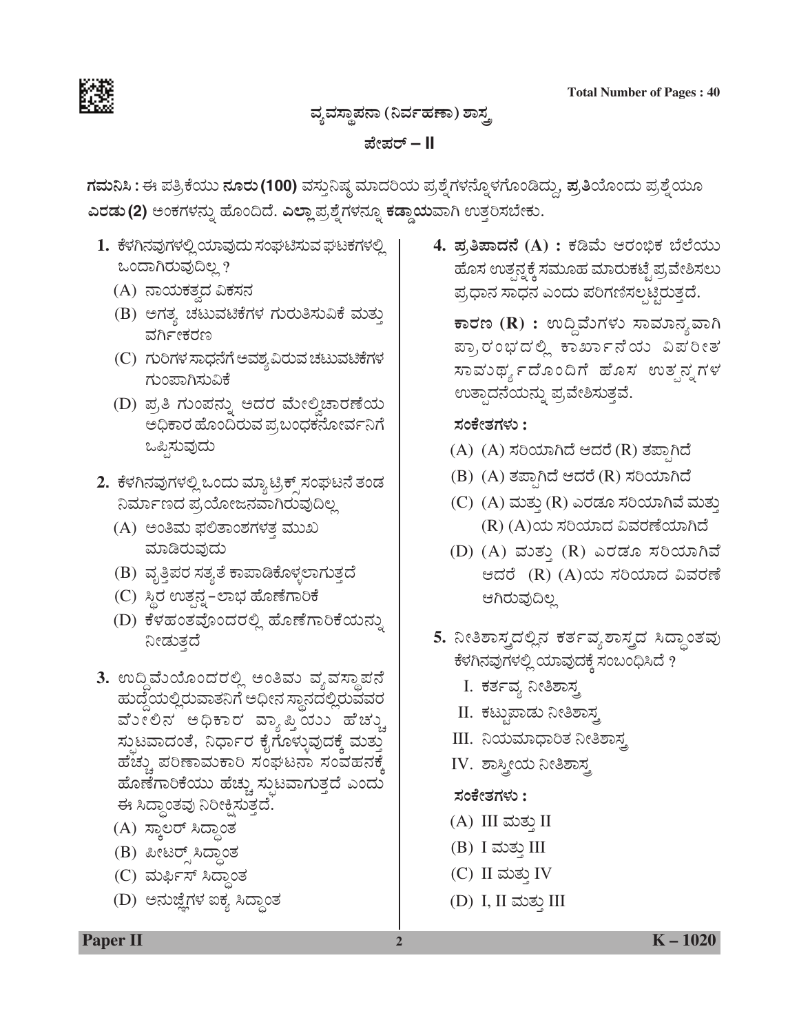## ವ್ಯವಸ್ಥಾಪನಾ (ನಿರ್ವಹಣಾ) ಶಾಸ್ತ್ರ

### ಪೇಪರ್ – II

**ಗಮನಿಸಿ :** ಈ ಪತ್ರಿಕೆಯು **ನೂರು (100)** ವಸ್ತುನಿಷ್ಠ ಮಾದರಿಯ ಪ್ರಶ್ನೆಗಳನ್ನೊಳಗೊಂಡಿದ್ದು, **ಪ್ರತಿಯೊಂದು** ಪ್ರಶ್ನೆಯೂ **ಎರಡು (2)** ಅಂಕಗಳನ್ನು ಹೊಂದಿದೆ. **ಎಲ್ಲಾ** ಪ್ರಶ್ನೆಗಳನ್ನೂ **ಕಡ್ಡಾಯವಾಗಿ** ಉತ್ತರಿಸಬೇಕು.

**1.** ಕೆಳಗಿನವುಗಳಲ್ಲಿ ಯಾವುದು ಸಂಘಟಿಸುವ ಘಟಕಗಳಲ್ಲಿ ಒಂದಾಗಿರುವುದಿಲ್ಲ ?

(A) ನಾಯಕತ್ವದ ವಿಕಸನ

(B) ಅಗತ್ಯ ಚಟುವಟಿಕೆಗಳ ಗುರುತಿಸುವಿಕೆ ಮತ್ತು ವರ್ಗೀಕರಣ

(C) ಗುರಿಗಳ ಸಾಧನೆಗೆ ಅವಶ್ಯವಿರುವ ಚಟುವಟಿಕೆಗಳ ಗುಂಪಾಗಿಸುವಿಕೆ

(D) ಪ್ರತಿ ಗುಂಪನ್ನು ಅದರ ಮೇಲ್ವಿಚಾರಣೆಯ ಅಧಿಕಾರ ಹೊಂದಿರುವ ಪ್ರಬಂಧಕನೋರ್ವನಿಗೆ ಒಪ್ಪಿಸುವುದು

**2.** ಕೆಳಗಿನವುಗಳಲ್ಲಿ ಒಂದು ಮ್ಯಾಟ್ರಿಕ್ಸ್ ಸಂಘಟನೆ ತಂಡ ನಿರ್ಮಾಣದ ಪ್ರಯೋಜನವಾಗಿರುವುದಿಲ್ಲ

(A) ಅಂತಿಮ ಫಲಿತಾಂಶಗಳತ್ತ ಮುಖ ಮಾಡಿರುವುದು

(B) ವೃತ್ತಿಪರ ಸತ್ಯತೆ ಕಾಪಾಡಿಕೊಳ್ಳಲಾಗುತ್ತದೆ

(C) ಸ್ಥಿರ ಉತ್ಪನ್ನ–ಲಾಭ ಹೊಣೆಗಾರಿಕೆ

(D) ಕೆಳಹಂತವೊಂದರಲ್ಲಿ ಹೊಣೆಗಾರಿಕೆಯನ್ನು ನೀಡುತ್ತದೆ

**3.** ಉದ್ದಿಮೆಯೊಂದರಲ್ಲಿ ಅಂತಿಮ ವ್ಯವಸ್ಥಾಪನೆ ಹುದ್ದೆಯಲ್ಲಿರುವಾತನಿಗೆ ಅಧೀನ ಸ್ಥಾನದಲ್ಲಿರುವವರ ಮೇಲಿನ ಅಧಿಕಾರ ವ್ಯಾಪ್ತಿಯು ಹೆಚ್ಚು ಸ್ಪುಟವಾದಂತೆ, ನಿರ್ಧಾರ ಕೈಗೊಳ್ಳುವುದಕ್ಕೆ ಮತ್ತು ಹೆಚ್ಚು ಪರಿಣಾಮಕಾರಿ ಸಂಘಟನಾ ಸಂವಹನಕ್ಕೆ ಹೊಣೆಗಾರಿಕೆಯು ಹೆಚ್ಚು ಸ್ಪುಟವಾಗುತ್ತದೆ ಎಂದು ಈ ಸಿದ್ಧಾಂತವು ನಿರೀಕ್ಷಿಸುತ್ತದೆ.

(A) ಸ್ಕಾಲರ್ ಸಿದ್ಧಾಂತ

(B) ಪೀಟರ್ಸ್ ಸಿದ್ಧಾಂತ

(C) ಮರ್ಫೀಸ್ ಸಿದ್ಧಾಂತ

(D) ಅನುಜ್ಞೆಗಳ ಐಕ್ಯ ಸಿದ್ಧಾಂತ

**4. ಪ್ರತಿಪಾದನೆ (A) :** ಕಡಿಮೆ ಆರಂಭಿಕ ಬೆಲೆಯು ಹೊಸ ಉತ್ಪನ್ನಕ್ಕೆ ಸಮೂಹ ಮಾರುಕಟ್ಟೆ ಪ್ರವೇಶಿಸಲು ಪ್ರಧಾನ ಸಾಧನ ಎಂದು ಪರಿಗಣಿಸಲ್ಪಟ್ಟಿರುತ್ತದೆ.

**ಕಾರಣ (R) :** ಉದ್ದಿಮೆಗಳು ಸಾಮಾನ್ಯವಾಗಿ ಪ್ರಾರಂಭದಲ್ಲಿ ಕಾರ್ಖಾನೆಯ ವಿಪರೀತ ಸಾಮರ್ಥ್ಯದೊಂದಿಗೆ ಹೊಸ ಉತ್ಪನ್ನಗಳ ಉತ್ಪಾದನೆಯನ್ನು ಪ್ರವೇಶಿಸುತ್ತವೆ.

**ಸಂಕೇತಗಳು :**

(A) (A) ಸರಿಯಾಗಿದೆ ಆದರೆ (R) ತಪ್ಪಾಗಿದೆ

(B) (A) ತಪ್ಪಾಗಿದೆ ಆದರೆ (R) ಸರಿಯಾಗಿದೆ

(C) (A) ಮತ್ತು (R) ಎರಡೂ ಸರಿಯಾಗಿವೆ ಮತ್ತು (R) (A)ಯ ಸರಿಯಾದ ವಿವರಣೆಯಾಗಿದೆ

(D) (A) ಮತ್ತು (R) ಎರಡೂ ಸರಿಯಾಗಿವೆ ಆದರೆ (R) (A)ಯ ಸರಿಯಾದ ವಿವರಣೆ ಆಗಿರುವುದಿಲ್ಲ

**5.** ನೀತಿಶಾಸ್ತ್ರದಲ್ಲಿನ ಕರ್ತವ್ಯಶಾಸ್ತ್ರದ ಸಿದ್ಧಾಂತವು ಕೆಳಗಿನವುಗಳಲ್ಲಿ ಯಾವುದಕ್ಕೆ ಸಂಬಂಧಿಸಿದೆ ?

I. ಕರ್ತವ್ಯ ನೀತಿಶಾಸ್ತ್ರ

II. ಕಟ್ಟುಪಾಡು ನೀತಿಶಾಸ್ತ್ರ

III. ನಿಯಮಾಧಾರಿತ ನೀತಿಶಾಸ್ತ್ರ

IV. ಶಾಸ್ತ್ರೀಯ ನೀತಿಶಾಸ್ತ್ರ

**ಸಂಕೇತಗಳು :**

(A) III ಮತ್ತು II

(B) I ಮತ್ತು III

(C) II ಮತ್ತು IV

(D) I, II ಮತ್ತು III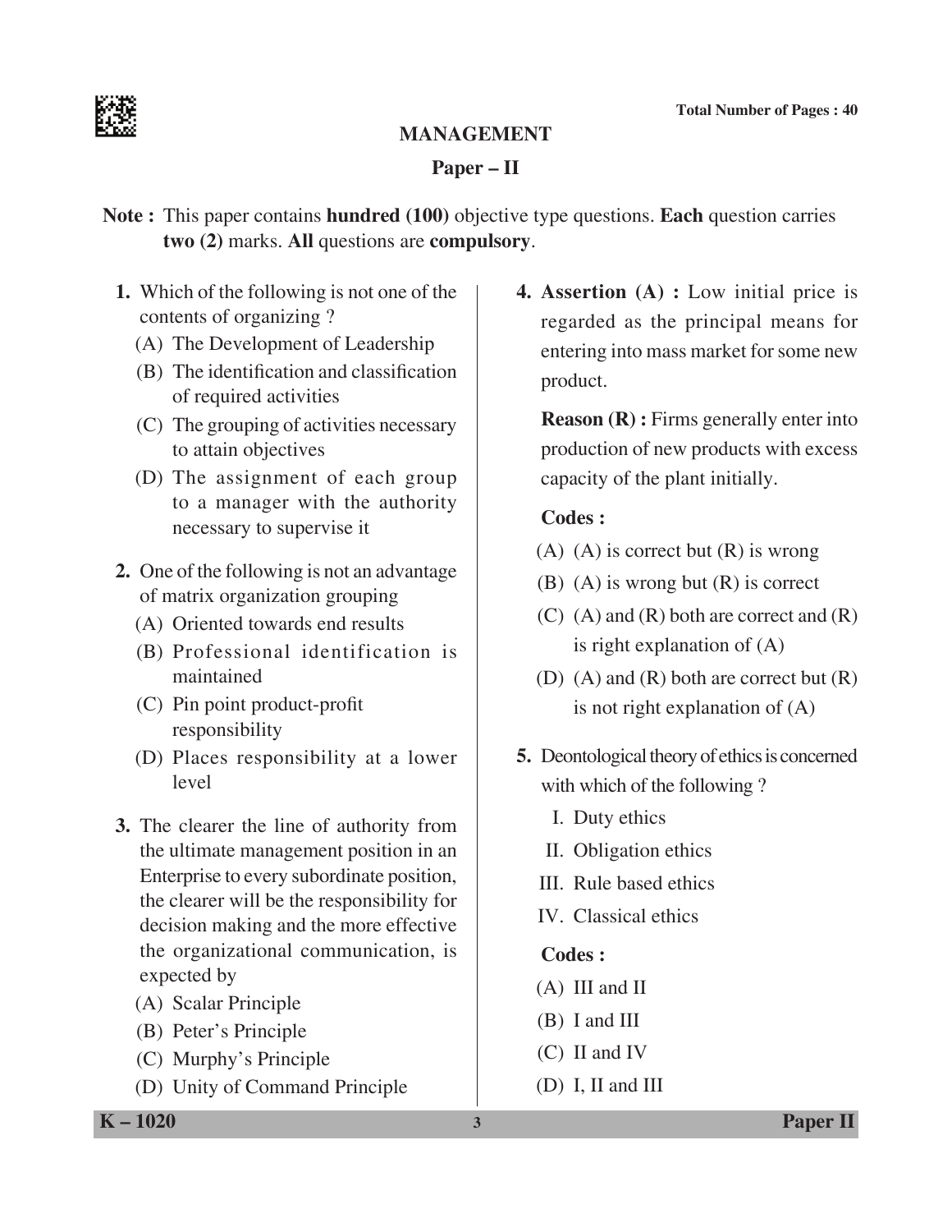# MANAGEMENT

## Paper – II

**Note :** This paper contains **hundred (100)** objective type questions. **Each** question carries **two (2)** marks. **All** questions are **compulsory**.

1. Which of the following is not one of the contents of organizing ?
   (A) The Development of Leadership
   (B) The identification and classification of required activities
   (C) The grouping of activities necessary to attain objectives
   (D) The assignment of each group to a manager with the authority necessary to supervise it

2. One of the following is not an advantage of matrix organization grouping
   (A) Oriented towards end results
   (B) Professional identification is maintained
   (C) Pin point product-profit responsibility
   (D) Places responsibility at a lower level

3. The clearer the line of authority from the ultimate management position in an Enterprise to every subordinate position, the clearer will be the responsibility for decision making and the more effective the organizational communication, is expected by
   (A) Scalar Principle
   (B) Peter's Principle
   (C) Murphy's Principle
   (D) Unity of Command Principle

4. **Assertion (A) :** Low initial price is regarded as the principal means for entering into mass market for some new product.

   **Reason (R) :** Firms generally enter into production of new products with excess capacity of the plant initially.

   **Codes :**
   (A) (A) is correct but (R) is wrong
   (B) (A) is wrong but (R) is correct
   (C) (A) and (R) both are correct and (R) is right explanation of (A)
   (D) (A) and (R) both are correct but (R) is not right explanation of (A)

5. Deontological theory of ethics is concerned with which of the following ?
   I. Duty ethics
   II. Obligation ethics
   III. Rule based ethics
   IV. Classical ethics

   **Codes :**
   (A) III and II
   (B) I and III
   (C) II and IV
   (D) I, II and III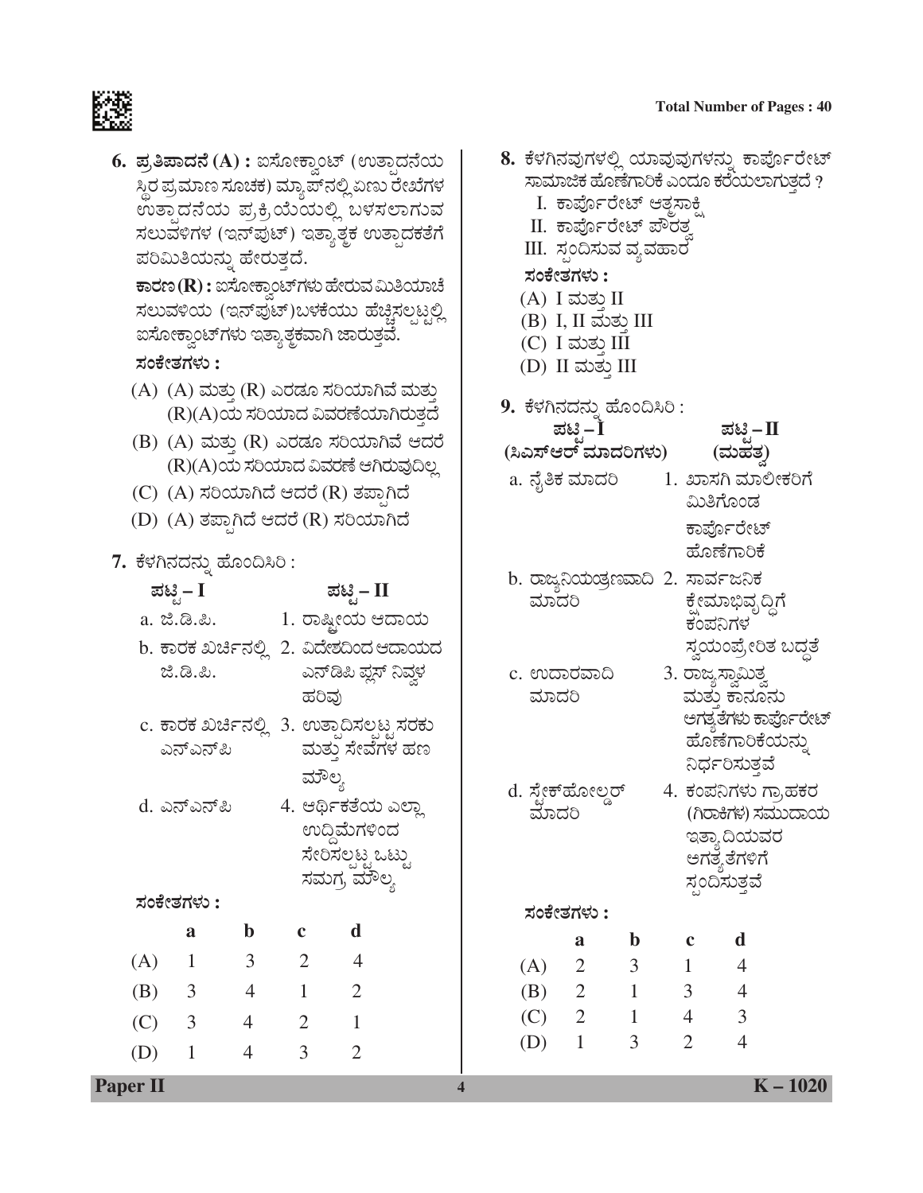6. **ಪ್ರತಿಪಾದನೆ (A) :** ಐಸೋಕ್ವಾಂಟ್ (ಉತ್ಪಾದನೆಯ ಸ್ಥಿರ ಪ್ರಮಾಣ ಸೂಚಕ) ಮ್ಯಾಪ್‌ನಲ್ಲಿ ಏಣು ರೇಖೆಗಳ ಉತ್ಪಾದನೆಯ ಪ್ರಕ್ರಿಯೆಯಲ್ಲಿ ಬಳಸಲಾಗುವ ಸಲುವಳಿಗಳ (ಇನ್‌ಪುಟ್) ಇತ್ಯಾತ್ಮಕ ಉತ್ಪಾದಕತೆಗೆ ಪರಿಮಿತಿಯನ್ನು ಹೇರುತ್ತದೆ.

   **ಕಾರಣ (R) :** ಐಸೋಕ್ವಾಂಟ್‌ಗಳು ಹೇರುವ ಮಿತಿಯಾಚೆ ಸಲುವಳಿಯ (ಇನ್‌ಪುಟ್) ಬಳಕೆಯು ಹೆಚ್ಚಿಸಲ್ಪಟ್ಟಲ್ಲಿ ಐಸೋಕ್ವಾಂಟ್‌ಗಳು ಇತ್ಯಾತ್ಮಕವಾಗಿ ಜಾರುತ್ತವೆ.

   **ಸಂಕೇತಗಳು :**

   (A) (A) ಮತ್ತು (R) ಎರಡೂ ಸರಿಯಾಗಿವೆ ಮತ್ತು (R)(A)ಯ ಸರಿಯಾದ ವಿವರಣೆಯಾಗಿರುತ್ತದೆ

   (B) (A) ಮತ್ತು (R) ಎರಡೂ ಸರಿಯಾಗಿವೆ ಆದರೆ (R)(A)ಯ ಸರಿಯಾದ ವಿವರಣೆ ಆಗಿರುವುದಿಲ್ಲ

   (C) (A) ಸರಿಯಾಗಿದೆ ಆದರೆ (R) ತಪ್ಪಾಗಿದೆ

   (D) (A) ತಪ್ಪಾಗಿದೆ ಆದರೆ (R) ಸರಿಯಾಗಿದೆ

7. ಕೆಳಗಿನದನ್ನು ಹೊಂದಿಸಿರಿ :

| ಪಟ್ಟಿ – I | ಪಟ್ಟಿ – II |
|---|---|
| a. ಜಿ.ಡಿ.ಪಿ. | 1. ರಾಷ್ಟ್ರೀಯ ಆದಾಯ |
| b. ಕಾರಕ ಖರ್ಚಿನಲ್ಲಿ ಜಿ.ಡಿ.ಪಿ. | 2. ವಿದೇಶದಿಂದ ಆದಾಯದ ಎನ್‌ಡಿಪಿ ಪ್ಲಸ್ ನಿವ್ವಳ ಹರಿವು |
| c. ಕಾರಕ ಖರ್ಚಿನಲ್ಲಿ ಎನ್‌ಎನ್‌ಪಿ | 3. ಉತ್ಪಾದಿಸಲ್ಪಟ್ಟ ಸರಕು ಮತ್ತು ಸೇವೆಗಳ ಹಣ ಮೌಲ್ಯ |
| d. ಎನ್‌ಎನ್‌ಪಿ | 4. ಆರ್ಥಿಕತೆಯ ಎಲ್ಲಾ ಉದ್ದಿಮೆಗಳಿಂದ ಸೇರಿಸಲ್ಪಟ್ಟ ಒಟ್ಟು ಸಮಗ್ರ ಮೌಲ್ಯ |

   **ಸಂಕೇತಗಳು :**

|  | a | b | c | d |
|---|---|---|---|---|
| (A) | 1 | 3 | 2 | 4 |
| (B) | 3 | 4 | 1 | 2 |
| (C) | 3 | 4 | 2 | 1 |
| (D) | 1 | 4 | 3 | 2 |

8. ಕೆಳಗಿನವುಗಳಲ್ಲಿ ಯಾವುವುಗಳನ್ನು ಕಾರ್ಪೊರೇಟ್ ಸಾಮಾಜಿಕ ಹೊಣೆಗಾರಿಕೆ ಎಂದೂ ಕರೆಯಲಾಗುತ್ತದೆ ?

   I. ಕಾರ್ಪೊರೇಟ್ ಆತ್ಮಸಾಕ್ಷಿ

   II. ಕಾರ್ಪೊರೇಟ್ ಪೌರತ್ವ

   III. ಸ್ಪಂದಿಸುವ ವ್ಯವಹಾರ

   **ಸಂಕೇತಗಳು :**

   (A) I ಮತ್ತು II

   (B) I, II ಮತ್ತು III

   (C) I ಮತ್ತು III

   (D) II ಮತ್ತು III

9. ಕೆಳಗಿನದನ್ನು ಹೊಂದಿಸಿರಿ :

| ಪಟ್ಟಿ – I (ಸಿಎಸ್‌ಆರ್ ಮಾದರಿಗಳು) | ಪಟ್ಟಿ – II (ಮಹತ್ವ) |
|---|---|
| a. ನೈತಿಕ ಮಾದರಿ | 1. ಖಾಸಗಿ ಮಾಲೀಕರಿಗೆ ಮಿತಿಗೊಂಡ ಕಾರ್ಪೊರೇಟ್ ಹೊಣೆಗಾರಿಕೆ |
| b. ರಾಜ್ಯನಿಯಂತ್ರಣವಾದಿ ಮಾದರಿ | 2. ಸಾರ್ವಜನಿಕ ಕ್ಷೇಮಾಭಿವೃದ್ಧಿಗೆ ಕಂಪನಿಗಳ ಸ್ವಯಂಪ್ರೇರಿತ ಬದ್ಧತೆ |
| c. ಉದಾರವಾದಿ ಮಾದರಿ | 3. ರಾಜ್ಯಸ್ವಾಮಿತ್ವ ಮತ್ತು ಕಾನೂನು ಅಗತ್ಯತೆಗಳು ಕಾರ್ಪೊರೇಟ್ ಹೊಣೆಗಾರಿಕೆಯನ್ನು ನಿರ್ಧರಿಸುತ್ತವೆ |
| d. ಸ್ಟೇಕ್‌ಹೋಲ್ಡರ್ ಮಾದರಿ | 4. ಕಂಪನಿಗಳು ಗ್ರಾಹಕರ (ಗಿರಾಕಿಗಳ) ಸಮುದಾಯ ಇತ್ಯಾದಿಯವರ ಅಗತ್ಯತೆಗಳಿಗೆ ಸ್ಪಂದಿಸುತ್ತವೆ |

   **ಸಂಕೇತಗಳು :**

|  | a | b | c | d |
|---|---|---|---|---|
| (A) | 2 | 3 | 1 | 4 |
| (B) | 2 | 1 | 3 | 4 |
| (C) | 2 | 1 | 4 | 3 |
| (D) | 1 | 3 | 2 | 4 |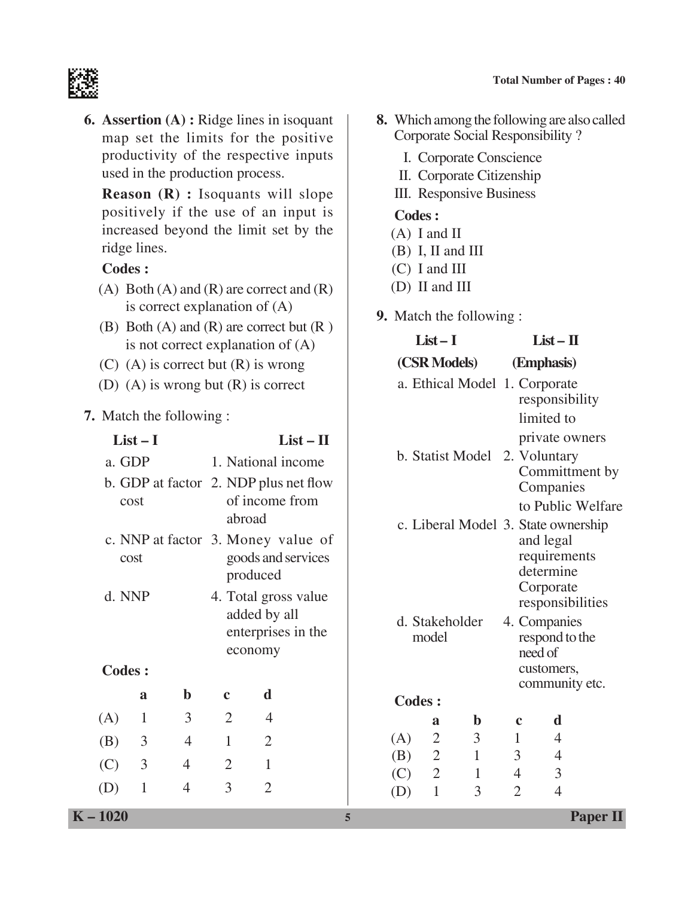6. **Assertion (A) :** Ridge lines in isoquant map set the limits for the positive productivity of the respective inputs used in the production process.

   **Reason (R) :** Isoquants will slope positively if the use of an input is increased beyond the limit set by the ridge lines.

   **Codes :**

   (A) Both (A) and (R) are correct and (R) is correct explanation of (A)

   (B) Both (A) and (R) are correct but (R ) is not correct explanation of (A)

   (C) (A) is correct but (R) is wrong

   (D) (A) is wrong but (R) is correct

7. Match the following :

| List – I | List – II |
|---|---|
| a. GDP | 1. National income |
| b. GDP at factor cost | 2. NDP plus net flow of income from abroad |
| c. NNP at factor cost | 3. Money value of goods and services produced |
| d. NNP | 4. Total gross value added by all enterprises in the economy |

   **Codes :**

| | a | b | c | d |
|---|---|---|---|---|
| (A) | 1 | 3 | 2 | 4 |
| (B) | 3 | 4 | 1 | 2 |
| (C) | 3 | 4 | 2 | 1 |
| (D) | 1 | 4 | 3 | 2 |

8. Which among the following are also called Corporate Social Responsibility ?

   I. Corporate Conscience

   II. Corporate Citizenship

   III. Responsive Business

   **Codes :**

   (A) I and II

   (B) I, II and III

   (C) I and III

   (D) II and III

9. Match the following :

| List – I (CSR Models) | List – II (Emphasis) |
|---|---|
| a. Ethical Model | 1. Corporate responsibility limited to private owners |
| b. Statist Model | 2. Voluntary Committment by Companies to Public Welfare |
| c. Liberal Model | 3. State ownership and legal requirements determine Corporate responsibilities |
| d. Stakeholder model | 4. Companies respond to the need of customers, community etc. |

   **Codes :**

| | a | b | c | d |
|---|---|---|---|---|
| (A) | 2 | 3 | 1 | 4 |
| (B) | 2 | 1 | 3 | 4 |
| (C) | 2 | 1 | 4 | 3 |
| (D) | 1 | 3 | 2 | 4 |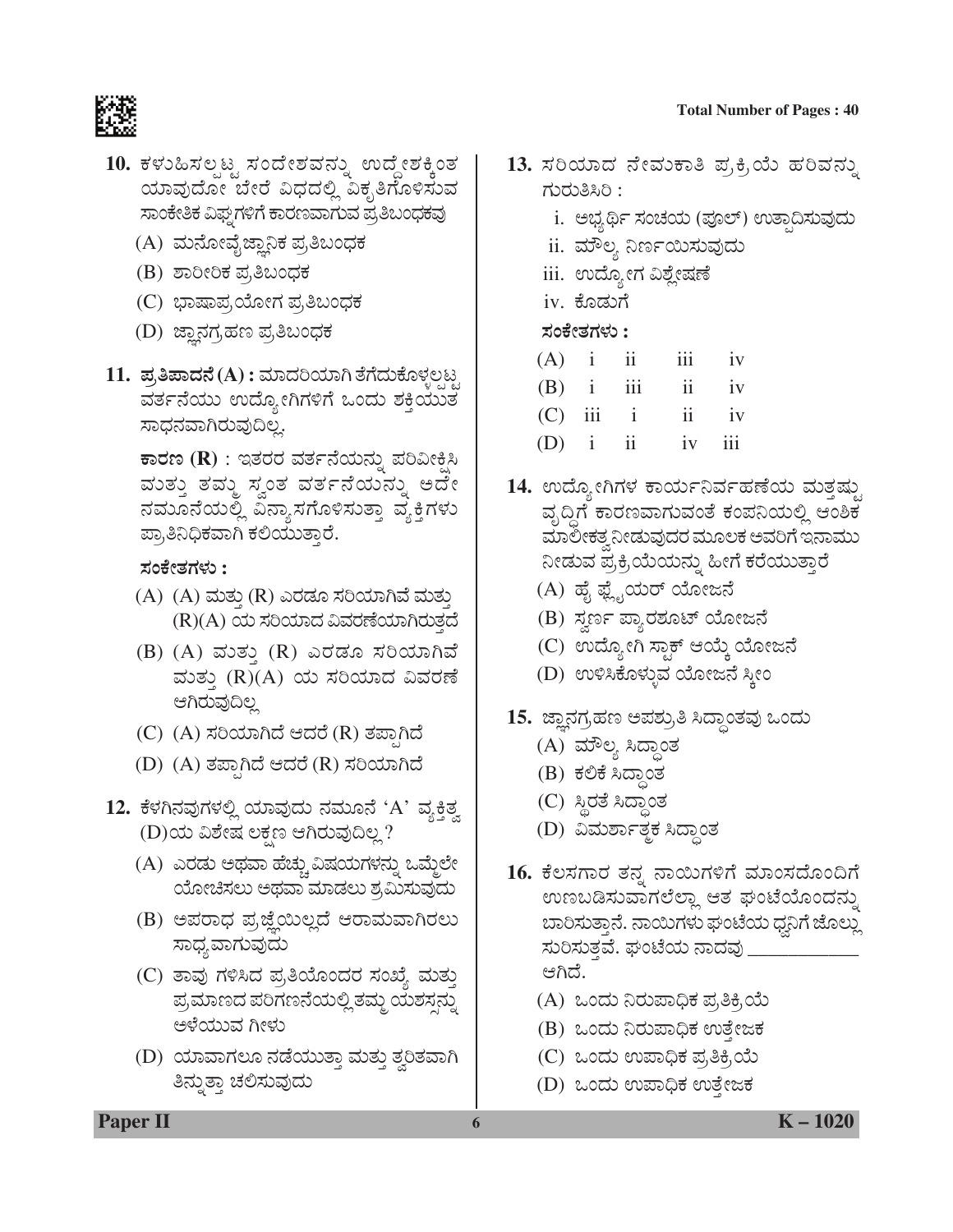**10.** ಕಳುಹಿಸಲ್ಪಟ್ಟ ಸಂದೇಶವನ್ನು ಉದ್ದೇಶಕ್ಕಿಂತ ಯಾವುದೋ ಬೇರೆ ವಿಧದಲ್ಲಿ ವಿಕೃತಿಗೊಳಿಸುವ ಸಾಂಕೇತಿಕ ವಿಘ್ನಗಳಿಗೆ ಕಾರಣವಾಗುವ ಪ್ರತಿಬಂಧಕವು

(A) ಮನೋವೈಜ್ಞಾನಿಕ ಪ್ರತಿಬಂಧಕ

(B) ಶಾರೀರಿಕ ಪ್ರತಿಬಂಧಕ

(C) ಭಾಷಾಪ್ರಯೋಗ ಪ್ರತಿಬಂಧಕ

(D) ಜ್ಞಾನಗ್ರಹಣ ಪ್ರತಿಬಂಧಕ

**11. ಪ್ರತಿಪಾದನೆ (A) :** ಮಾದರಿಯಾಗಿ ತೆಗೆದುಕೊಳ್ಳಲ್ಪಟ್ಟ ವರ್ತನೆಯು ಉದ್ಯೋಗಿಗಳಿಗೆ ಒಂದು ಶಕ್ತಿಯುತ ಸಾಧನವಾಗಿರುವುದಿಲ್ಲ.

**ಕಾರಣ (R)** : ಇತರರ ವರ್ತನೆಯನ್ನು ಪರಿವೀಕ್ಷಿಸಿ ಮತ್ತು ತಮ್ಮ ಸ್ವಂತ ವರ್ತನೆಯನ್ನು ಅದೇ ನಮೂನೆಯಲ್ಲಿ ವಿನ್ಯಾಸಗೊಳಿಸುತ್ತಾ ವ್ಯಕ್ತಿಗಳು ಪ್ರಾತಿನಿಧಿಕವಾಗಿ ಕಲಿಯುತ್ತಾರೆ.

**ಸಂಕೇತಗಳು :**

(A) (A) ಮತ್ತು (R) ಎರಡೂ ಸರಿಯಾಗಿವೆ ಮತ್ತು (R)(A) ಯ ಸರಿಯಾದ ವಿವರಣೆಯಾಗಿರುತ್ತದೆ

(B) (A) ಮತ್ತು (R) ಎರಡೂ ಸರಿಯಾಗಿವೆ ಮತ್ತು (R)(A) ಯ ಸರಿಯಾದ ವಿವರಣೆ ಆಗಿರುವುದಿಲ್ಲ

(C) (A) ಸರಿಯಾಗಿದೆ ಆದರೆ (R) ತಪ್ಪಾಗಿದೆ

(D) (A) ತಪ್ಪಾಗಿದೆ ಆದರೆ (R) ಸರಿಯಾಗಿದೆ

**12.** ಕೆಳಗಿನವುಗಳಲ್ಲಿ ಯಾವುದು ನಮೂನೆ 'A' ವ್ಯಕ್ತಿತ್ವ (D)ಯ ವಿಶೇಷ ಲಕ್ಷಣ ಆಗಿರುವುದಿಲ್ಲ ?

(A) ಎರಡು ಅಥವಾ ಹೆಚ್ಚು ವಿಷಯಗಳನ್ನು ಒಮ್ಮೆಲೇ ಯೋಚಿಸಲು ಅಥವಾ ಮಾಡಲು ಶ್ರಮಿಸುವುದು

(B) ಅಪರಾಧ ಪ್ರಜ್ಞೆಯಿಲ್ಲದೆ ಆರಾಮವಾಗಿರಲು ಸಾಧ್ಯವಾಗುವುದು

(C) ತಾವು ಗಳಿಸಿದ ಪ್ರತಿಯೊಂದರ ಸಂಖ್ಯೆ ಮತ್ತು ಪ್ರಮಾಣದ ಪರಿಗಣನೆಯಲ್ಲಿ ತಮ್ಮ ಯಶಸ್ಸನ್ನು ಅಳೆಯುವ ಗೀಳು

(D) ಯಾವಾಗಲೂ ನಡೆಯುತ್ತಾ ಮತ್ತು ತ್ವರಿತವಾಗಿ ತಿನ್ನುತ್ತಾ ಚಲಿಸುವುದು

**13.** ಸರಿಯಾದ ನೇಮಕಾತಿ ಪ್ರಕ್ರಿಯೆ ಹರಿವನ್ನು ಗುರುತಿಸಿರಿ :

i. ಅಭ್ಯರ್ಥಿ ಸಂಚಯ (ಪೂಲ್) ಉತ್ಪಾದಿಸುವುದು

ii. ಮೌಲ್ಯ ನಿರ್ಣಯಿಸುವುದು

iii. ಉದ್ಯೋಗ ವಿಶ್ಲೇಷಣೆ

iv. ಕೊಡುಗೆ

**ಸಂಕೇತಗಳು :**

| | | | | |
|---|---|---|---|---|
| (A) | i | ii | iii | iv |
| (B) | i | iii | ii | iv |
| (C) | iii | i | ii | iv |
| (D) | i | ii | iv | iii |

**14.** ಉದ್ಯೋಗಿಗಳ ಕಾರ್ಯನಿರ್ವಹಣೆಯ ಮತ್ತಷ್ಟು ವೃದ್ಧಿಗೆ ಕಾರಣವಾಗುವಂತೆ ಕಂಪನಿಯಲ್ಲಿ ಆಂಶಿಕ ಮಾಲೀಕತ್ವ ನೀಡುವುದರ ಮೂಲಕ ಅವರಿಗೆ ಇನಾಮು ನೀಡುವ ಪ್ರಕ್ರಿಯೆಯನ್ನು ಹೀಗೆ ಕರೆಯುತ್ತಾರೆ

(A) ಹೈ ಫ್ಲೈಯರ್ ಯೋಜನೆ

(B) ಸ್ವರ್ಣ ಪ್ಯಾರಶೂಟ್ ಯೋಜನೆ

(C) ಉದ್ಯೋಗಿ ಸ್ಟಾಕ್ ಆಯ್ಕೆ ಯೋಜನೆ

(D) ಉಳಿಸಿಕೊಳ್ಳುವ ಯೋಜನೆ ಸ್ಕೀಂ

**15.** ಜ್ಞಾನಗ್ರಹಣ ಅಪಶ್ರುತಿ ಸಿದ್ಧಾಂತವು ಒಂದು

(A) ಮೌಲ್ಯ ಸಿದ್ಧಾಂತ

(B) ಕಲಿಕೆ ಸಿದ್ಧಾಂತ

(C) ಸ್ಥಿರತೆ ಸಿದ್ಧಾಂತ

(D) ವಿಮರ್ಶಾತ್ಮಕ ಸಿದ್ಧಾಂತ

**16.** ಕೆಲಸಗಾರ ತನ್ನ ನಾಯಿಗಳಿಗೆ ಮಾಂಸದೊಂದಿಗೆ ಉಣಬಡಿಸುವಾಗಲೆಲ್ಲಾ ಆತ ಘಂಟೆಯೊಂದನ್ನು ಬಾರಿಸುತ್ತಾನೆ. ನಾಯಿಗಳು ಘಂಟೆಯ ಧ್ವನಿಗೆ ಜೊಲ್ಲು ಸುರಿಸುತ್ತವೆ. ಘಂಟೆಯ ನಾದವು ____________ ಆಗಿದೆ.

(A) ಒಂದು ನಿರುಪಾಧಿಕ ಪ್ರತಿಕ್ರಿಯೆ

(B) ಒಂದು ನಿರುಪಾಧಿಕ ಉತ್ತೇಜಕ

(C) ಒಂದು ಉಪಾಧಿಕ ಪ್ರತಿಕ್ರಿಯೆ

(D) ಒಂದು ಉಪಾಧಿಕ ಉತ್ತೇಜಕ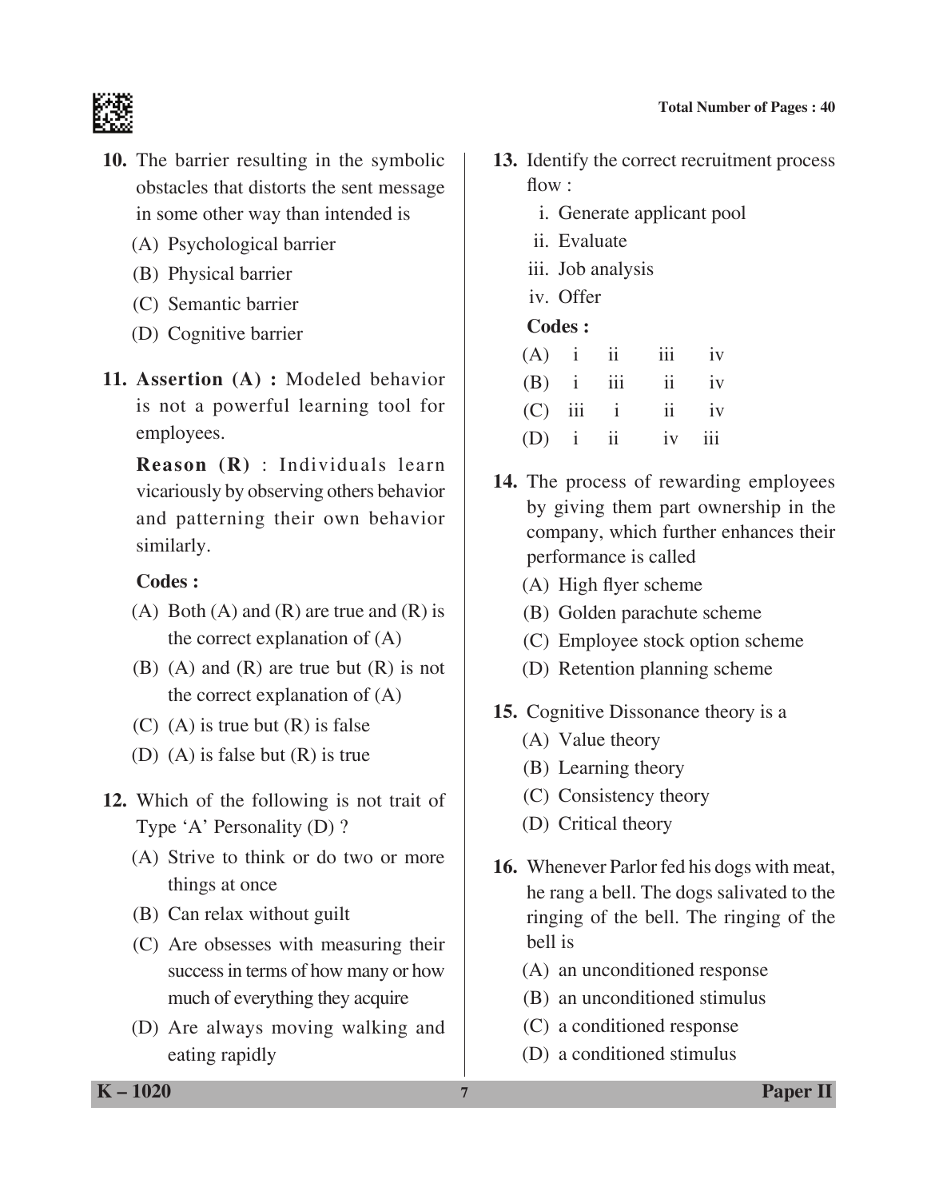10. The barrier resulting in the symbolic obstacles that distorts the sent message in some other way than intended is

 (A) Psychological barrier
 (B) Physical barrier
 (C) Semantic barrier
 (D) Cognitive barrier

11. **Assertion (A) :** Modeled behavior is not a powerful learning tool for employees.

 **Reason (R)** : Individuals learn vicariously by observing others behavior and patterning their own behavior similarly.

 **Codes :**

 (A) Both (A) and (R) are true and (R) is the correct explanation of (A)
 (B) (A) and (R) are true but (R) is not the correct explanation of (A)
 (C) (A) is true but (R) is false
 (D) (A) is false but (R) is true

12. Which of the following is not trait of Type 'A' Personality (D) ?

 (A) Strive to think or do two or more things at once
 (B) Can relax without guilt
 (C) Are obsesses with measuring their success in terms of how many or how much of everything they acquire
 (D) Are always moving walking and eating rapidly

13. Identify the correct recruitment process flow :

 i. Generate applicant pool
 ii. Evaluate
 iii. Job analysis
 iv. Offer

 **Codes :**

 | | | | | |
 |---|---|---|---|---|
 | (A) | i | ii | iii | iv |
 | (B) | i | iii | ii | iv |
 | (C) | iii | i | ii | iv |
 | (D) | i | ii | iv | iii |

14. The process of rewarding employees by giving them part ownership in the company, which further enhances their performance is called

 (A) High flyer scheme
 (B) Golden parachute scheme
 (C) Employee stock option scheme
 (D) Retention planning scheme

15. Cognitive Dissonance theory is a

 (A) Value theory
 (B) Learning theory
 (C) Consistency theory
 (D) Critical theory

16. Whenever Parlor fed his dogs with meat, he rang a bell. The dogs salivated to the ringing of the bell. The ringing of the bell is

 (A) an unconditioned response
 (B) an unconditioned stimulus
 (C) a conditioned response
 (D) a conditioned stimulus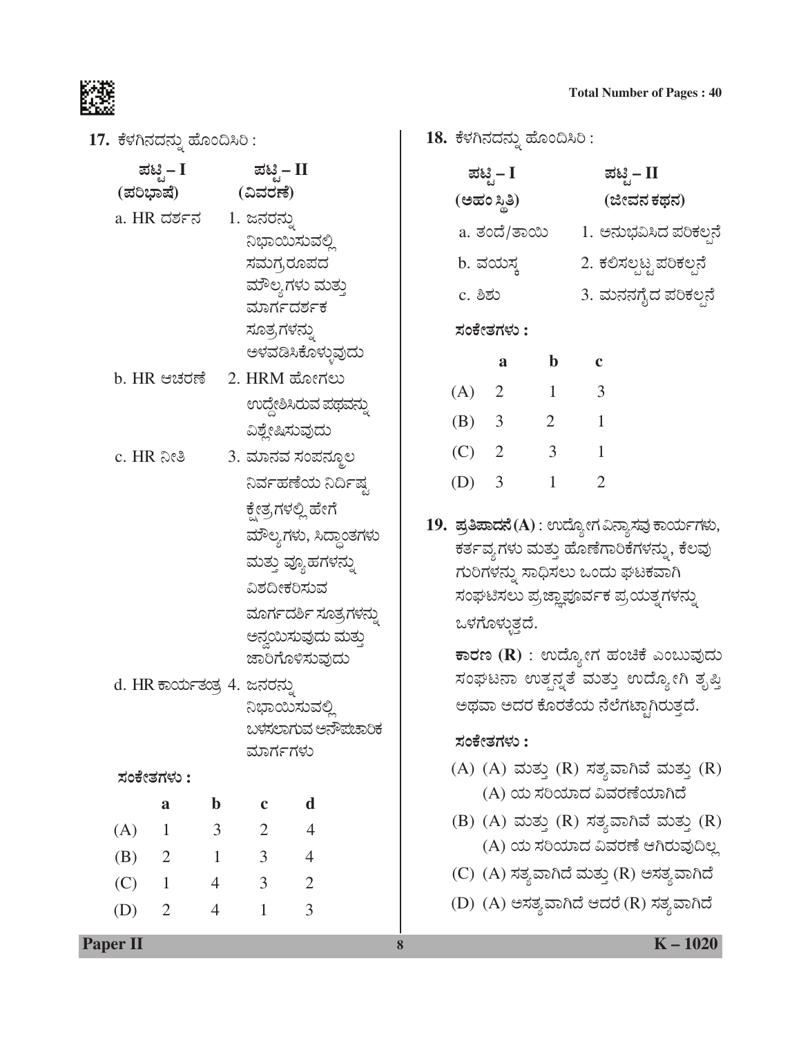**17.** ಕೆಳಗಿನದನ್ನು ಹೊಂದಿಸಿರಿ :

| ಪಟ್ಟಿ – I (ಪರಿಭಾಷೆ) | ಪಟ್ಟಿ – II (ವಿವರಣೆ) |
|---|---|
| a. HR ದರ್ಶನ | 1. ಜನರನ್ನು ನಿಭಾಯಿಸುವಲ್ಲಿ ಸಮಗ್ರರೂಪದ ಮೌಲ್ಯಗಳು ಮತ್ತು ಮಾರ್ಗದರ್ಶಕ ಸೂತ್ರಗಳನ್ನು ಅಳವಡಿಸಿಕೊಳ್ಳುವುದು |
| b. HR ಆಚರಣೆ | 2. HRM ಹೋಗಲು ಉದ್ದೇಶಿಸಿರುವ ಪಥವನ್ನು ವಿಶ್ಲೇಷಿಸುವುದು |
| c. HR ನೀತಿ | 3. ಮಾನವ ಸಂಪನ್ಮೂಲ ನಿರ್ವಹಣೆಯ ನಿರ್ದಿಷ್ಟ ಕ್ಷೇತ್ರಗಳಲ್ಲಿ ಹೇಗೆ ಮೌಲ್ಯಗಳು, ಸಿದ್ಧಾಂತಗಳು ಮತ್ತು ವ್ಯೂಹಗಳನ್ನು ವಿಶದೀಕರಿಸುವ ಮಾರ್ಗದರ್ಶಿ ಸೂತ್ರಗಳನ್ನು ಅನ್ವಯಿಸುವುದು ಮತ್ತು ಜಾರಿಗೊಳಿಸುವುದು |
| d. HR ಕಾರ್ಯತಂತ್ರ | 4. ಜನರನ್ನು ನಿಭಾಯಿಸುವಲ್ಲಿ ಬಳಸಲಾಗುವ ಅನೌಪಚಾರಿಕ ಮಾರ್ಗಗಳು |

**ಸಂಕೇತಗಳು :**

| | a | b | c | d |
|---|---|---|---|---|
| (A) | 1 | 3 | 2 | 4 |
| (B) | 2 | 1 | 3 | 4 |
| (C) | 1 | 4 | 3 | 2 |
| (D) | 2 | 4 | 1 | 3 |

**18.** ಕೆಳಗಿನದನ್ನು ಹೊಂದಿಸಿರಿ :

| ಪಟ್ಟಿ – I (ಅಹಂ ಸ್ಥಿತಿ) | ಪಟ್ಟಿ – II (ಜೀವನ ಕಥನ) |
|---|---|
| a. ತಂದೆ/ತಾಯಿ | 1. ಅನುಭವಿಸಿದ ಪರಿಕಲ್ಪನೆ |
| b. ವಯಸ್ಕ | 2. ಕಲಿಸಲ್ಪಟ್ಟ ಪರಿಕಲ್ಪನೆ |
| c. ಶಿಶು | 3. ಮನನಗೈದ ಪರಿಕಲ್ಪನೆ |

**ಸಂಕೇತಗಳು :**

| | a | b | c |
|---|---|---|---|
| (A) | 2 | 1 | 3 |
| (B) | 3 | 2 | 1 |
| (C) | 2 | 3 | 1 |
| (D) | 3 | 1 | 2 |

**19.** **ಪ್ರತಿಪಾದನೆ (A)** : ಉದ್ಯೋಗ ವಿನ್ಯಾಸವು ಕಾರ್ಯಗಳು, ಕರ್ತವ್ಯಗಳು ಮತ್ತು ಹೊಣೆಗಾರಿಕೆಗಳನ್ನು, ಕೆಲವು ಗುರಿಗಳನ್ನು ಸಾಧಿಸಲು ಒಂದು ಘಟಕವಾಗಿ ಸಂಘಟಿಸಲು ಪ್ರಜ್ಞಾಪೂರ್ವಕ ಪ್ರಯತ್ನಗಳನ್ನು ಒಳಗೊಳ್ಳುತ್ತದೆ.

**ಕಾರಣ (R)** : ಉದ್ಯೋಗ ಹಂಚಿಕೆ ಎಂಬುವುದು ಸಂಘಟನಾ ಉತ್ಪನ್ನತೆ ಮತ್ತು ಉದ್ಯೋಗಿ ತೃಪ್ತಿ ಅಥವಾ ಅದರ ಕೊರತೆಯ ನೆಲೆಗಟ್ಟಾಗಿರುತ್ತದೆ.

**ಸಂಕೇತಗಳು :**

(A) (A) ಮತ್ತು (R) ಸತ್ಯವಾಗಿವೆ ಮತ್ತು (R) (A) ಯ ಸರಿಯಾದ ವಿವರಣೆಯಾಗಿದೆ

(B) (A) ಮತ್ತು (R) ಸತ್ಯವಾಗಿವೆ ಮತ್ತು (R) (A) ಯ ಸರಿಯಾದ ವಿವರಣೆ ಆಗಿರುವುದಿಲ್ಲ

(C) (A) ಸತ್ಯವಾಗಿದೆ ಮತ್ತು (R) ಅಸತ್ಯವಾಗಿದೆ

(D) (A) ಅಸತ್ಯವಾಗಿದೆ ಆದರೆ (R) ಸತ್ಯವಾಗಿದೆ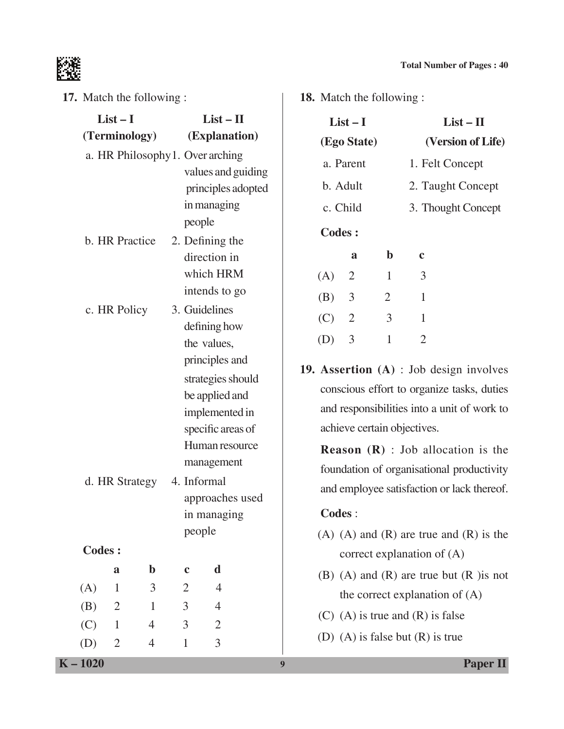17. Match the following :

| List – I (Terminology) | List – II (Explanation) |
|---|---|
| a. HR Philosophy | 1. Over arching values and guiding principles adopted in managing people |
| b. HR Practice | 2. Defining the direction in which HRM intends to go |
| c. HR Policy | 3. Guidelines defining how the values, principles and strategies should be applied and implemented in specific areas of Human resource management |
| d. HR Strategy | 4. Informal approaches used in managing people |

**Codes :**

| | a | b | c | d |
|---|---|---|---|---|
| (A) | 1 | 3 | 2 | 4 |
| (B) | 2 | 1 | 3 | 4 |
| (C) | 1 | 4 | 3 | 2 |
| (D) | 2 | 4 | 1 | 3 |

18. Match the following :

| List – I (Ego State) | List – II (Version of Life) |
|---|---|
| a. Parent | 1. Felt Concept |
| b. Adult | 2. Taught Concept |
| c. Child | 3. Thought Concept |

**Codes :**

| | a | b | c |
|---|---|---|---|
| (A) | 2 | 1 | 3 |
| (B) | 3 | 2 | 1 |
| (C) | 2 | 3 | 1 |
| (D) | 3 | 1 | 2 |

19. **Assertion (A)** : Job design involves conscious effort to organize tasks, duties and responsibilities into a unit of work to achieve certain objectives.

**Reason (R)** : Job allocation is the foundation of organisational productivity and employee satisfaction or lack thereof.

**Codes** :

(A) (A) and (R) are true and (R) is the correct explanation of (A)

(B) (A) and (R) are true but (R )is not the correct explanation of (A)

(C) (A) is true and (R) is false

(D) (A) is false but (R) is true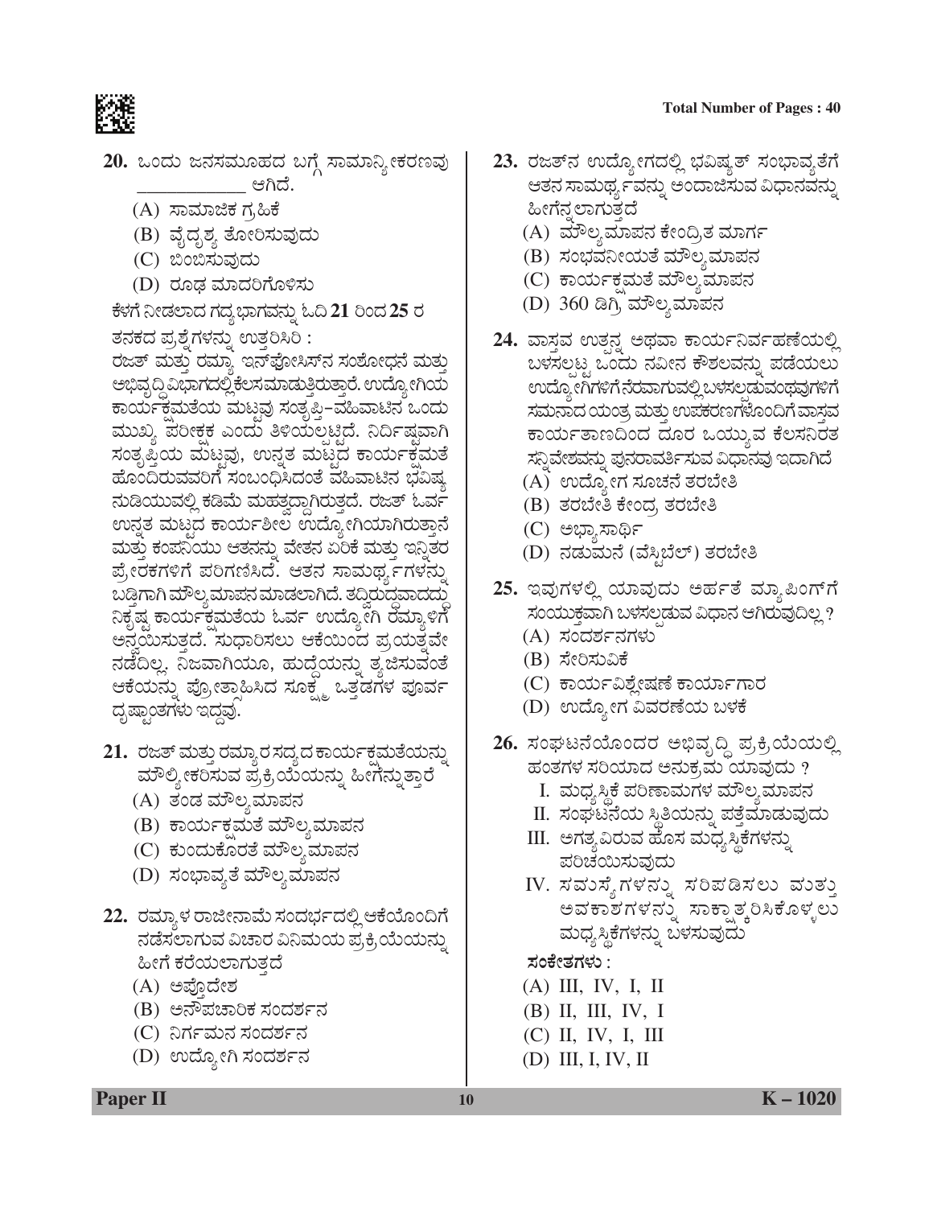**20.** ಒಂದು ಜನಸಮೂಹದ ಬಗ್ಗೆ ಸಾಮಾನ್ಯೀಕರಣವು ____________ ಆಗಿದೆ.

(A) ಸಾಮಾಜಿಕ ಗ್ರಹಿಕೆ

(B) ವೈದೃಶ್ಯ ತೋರಿಸುವುದು

(C) ಬಿಂಬಿಸುವುದು

(D) ರೂಢ ಮಾದರಿಗೊಳಿಸು

ಕೆಳಗೆ ನೀಡಲಾದ ಗದ್ಯಭಾಗವನ್ನು ಓದಿ **21** ರಿಂದ **25** ರ ತನಕದ ಪ್ರಶ್ನೆಗಳನ್ನು ಉತ್ತರಿಸಿರಿ :

ರಜತ್ ಮತ್ತು ರಮ್ಯಾ ಇನ್‌ಫೋಸಿಸ್‌ನ ಸಂಶೋಧನೆ ಮತ್ತು ಅಭಿವೃದ್ಧಿ ವಿಭಾಗದಲ್ಲಿ ಕೆಲಸಮಾಡುತ್ತಿರುತ್ತಾರೆ. ಉದ್ಯೋಗಿಯ ಕಾರ್ಯಕ್ಷಮತೆಯ ಮಟ್ಟವು ಸಂತೃಪ್ತಿ–ವಹಿವಾಟಿನ ಒಂದು ಮುಖ್ಯ ಪರೀಕ್ಷಕ ಎಂದು ತಿಳಿಯಲ್ಪಟ್ಟಿದೆ. ನಿರ್ದಿಷ್ಟವಾಗಿ ಸಂತೃಪ್ತಿಯ ಮಟ್ಟವು, ಉನ್ನತ ಮಟ್ಟದ ಕಾರ್ಯಕ್ಷಮತೆ ಹೊಂದಿರುವವರಿಗೆ ಸಂಬಂಧಿಸಿದಂತೆ ವಹಿವಾಟಿನ ಭವಿಷ್ಯ ನುಡಿಯುವಲ್ಲಿ ಕಡಿಮೆ ಮಹತ್ವದ್ದಾಗಿರುತ್ತದೆ. ರಜತ್ ಓರ್ವ ಉನ್ನತ ಮಟ್ಟದ ಕಾರ್ಯಶೀಲ ಉದ್ಯೋಗಿಯಾಗಿರುತ್ತಾನೆ ಮತ್ತು ಕಂಪನಿಯು ಆತನನ್ನು ವೇತನ ಏರಿಕೆ ಮತ್ತು ಇನ್ನಿತರ ಪ್ರೇರಕಗಳಿಗೆ ಪರಿಗಣಿಸಿದೆ. ಆತನ ಸಾಮರ್ಥ್ಯಗಳನ್ನು ಬಿಡ್ಡಿಗಾಗಿ ಮೌಲ್ಯಮಾಪನ ಮಾಡಲಾಗಿದೆ. ತದ್ವಿರುದ್ಧವಾದದ್ದು ನಿಕೃಷ್ಟ ಕಾರ್ಯಕ್ಷಮತೆಯ ಓರ್ವ ಉದ್ಯೋಗಿ ರಮ್ಯಾಳಿಗೆ ಅನ್ವಯಿಸುತ್ತದೆ. ಸುಧಾರಿಸಲು ಆಕೆಯಿಂದ ಪ್ರಯತ್ನವೇ ನಡೆದಿಲ್ಲ. ನಿಜವಾಗಿಯೂ, ಹುದ್ದೆಯನ್ನು ತ್ಯಜಿಸುವಂತೆ ಆಕೆಯನ್ನು ಪ್ರೋತ್ಸಾಹಿಸಿದ ಸೂಕ್ಷ್ಮ ಒತ್ತಡಗಳ ಪೂರ್ವ ದೃಷ್ಟಾಂತಗಳು ಇದ್ದವು.

**21.** ರಜತ್ ಮತ್ತು ರಮ್ಯಾರ ಸದ್ಯದ ಕಾರ್ಯಕ್ಷಮತೆಯನ್ನು ಮೌಲ್ಯೀಕರಿಸುವ ಪ್ರಕ್ರಿಯೆಯನ್ನು ಹೀಗೆನ್ನುತ್ತಾರೆ

(A) ತಂಡ ಮೌಲ್ಯಮಾಪನ

(B) ಕಾರ್ಯಕ್ಷಮತೆ ಮೌಲ್ಯಮಾಪನ

(C) ಕುಂದುಕೊರತೆ ಮೌಲ್ಯಮಾಪನ

(D) ಸಂಭಾವ್ಯತೆ ಮೌಲ್ಯಮಾಪನ

**22.** ರಮ್ಯಾಳ ರಾಜೀನಾಮೆ ಸಂದರ್ಭದಲ್ಲಿ ಆಕೆಯೊಂದಿಗೆ ನಡೆಸಲಾಗುವ ವಿಚಾರ ವಿನಿಮಯ ಪ್ರಕ್ರಿಯೆಯನ್ನು ಹೀಗೆ ಕರೆಯಲಾಗುತ್ತದೆ

(A) ಅಪ್ಪೋದೇಶ

(B) ಅನೌಪಚಾರಿಕ ಸಂದರ್ಶನ

(C) ನಿರ್ಗಮನ ಸಂದರ್ಶನ

(D) ಉದ್ಯೋಗಿ ಸಂದರ್ಶನ

**23.** ರಜತ್‌ನ ಉದ್ಯೋಗದಲ್ಲಿ ಭವಿಷ್ಯತ್ ಸಂಭಾವ್ಯತೆಗೆ ಆತನ ಸಾಮರ್ಥ್ಯವನ್ನು ಅಂದಾಜಿಸುವ ವಿಧಾನವನ್ನು ಹೀಗೆನ್ನಲಾಗುತ್ತದೆ

(A) ಮೌಲ್ಯಮಾಪನ ಕೇಂದ್ರಿತ ಮಾರ್ಗ

(B) ಸಂಭವನೀಯತೆ ಮೌಲ್ಯಮಾಪನ

(C) ಕಾರ್ಯಕ್ಷಮತೆ ಮೌಲ್ಯಮಾಪನ

(D) 360 ಡಿಗ್ರಿ ಮೌಲ್ಯಮಾಪನ

**24.** ವಾಸ್ತವ ಉತ್ಪನ್ನ ಅಥವಾ ಕಾರ್ಯನಿರ್ವಹಣೆಯಲ್ಲಿ ಬಳಸಲ್ಪಟ್ಟ ಒಂದು ನವೀನ ಕೌಶಲವನ್ನು ಪಡೆಯಲು ಉದ್ಯೋಗಿಗಳಿಗೆ ನೆರವಾಗುವಲ್ಲಿ ಬಳಸಲ್ಪಡುವಂಥವುಗಳಿಗೆ ಸಮನಾದ ಯಂತ್ರ ಮತ್ತು ಉಪಕರಣಗಳೊಂದಿಗೆ ವಾಸ್ತವ ಕಾರ್ಯತಾಣದಿಂದ ದೂರ ಒಯ್ಯುವ ಕೆಲಸನಿರತ ಸನ್ನಿವೇಶವನ್ನು ಪುನರಾವರ್ತಿಸುವ ವಿಧಾನವು ಇದಾಗಿದೆ

(A) ಉದ್ಯೋಗ ಸೂಚನೆ ತರಬೇತಿ

(B) ತರಬೇತಿ ಕೇಂದ್ರ ತರಬೇತಿ

(C) ಅಭ್ಯಾಸಾರ್ಥಿ

(D) ನಡುಮನೆ (ವೆಸ್ಟಿಬೆಲ್) ತರಬೇತಿ

**25.** ಇವುಗಳಲ್ಲಿ ಯಾವುದು ಅರ್ಹತೆ ಮ್ಯಾಪಿಂಗ್‌ಗೆ ಸಂಯುಕ್ತವಾಗಿ ಬಳಸಲ್ಪಡುವ ವಿಧಾನ ಆಗಿರುವುದಿಲ್ಲ ?

(A) ಸಂದರ್ಶನಗಳು

(B) ಸೇರಿಸುವಿಕೆ

(C) ಕಾರ್ಯವಿಶ್ಲೇಷಣೆ ಕಾರ್ಯಾಗಾರ

(D) ಉದ್ಯೋಗ ವಿವರಣೆಯ ಬಳಕೆ

**26.** ಸಂಘಟನೆಯೊಂದರ ಅಭಿವೃದ್ಧಿ ಪ್ರಕ್ರಿಯೆಯಲ್ಲಿ ಹಂತಗಳ ಸರಿಯಾದ ಅನುಕ್ರಮ ಯಾವುದು ?

I. ಮಧ್ಯಸ್ಥಿಕೆ ಪರಿಣಾಮಗಳ ಮೌಲ್ಯಮಾಪನ

II. ಸಂಘಟನೆಯ ಸ್ಥಿತಿಯನ್ನು ಪತ್ತೆಮಾಡುವುದು

III. ಅಗತ್ಯವಿರುವ ಹೊಸ ಮಧ್ಯಸ್ಥಿಕೆಗಳನ್ನು ಪರಿಚಯಿಸುವುದು

IV. ಸಮಸ್ಯೆಗಳನ್ನು ಸರಿಪಡಿಸಲು ಮತ್ತು ಅವಕಾಶಗಳನ್ನು ಸಾಕ್ಷಾತ್ಕರಿಸಿಕೊಳ್ಳಲು ಮಧ್ಯಸ್ಥಿಕೆಗಳನ್ನು ಬಳಸುವುದು

**ಸಂಕೇತಗಳು :**

(A) III, IV, I, II

(B) II, III, IV, I

(C) II, IV, I, III

(D) III, I, IV, II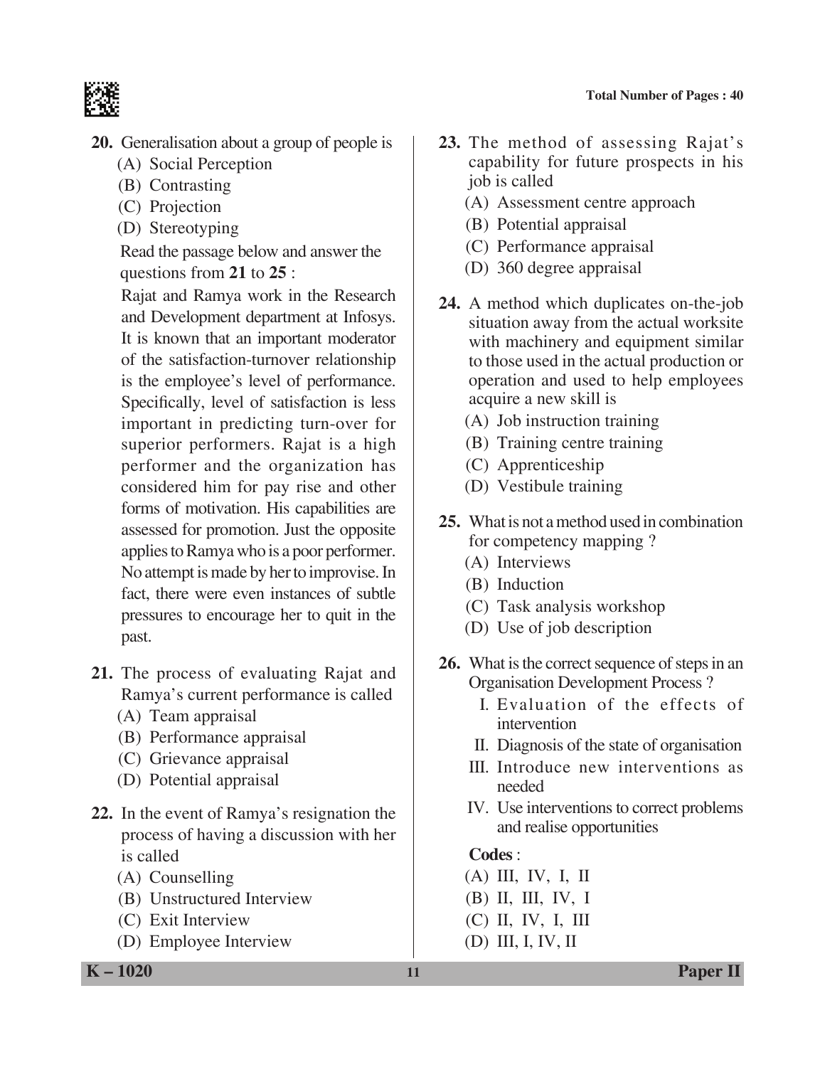**20.** Generalisation about a group of people is

(A) Social Perception

(B) Contrasting

(C) Projection

(D) Stereotyping

Read the passage below and answer the questions from **21** to **25** :

Rajat and Ramya work in the Research and Development department at Infosys. It is known that an important moderator of the satisfaction-turnover relationship is the employee's level of performance. Specifically, level of satisfaction is less important in predicting turn-over for superior performers. Rajat is a high performer and the organization has considered him for pay rise and other forms of motivation. His capabilities are assessed for promotion. Just the opposite applies to Ramya who is a poor performer. No attempt is made by her to improvise. In fact, there were even instances of subtle pressures to encourage her to quit in the past.

**21.** The process of evaluating Rajat and Ramya's current performance is called

(A) Team appraisal

(B) Performance appraisal

(C) Grievance appraisal

(D) Potential appraisal

**22.** In the event of Ramya's resignation the process of having a discussion with her is called

(A) Counselling

(B) Unstructured Interview

(C) Exit Interview

(D) Employee Interview

**23.** The method of assessing Rajat's capability for future prospects in his job is called

(A) Assessment centre approach

(B) Potential appraisal

(C) Performance appraisal

(D) 360 degree appraisal

**24.** A method which duplicates on-the-job situation away from the actual worksite with machinery and equipment similar to those used in the actual production or operation and used to help employees acquire a new skill is

(A) Job instruction training

(B) Training centre training

(C) Apprenticeship

(D) Vestibule training

**25.** What is not a method used in combination for competency mapping ?

(A) Interviews

(B) Induction

(C) Task analysis workshop

(D) Use of job description

**26.** What is the correct sequence of steps in an Organisation Development Process ?

I. Evaluation of the effects of intervention

II. Diagnosis of the state of organisation

III. Introduce new interventions as needed

IV. Use interventions to correct problems and realise opportunities

**Codes** :

(A) III, IV, I, II

(B) II, III, IV, I

(C) II, IV, I, III

(D) III, I, IV, II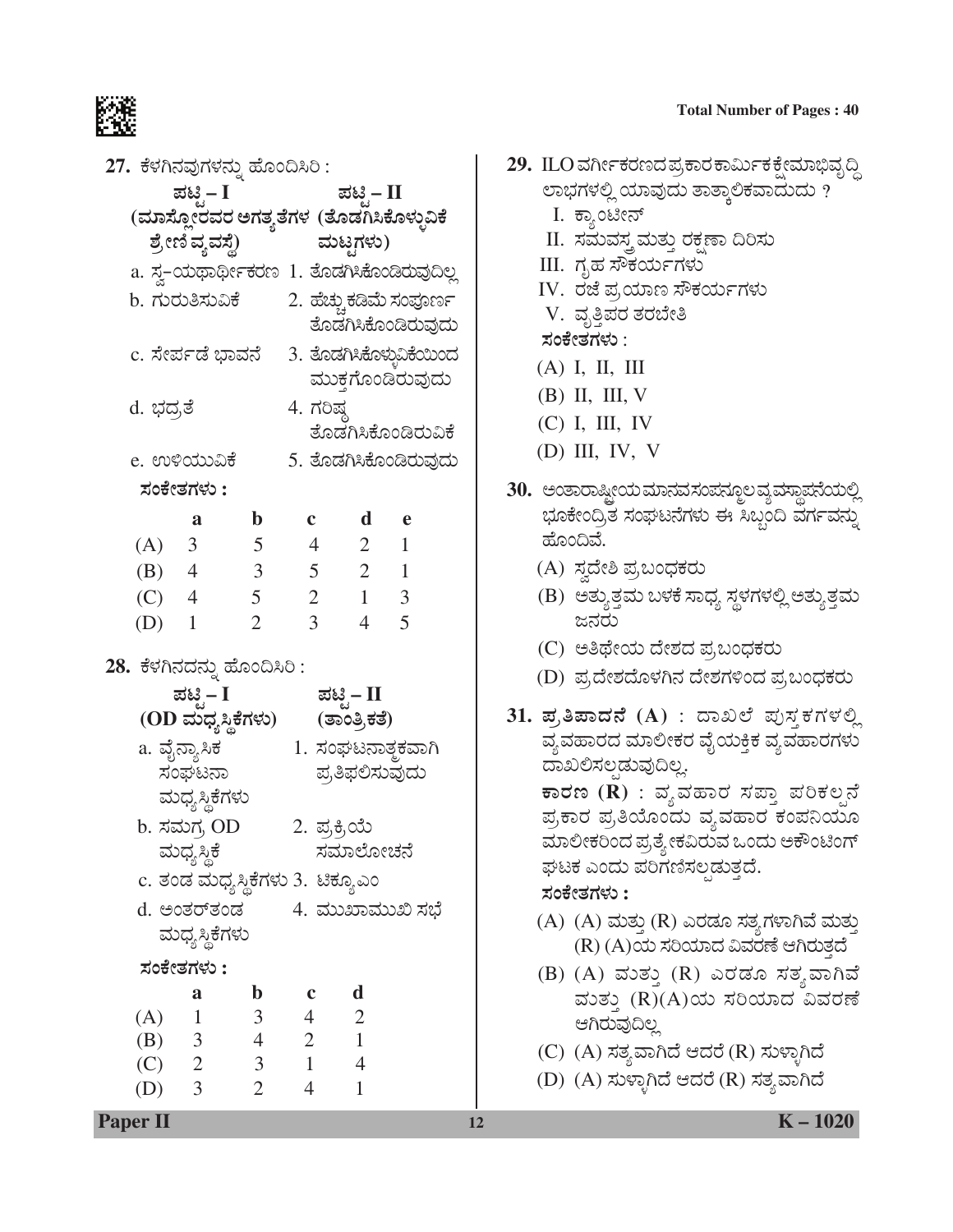27. ಕೆಳಗಿನವುಗಳನ್ನು ಹೊಂದಿಸಿರಿ :

| ಪಟ್ಟಿ – I (ಮಾಸ್ಲೋರವರ ಅಗತ್ಯತೆಗಳ ಶ್ರೇಣಿ ವ್ಯವಸ್ಥೆ) | ಪಟ್ಟಿ – II (ತೊಡಗಿಸಿಕೊಳ್ಳುವಿಕೆ ಮಟ್ಟಗಳು) |
|---|---|
| a. ಸ್ವ-ಯಥಾರ್ಥೀಕರಣ | 1. ತೊಡಗಿಸಿಕೊಂಡಿರುವುದಿಲ್ಲ |
| b. ಗುರುತಿಸುವಿಕೆ | 2. ಹೆಚ್ಚು ಕಡಿಮೆ ಸಂಪೂರ್ಣ ತೊಡಗಿಸಿಕೊಂಡಿರುವುದು |
| c. ಸೇರ್ಪಡೆ ಭಾವನೆ | 3. ತೊಡಗಿಸಿಕೊಳ್ಳುವಿಕೆಯಿಂದ ಮುಕ್ತಗೊಂಡಿರುವುದು |
| d. ಭದ್ರತೆ | 4. ಗರಿಷ್ಠ ತೊಡಗಿಸಿಕೊಂಡಿರುವಿಕೆ |
| e. ಉಳಿಯುವಿಕೆ | 5. ತೊಡಗಿಸಿಕೊಂಡಿರುವುದು |

**ಸಂಕೇತಗಳು :**

| | a | b | c | d | e |
|---|---|---|---|---|---|
| (A) | 3 | 5 | 4 | 2 | 1 |
| (B) | 4 | 3 | 5 | 2 | 1 |
| (C) | 4 | 5 | 2 | 1 | 3 |
| (D) | 1 | 2 | 3 | 4 | 5 |

28. ಕೆಳಗಿನದನ್ನು ಹೊಂದಿಸಿರಿ :

| ಪಟ್ಟಿ – I (OD ಮಧ್ಯಸ್ಥಿಕೆಗಳು) | ಪಟ್ಟಿ – II (ತಾಂತ್ರಿಕತೆ) |
|---|---|
| a. ವೈನ್ಯಾಸಿಕ ಸಂಘಟನಾ ಮಧ್ಯಸ್ಥಿಕೆಗಳು | 1. ಸಂಘಟನಾತ್ಮಕವಾಗಿ ಪ್ರತಿಫಲಿಸುವುದು |
| b. ಸಮಗ್ರ OD ಮಧ್ಯಸ್ಥಿಕೆ | 2. ಪ್ರಕ್ರಿಯೆ ಸಮಾಲೋಚನೆ |
| c. ತಂಡ ಮಧ್ಯಸ್ಥಿಕೆಗಳು | 3. ಟಿಕ್ಯೂಎಂ |
| d. ಅಂತರ್‌ತಂಡ ಮಧ್ಯಸ್ಥಿಕೆಗಳು | 4. ಮುಖಾಮುಖಿ ಸಭೆ |

**ಸಂಕೇತಗಳು :**

| | a | b | c | d |
|---|---|---|---|---|
| (A) | 1 | 3 | 4 | 2 |
| (B) | 3 | 4 | 2 | 1 |
| (C) | 2 | 3 | 1 | 4 |
| (D) | 3 | 2 | 4 | 1 |

29. ILO ವರ್ಗೀಕರಣದ ಪ್ರಕಾರ ಕಾರ್ಮಿಕ ಕ್ಷೇಮಾಭಿವೃದ್ಧಿ ಲಾಭಗಳಲ್ಲಿ ಯಾವುದು ತಾತ್ಕಾಲಿಕವಾದುದು ?

I. ಕ್ಯಾಂಟೀನ್
II. ಸಮವಸ್ತ್ರ ಮತ್ತು ರಕ್ಷಣಾ ದಿರಿಸು
III. ಗೃಹ ಸೌಕರ್ಯಗಳು
IV. ರಜೆ ಪ್ರಯಾಣ ಸೌಕರ್ಯಗಳು
V. ವೃತ್ತಿಪರ ತರಬೇತಿ

**ಸಂಕೇತಗಳು :**

(A) I, II, III
(B) II, III, V
(C) I, III, IV
(D) III, IV, V

30. ಅಂತಾರಾಷ್ಟ್ರೀಯ ಮಾನವ ಸಂಪನ್ಮೂಲ ವ್ಯವಸ್ಥಾಪನೆಯಲ್ಲಿ ಭೂಕೇಂದ್ರಿತ ಸಂಘಟನೆಗಳು ಈ ಸಿಬ್ಬಂದಿ ವರ್ಗವನ್ನು ಹೊಂದಿವೆ.

(A) ಸ್ವದೇಶಿ ಪ್ರಬಂಧಕರು
(B) ಅತ್ಯುತ್ತಮ ಬಳಕೆ ಸಾಧ್ಯ ಸ್ಥಳಗಳಲ್ಲಿ ಅತ್ಯುತ್ತಮ ಜನರು
(C) ಅತಿಥೇಯ ದೇಶದ ಪ್ರಬಂಧಕರು
(D) ಪ್ರದೇಶದೊಳಗಿನ ದೇಶಗಳಿಂದ ಪ್ರಬಂಧಕರು

31. **ಪ್ರತಿಪಾದನೆ (A)** : ದಾಖಲೆ ಪುಸ್ತಕಗಳಲ್ಲಿ ವ್ಯವಹಾರದ ಮಾಲೀಕರ ವೈಯಕ್ತಿಕ ವ್ಯವಹಾರಗಳು ದಾಖಲಿಸಲ್ಪಡುವುದಿಲ್ಲ.

**ಕಾರಣ (R)** : ವ್ಯವಹಾರ ಸಪ್ತಾ ಪರಿಕಲ್ಪನೆ ಪ್ರಕಾರ ಪ್ರತಿಯೊಂದು ವ್ಯವಹಾರ ಕಂಪನಿಯೂ ಮಾಲೀಕರಿಂದ ಪ್ರತ್ಯೇಕವಿರುವ ಒಂದು ಅಕೌಂಟಿಂಗ್ ಘಟಕ ಎಂದು ಪರಿಗಣಿಸಲ್ಪಡುತ್ತದೆ.

**ಸಂಕೇತಗಳು :**

(A) (A) ಮತ್ತು (R) ಎರಡೂ ಸತ್ಯಗಳಾಗಿವೆ ಮತ್ತು (R) (A)ಯ ಸರಿಯಾದ ವಿವರಣೆ ಆಗಿರುತ್ತದೆ
(B) (A) ಮತ್ತು (R) ಎರಡೂ ಸತ್ಯವಾಗಿವೆ ಮತ್ತು (R)(A)ಯ ಸರಿಯಾದ ವಿವರಣೆ ಆಗಿರುವುದಿಲ್ಲ
(C) (A) ಸತ್ಯವಾಗಿದೆ ಆದರೆ (R) ಸುಳ್ಳಾಗಿದೆ
(D) (A) ಸುಳ್ಳಾಗಿದೆ ಆದರೆ (R) ಸತ್ಯವಾಗಿದೆ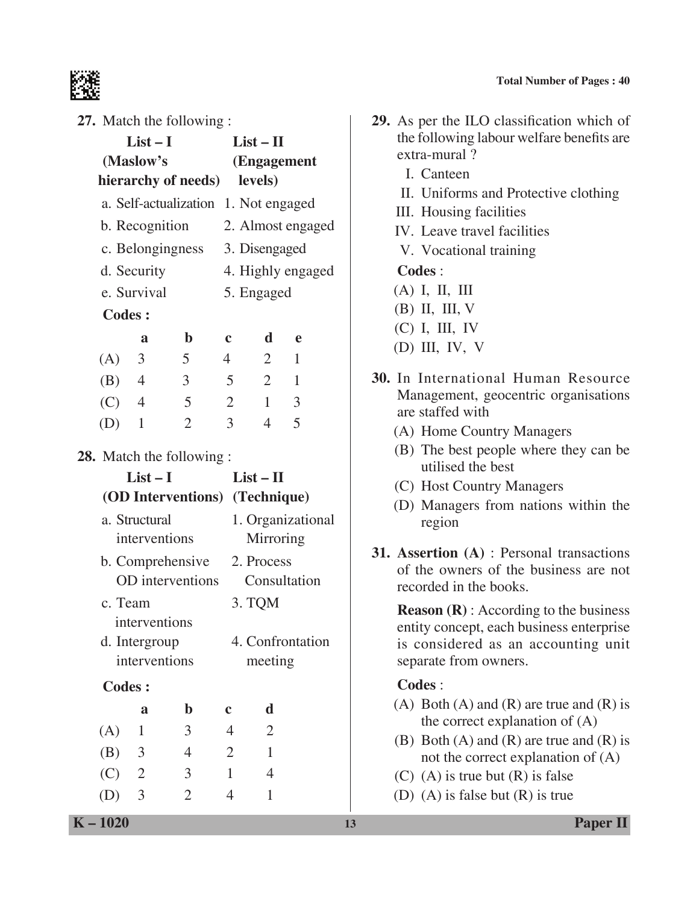**27.** Match the following :

| List – I (Maslow's hierarchy of needs) | List – II (Engagement levels) |
|---|---|
| a. Self-actualization | 1. Not engaged |
| b. Recognition | 2. Almost engaged |
| c. Belongingness | 3. Disengaged |
| d. Security | 4. Highly engaged |
| e. Survival | 5. Engaged |

**Codes :**

| | a | b | c | d | e |
|---|---|---|---|---|---|
| (A) | 3 | 5 | 4 | 2 | 1 |
| (B) | 4 | 3 | 5 | 2 | 1 |
| (C) | 4 | 5 | 2 | 1 | 3 |
| (D) | 1 | 2 | 3 | 4 | 5 |

**28.** Match the following :

| List – I (OD Interventions) | List – II (Technique) |
|---|---|
| a. Structural interventions | 1. Organizational Mirroring |
| b. Comprehensive OD interventions | 2. Process Consultation |
| c. Team interventions | 3. TQM |
| d. Intergroup interventions | 4. Confrontation meeting |

**Codes :**

| | a | b | c | d |
|---|---|---|---|---|
| (A) | 1 | 3 | 4 | 2 |
| (B) | 3 | 4 | 2 | 1 |
| (C) | 2 | 3 | 1 | 4 |
| (D) | 3 | 2 | 4 | 1 |

**29.** As per the ILO classification which of the following labour welfare benefits are extra-mural ?

I. Canteen

II. Uniforms and Protective clothing

III. Housing facilities

IV. Leave travel facilities

V. Vocational training

**Codes** :

(A) I, II, III

(B) II, III, V

(C) I, III, IV

(D) III, IV, V

**30.** In International Human Resource Management, geocentric organisations are staffed with

(A) Home Country Managers

(B) The best people where they can be utilised the best

(C) Host Country Managers

(D) Managers from nations within the region

**31. Assertion (A)** : Personal transactions of the owners of the business are not recorded in the books.

**Reason (R)** : According to the business entity concept, each business enterprise is considered as an accounting unit separate from owners.

**Codes** :

(A) Both (A) and (R) are true and (R) is the correct explanation of (A)

(B) Both (A) and (R) are true and (R) is not the correct explanation of (A)

(C) (A) is true but (R) is false

(D) (A) is false but (R) is true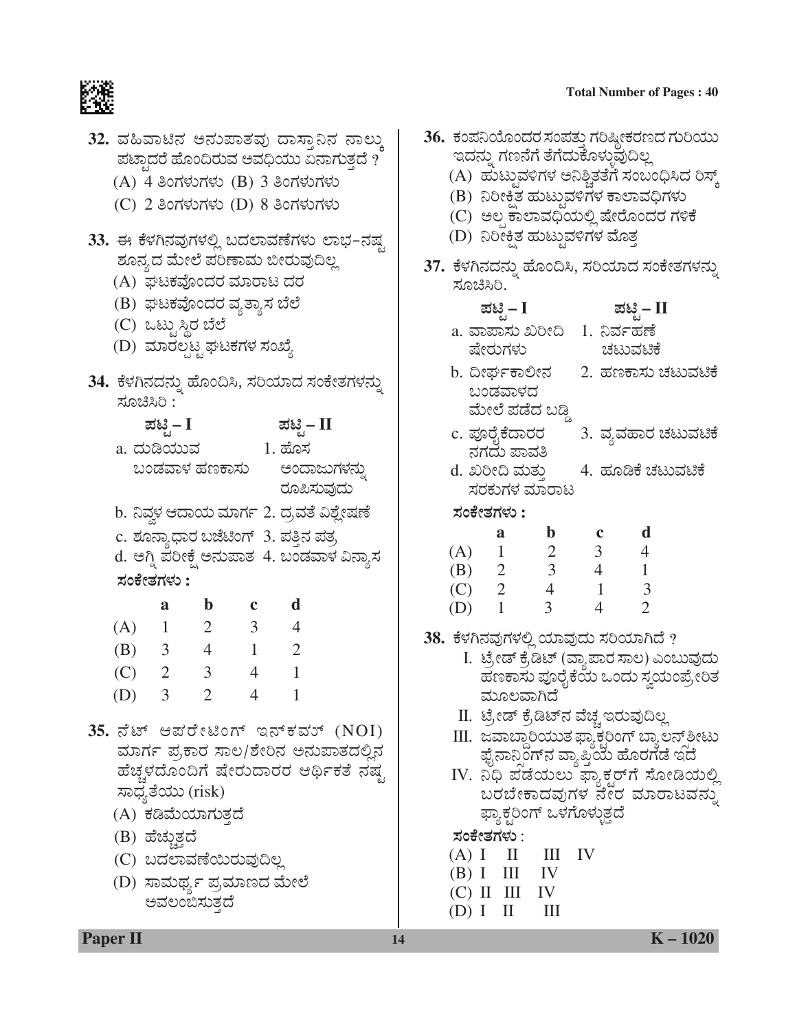**32.** ವಹಿವಾಟಿನ ಅನುಪಾತವು ದಾಸ್ತಾನಿನ ನಾಲ್ಕು ಪಟ್ಟಾದರೆ ಹೊಂದಿರುವ ಅವಧಿಯು ಏನಾಗುತ್ತದೆ ?

(A) 4 ತಿಂಗಳುಗಳು (B) 3 ತಿಂಗಳುಗಳು

(C) 2 ತಿಂಗಳುಗಳು (D) 8 ತಿಂಗಳುಗಳು

**33.** ಈ ಕೆಳಗಿನವುಗಳಲ್ಲಿ ಬದಲಾವಣೆಗಳು ಲಾಭ-ನಷ್ಟ ಶೂನ್ಯದ ಮೇಲೆ ಪರಿಣಾಮ ಬೀರುವುದಿಲ್ಲ

(A) ಘಟಕವೊಂದರ ಮಾರಾಟ ದರ

(B) ಘಟಕವೊಂದರ ವ್ಯತ್ಯಾಸ ಬೆಲೆ

(C) ಒಟ್ಟು ಸ್ಥಿರ ಬೆಲೆ

(D) ಮಾರಲ್ಪಟ್ಟ ಘಟಕಗಳ ಸಂಖ್ಯೆ

**34.** ಕೆಳಗಿನದನ್ನು ಹೊಂದಿಸಿ, ಸರಿಯಾದ ಸಂಕೇತಗಳನ್ನು ಸೂಚಿಸಿರಿ :

| ಪಟ್ಟಿ – I | ಪಟ್ಟಿ – II |
|---|---|
| a. ದುಡಿಯುವ ಬಂಡವಾಳ ಹಣಕಾಸು | 1. ಹೊಸ ಅಂದಾಜುಗಳನ್ನು ರೂಪಿಸುವುದು |
| b. ನಿವ್ವಳ ಆದಾಯ ಮಾರ್ಗ | 2. ದ್ರವತೆ ವಿಶ್ಲೇಷಣೆ |
| c. ಶೂನ್ಯಾಧಾರ ಬಜೆಟಿಂಗ್ | 3. ಪತ್ತಿನ ಪತ್ರ |
| d. ಅಗ್ನಿ ಪರೀಕ್ಷೆ ಅನುಪಾತ | 4. ಬಂಡವಾಳ ವಿನ್ಯಾಸ |

**ಸಂಕೇತಗಳು :**

| | a | b | c | d |
|---|---|---|---|---|
| (A) | 1 | 2 | 3 | 4 |
| (B) | 3 | 4 | 1 | 2 |
| (C) | 2 | 3 | 4 | 1 |
| (D) | 3 | 2 | 4 | 1 |

**35.** ನೆಟ್ ಆಪರೇಟಿಂಗ್ ಇನ್‌ಕಮ್ (NOI) ಮಾರ್ಗ ಪ್ರಕಾರ ಸಾಲ/ಶೇರಿನ ಅನುಪಾತದಲ್ಲಿನ ಹೆಚ್ಚಳದೊಂದಿಗೆ ಷೇರುದಾರರ ಆರ್ಥಿಕತೆ ನಷ್ಟ ಸಾಧ್ಯತೆಯು (risk)

(A) ಕಡಿಮೆಯಾಗುತ್ತದೆ

(B) ಹೆಚ್ಚುತ್ತದೆ

(C) ಬದಲಾವಣೆಯಿರುವುದಿಲ್ಲ

(D) ಸಾಮರ್ಥ್ಯ ಪ್ರಮಾಣದ ಮೇಲೆ ಅವಲಂಬಿಸುತ್ತದೆ

**36.** ಕಂಪನಿಯೊಂದರ ಸಂಪತ್ತು ಗರಿಷ್ಠೀಕರಣದ ಗುರಿಯು ಇದನ್ನು ಗಣನೆಗೆ ತೆಗೆದುಕೊಳ್ಳುವುದಿಲ್ಲ

(A) ಹುಟ್ಟುವಳಿಗಳ ಅನಿಶ್ಚಿತತೆಗೆ ಸಂಬಂಧಿಸಿದ ರಿಸ್ಕ್

(B) ನಿರೀಕ್ಷಿತ ಹುಟ್ಟುವಳಿಗಳ ಕಾಲಾವಧಿಗಳು

(C) ಅಲ್ಪ ಕಾಲಾವಧಿಯಲ್ಲಿ ಷೇರೊಂದರ ಗಳಿಕೆ

(D) ನಿರೀಕ್ಷಿತ ಹುಟ್ಟುವಳಿಗಳ ಮೊತ್ತ

**37.** ಕೆಳಗಿನದನ್ನು ಹೊಂದಿಸಿ, ಸರಿಯಾದ ಸಂಕೇತಗಳನ್ನು ಸೂಚಿಸಿರಿ.

| ಪಟ್ಟಿ – I | ಪಟ್ಟಿ – II |
|---|---|
| a. ವಾಪಾಸು ಖರೀದಿ ಷೇರುಗಳು | 1. ನಿರ್ವಹಣೆ ಚಟುವಟಿಕೆ |
| b. ದೀರ್ಘಕಾಲೀನ ಬಂಡವಾಳದ ಮೇಲೆ ಪಡೆದ ಬಡ್ಡಿ | 2. ಹಣಕಾಸು ಚಟುವಟಿಕೆ |
| c. ಪೂರೈಕೆದಾರರ ನಗದು ಪಾವತಿ | 3. ವ್ಯವಹಾರ ಚಟುವಟಿಕೆ |
| d. ಖರೀದಿ ಮತ್ತು ಸರಕುಗಳ ಮಾರಾಟ | 4. ಹೂಡಿಕೆ ಚಟುವಟಿಕೆ |

**ಸಂಕೇತಗಳು :**

| | a | b | c | d |
|---|---|---|---|---|
| (A) | 1 | 2 | 3 | 4 |
| (B) | 2 | 3 | 4 | 1 |
| (C) | 2 | 4 | 1 | 3 |
| (D) | 1 | 3 | 4 | 2 |

**38.** ಕೆಳಗಿನವುಗಳಲ್ಲಿ ಯಾವುದು ಸರಿಯಾಗಿದೆ ?

I. ಟ್ರೇಡ್ ಕ್ರೆಡಿಟ್ (ವ್ಯಾಪಾರ ಸಾಲ) ಎಂಬುವುದು ಹಣಕಾಸು ಪೂರೈಕೆಯ ಒಂದು ಸ್ವಯಂಪ್ರೇರಿತ ಮೂಲವಾಗಿದೆ

II. ಟ್ರೇಡ್ ಕ್ರೆಡಿಟ್‌ನ ವೆಚ್ಚ ಇರುವುದಿಲ್ಲ

III. ಜವಾಬ್ದಾರಿಯುತ ಫ್ಯಾಕ್ಟರಿಂಗ್ ಬ್ಯಾಲನ್ಸ್‌ಶೀಟು ಫೈನಾನ್ಸಿಂಗ್‌ನ ವ್ಯಾಪ್ತಿಯ ಹೊರಗಡೆ ಇದೆ

IV. ನಿಧಿ ಪಡೆಯಲು ಫ್ಯಾಕ್ಟರ್‌ಗೆ ಸೋಡಿಯಲ್ಲಿ ಬರಬೇಕಾದವುಗಳ ನೇರ ಮಾರಾಟವನ್ನು ಫ್ಯಾಕ್ಟರಿಂಗ್ ಒಳಗೊಳ್ಳುತ್ತದೆ

**ಸಂಕೇತಗಳು** :

(A) I II III IV

(B) I III IV

(C) II III IV

(D) I II III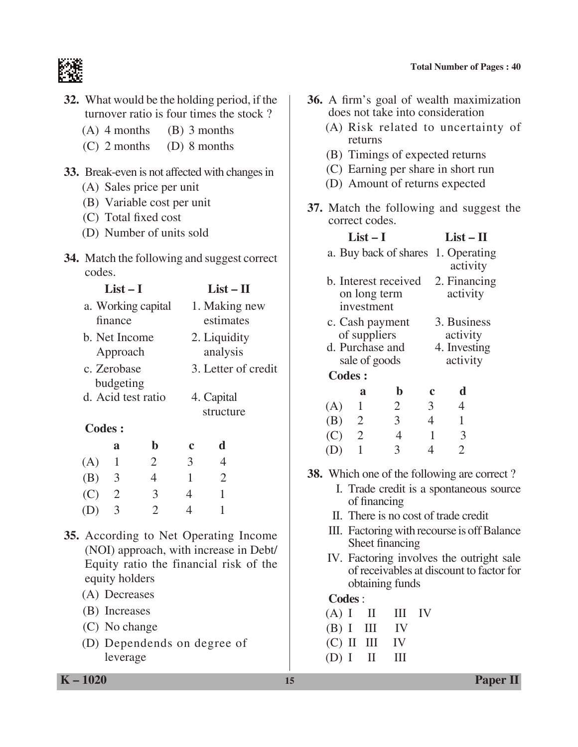32. What would be the holding period, if the turnover ratio is four times the stock ?

(A) 4 months (B) 3 months

(C) 2 months (D) 8 months

33. Break-even is not affected with changes in

(A) Sales price per unit

(B) Variable cost per unit

(C) Total fixed cost

(D) Number of units sold

34. Match the following and suggest correct codes.

| List – I | List – II |
|---|---|
| a. Working capital finance | 1. Making new estimates |
| b. Net Income Approach | 2. Liquidity analysis |
| c. Zerobase budgeting | 3. Letter of credit |
| d. Acid test ratio | 4. Capital structure |

**Codes :**

| | a | b | c | d |
|---|---|---|---|---|
| (A) | 1 | 2 | 3 | 4 |
| (B) | 3 | 4 | 1 | 2 |
| (C) | 2 | 3 | 4 | 1 |
| (D) | 3 | 2 | 4 | 1 |

35. According to Net Operating Income (NOI) approach, with increase in Debt/Equity ratio the financial risk of the equity holders

(A) Decreases

(B) Increases

(C) No change

(D) Dependends on degree of leverage

36. A firm's goal of wealth maximization does not take into consideration

(A) Risk related to uncertainty of returns

(B) Timings of expected returns

(C) Earning per share in short run

(D) Amount of returns expected

37. Match the following and suggest the correct codes.

| List – I | List – II |
|---|---|
| a. Buy back of shares | 1. Operating activity |
| b. Interest received on long term investment | 2. Financing activity |
| c. Cash payment of suppliers | 3. Business activity |
| d. Purchase and sale of goods | 4. Investing activity |

**Codes :**

| | a | b | c | d |
|---|---|---|---|---|
| (A) | 1 | 2 | 3 | 4 |
| (B) | 2 | 3 | 4 | 1 |
| (C) | 2 | 4 | 1 | 3 |
| (D) | 1 | 3 | 4 | 2 |

38. Which one of the following are correct ?

I. Trade credit is a spontaneous source of financing

II. There is no cost of trade credit

III. Factoring with recourse is off Balance Sheet financing

IV. Factoring involves the outright sale of receivables at discount to factor for obtaining funds

**Codes** :

(A) I II III IV

(B) I III IV

(C) II III IV

(D) I II III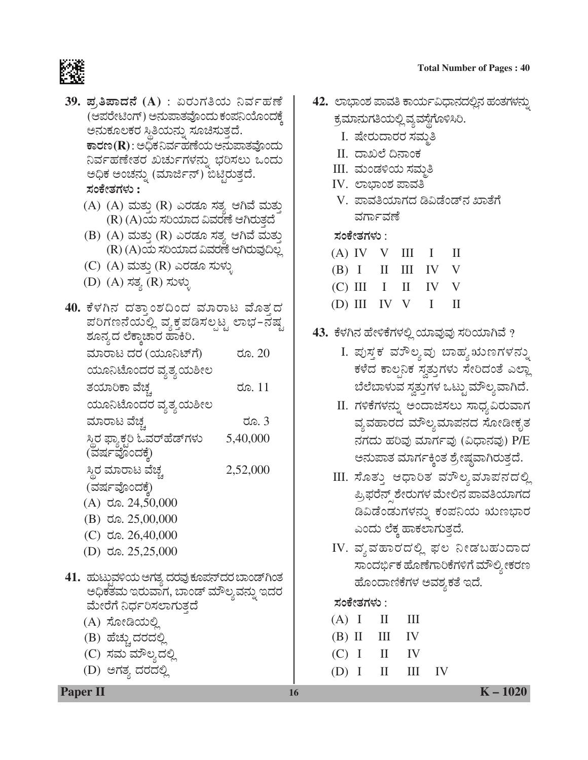**39.** **ಪ್ರತಿಪಾದನೆ (A)** : ಏರುಗತಿಯ ನಿರ್ವಹಣೆ (ಆಪರೇಟಿಂಗ್) ಅನುಪಾತವೊಂದು ಕಂಪನಿಯೊಂದಕ್ಕೆ ಅನುಕೂಲಕರ ಸ್ಥಿತಿಯನ್ನು ಸೂಚಿಸುತ್ತದೆ.

**ಕಾರಣ (R)** : ಅಧಿಕ ನಿರ್ವಹಣೆಯ ಅನುಪಾತವೊಂದು ನಿರ್ವಹಣೇತರ ಖರ್ಚುಗಳನ್ನು ಭರಿಸಲು ಒಂದು ಅಧಿಕ ಅಂಚನ್ನು (ಮಾರ್ಜಿನ್) ಬಿಟ್ಟಿರುತ್ತದೆ.

**ಸಂಕೇತಗಳು :**

(A) (A) ಮತ್ತು (R) ಎರಡೂ ಸತ್ಯ ಆಗಿವೆ ಮತ್ತು (R) (A)ಯ ಸರಿಯಾದ ವಿವರಣೆ ಆಗಿರುತ್ತದೆ

(B) (A) ಮತ್ತು (R) ಎರಡೂ ಸತ್ಯ ಆಗಿವೆ ಮತ್ತು (R) (A)ಯ ಸರಿಯಾದ ವಿವರಣೆ ಆಗಿರುವುದಿಲ್ಲ

(C) (A) ಮತ್ತು (R) ಎರಡೂ ಸುಳ್ಳು

(D) (A) ಸತ್ಯ (R) ಸುಳ್ಳು

**40.** ಕೆಳಗಿನ ದತ್ತಾಂಶದಿಂದ ಮಾರಾಟ ಮೊತ್ತದ ಪರಿಗಣನೆಯಲ್ಲಿ ವ್ಯಕ್ತಪಡಿಸಲ್ಪಟ್ಟ ಲಾಭ-ನಷ್ಟ ಶೂನ್ಯದ ಲೆಕ್ಕಾಚಾರ ಹಾಕಿರಿ.

| | |
|---|---|
| ಮಾರಾಟ ದರ (ಯೂನಿಟ್‌ಗೆ) | ರೂ. 20 |
| ಯೂನಿಟೊಂದರ ವ್ಯತ್ಯಯಶೀಲ ತಯಾರಿಕಾ ವೆಚ್ಚ | ರೂ. 11 |
| ಯೂನಿಟೊಂದರ ವ್ಯತ್ಯಯಶೀಲ ಮಾರಾಟ ವೆಚ್ಚ | ರೂ. 3 |
| ಸ್ಥಿರ ಫ್ಯಾಕ್ಟರಿ ಓವರ್‌ಹೆಡ್‌ಗಳು (ವರ್ಷವೊಂದಕ್ಕೆ) | 5,40,000 |
| ಸ್ಥಿರ ಮಾರಾಟ ವೆಚ್ಚ (ವರ್ಷವೊಂದಕ್ಕೆ) | 2,52,000 |

(A) ರೂ. 24,50,000

(B) ರೂ. 25,00,000

(C) ರೂ. 26,40,000

(D) ರೂ. 25,25,000

**41.** ಹುಟ್ಟುವಳಿಯ ಅಗತ್ಯ ದರವು ಕೂಪನ್‌ದರ ಬಾಂಡ್‌ಗಿಂತ ಅಧಿಕತಮ ಇರುವಾಗ, ಬಾಂಡ್ ಮೌಲ್ಯವನ್ನು ಇದರ ಮೇರೆಗೆ ನಿರ್ಧರಿಸಲಾಗುತ್ತದೆ

(A) ಸೋಡಿಯಲ್ಲಿ

(B) ಹೆಚ್ಚು ದರದಲ್ಲಿ

(C) ಸಮ ಮೌಲ್ಯದಲ್ಲಿ

(D) ಅಗತ್ಯ ದರದಲ್ಲಿ

**42.** ಲಾಭಾಂಶ ಪಾವತಿ ಕಾರ್ಯವಿಧಾನದಲ್ಲಿನ ಹಂತಗಳನ್ನು ಕ್ರಮಾನುಗತಿಯಲ್ಲಿ ವ್ಯವಸ್ಥೆಗೊಳಿಸಿರಿ.

I. ಷೇರುದಾರರ ಸಮ್ಮತಿ

II. ದಾಖಲೆ ದಿನಾಂಕ

III. ಮಂಡಳಿಯ ಸಮ್ಮತಿ

IV. ಲಾಭಾಂಶ ಪಾವತಿ

V. ಪಾವತಿಯಾಗದ ಡಿವಿಡೆಂಡ್‌ನ ಖಾತೆಗೆ ವರ್ಗಾವಣೆ

**ಸಂಕೇತಗಳು :**

(A) IV V III I II

(B) I II III IV V

(C) III I II IV V

(D) III IV V I II

**43.** ಕೆಳಗಿನ ಹೇಳಿಕೆಗಳಲ್ಲಿ ಯಾವುವು ಸರಿಯಾಗಿವೆ ?

I. ಪುಸ್ತಕ ಮೌಲ್ಯವು ಬಾಹ್ಯ ಋಣಗಳನ್ನು ಕಳೆದ ಕಾಲ್ಪನಿಕ ಸ್ವತ್ತುಗಳು ಸೇರಿದಂತೆ ಎಲ್ಲಾ ಬೆಲೆಬಾಳುವ ಸ್ವತ್ತುಗಳ ಒಟ್ಟು ಮೌಲ್ಯವಾಗಿದೆ.

II. ಗಳಿಕೆಗಳನ್ನು ಅಂದಾಜಿಸಲು ಸಾಧ್ಯವಿರುವಾಗ ವ್ಯವಹಾರದ ಮೌಲ್ಯಮಾಪನದ ಸೋಡೀಕೃತ ನಗದು ಹರಿವು ಮಾರ್ಗವು (ವಿಧಾನವು) P/E ಅನುಪಾತ ಮಾರ್ಗಕ್ಕಿಂತ ಶ್ರೇಷ್ಠವಾಗಿರುತ್ತದೆ.

III. ಸೊತ್ತು ಆಧಾರಿತ ಮೌಲ್ಯಮಾಪನದಲ್ಲಿ ಪ್ರಿಫರೆನ್ಸ್ ಶೇರುಗಳ ಮೇಲಿನ ಪಾವತಿಯಾಗದ ಡಿವಿಡೆಂಡುಗಳನ್ನು ಕಂಪನಿಯ ಋಣಭಾರ ಎಂದು ಲೆಕ್ಕ ಹಾಕಲಾಗುತ್ತದೆ.

IV. ವ್ಯವಹಾರದಲ್ಲಿ ಫಲ ನೀಡಬಹುದಾದ ಸಾಂದರ್ಭಿಕ ಹೊಣೆಗಾರಿಕೆಗಳಿಗೆ ಮೌಲ್ಯೀಕರಣ ಹೊಂದಾಣಿಕೆಗಳ ಅವಶ್ಯಕತೆ ಇದೆ.

**ಸಂಕೇತಗಳು :**

(A) I II III

(B) II III IV

(C) I II IV

(D) I II III IV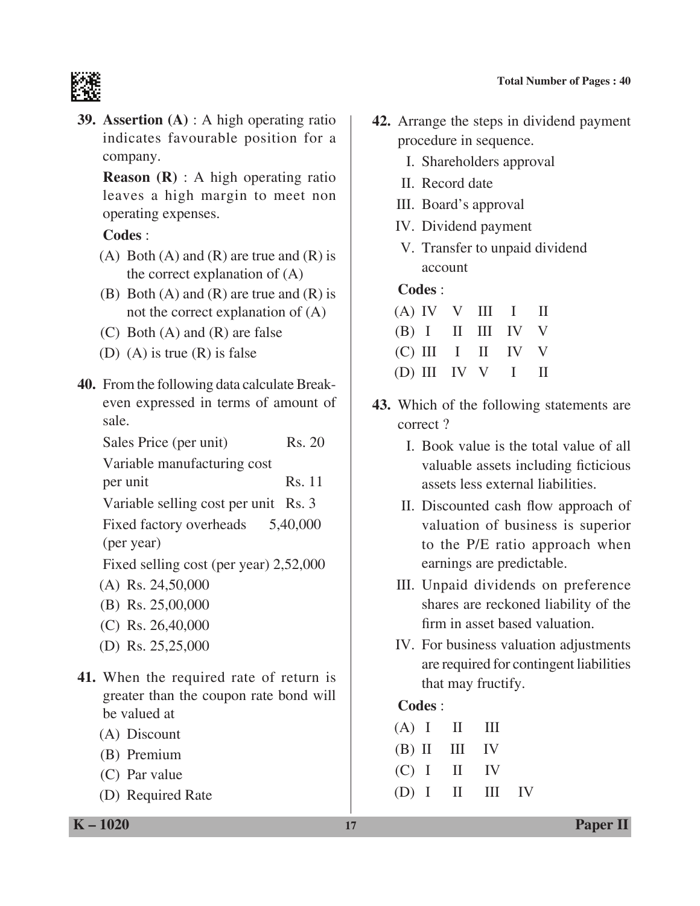**39.** **Assertion (A)** : A high operating ratio indicates favourable position for a company.

**Reason (R)** : A high operating ratio leaves a high margin to meet non operating expenses.

**Codes** :

(A) Both (A) and (R) are true and (R) is the correct explanation of (A)

(B) Both (A) and (R) are true and (R) is not the correct explanation of (A)

(C) Both (A) and (R) are false

(D) (A) is true (R) is false

**40.** From the following data calculate Break-even expressed in terms of amount of sale.

| | |
|---|---|
| Sales Price (per unit) | Rs. 20 |
| Variable manufacturing cost per unit | Rs. 11 |
| Variable selling cost per unit | Rs. 3 |
| Fixed factory overheads (per year) | 5,40,000 |
| Fixed selling cost (per year) | 2,52,000 |

(A) Rs. 24,50,000

(B) Rs. 25,00,000

(C) Rs. 26,40,000

(D) Rs. 25,25,000

**41.** When the required rate of return is greater than the coupon rate bond will be valued at

(A) Discount

(B) Premium

(C) Par value

(D) Required Rate

**42.** Arrange the steps in dividend payment procedure in sequence.

I. Shareholders approval

II. Record date

III. Board's approval

IV. Dividend payment

V. Transfer to unpaid dividend account

**Codes** :

(A) IV V III I II

(B) I II III IV V

(C) III I II IV V

(D) III IV V I II

**43.** Which of the following statements are correct ?

I. Book value is the total value of all valuable assets including ficticious assets less external liabilities.

II. Discounted cash flow approach of valuation of business is superior to the P/E ratio approach when earnings are predictable.

III. Unpaid dividends on preference shares are reckoned liability of the firm in asset based valuation.

IV. For business valuation adjustments are required for contingent liabilities that may fructify.

**Codes** :

(A) I II III

(B) II III IV

(C) I II IV

(D) I II III IV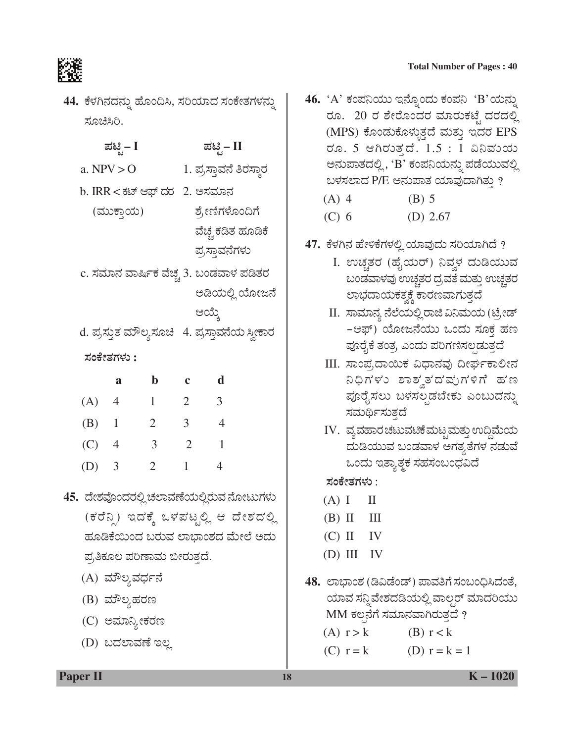44. ಕೆಳಗಿನದನ್ನು ಹೊಂದಿಸಿ, ಸರಿಯಾದ ಸಂಕೇತಗಳನ್ನು ಸೂಚಿಸಿರಿ.

| ಪಟ್ಟಿ – I | ಪಟ್ಟಿ – II |
|---|---|
| a. NPV > O | 1. ಪ್ರಸ್ತಾವನೆ ತಿರಸ್ಕಾರ |
| b. IRR < ಕಟ್ ಆಫ್ ದರ (ಮುಕ್ತಾಯ) | 2. ಅಸಮಾನ ಶ್ರೇಣಿಗಳೊಂದಿಗೆ ವೆಚ್ಚ ಕಡಿತ ಹೂಡಿಕೆ ಪ್ರಸ್ತಾವನೆಗಳು |
| c. ಸಮಾನ ವಾರ್ಷಿಕ ವೆಚ್ಚ | 3. ಬಂಡವಾಳ ಪಡಿತರ ಅಡಿಯಲ್ಲಿ ಯೋಜನೆ ಆಯ್ಕೆ |
| d. ಪ್ರಸ್ತುತ ಮೌಲ್ಯಸೂಚಿ | 4. ಪ್ರಸ್ತಾವನೆಯ ಸ್ವೀಕಾರ |

ಸಂಕೇತಗಳು :

| | a | b | c | d |
|---|---|---|---|---|
| (A) | 4 | 1 | 2 | 3 |
| (B) | 1 | 2 | 3 | 4 |
| (C) | 4 | 3 | 2 | 1 |
| (D) | 3 | 2 | 1 | 4 |

45. ದೇಶವೊಂದರಲ್ಲಿ ಚಲಾವಣೆಯಲ್ಲಿರುವ ನೋಟುಗಳು (ಕರೆನ್ಸಿ) ಇದಕ್ಕೆ ಒಳಪಟ್ಟಲ್ಲಿ ಆ ದೇಶದಲ್ಲಿ ಹೂಡಿಕೆಯಿಂದ ಬರುವ ಲಾಭಾಂಶದ ಮೇಲೆ ಅದು ಪ್ರತಿಕೂಲ ಪರಿಣಾಮ ಬೀರುತ್ತದೆ.

(A) ಮೌಲ್ಯವರ್ಧನೆ

(B) ಮೌಲ್ಯಹರಣ

(C) ಅಮಾನ್ಯೀಕರಣ

(D) ಬದಲಾವಣೆ ಇಲ್ಲ

46. 'A' ಕಂಪನಿಯು ಇನ್ನೊಂದು ಕಂಪನಿ 'B' ಯನ್ನು ರೂ. 20 ರ ಶೇರೊಂದರ ಮಾರುಕಟ್ಟೆ ದರದಲ್ಲಿ (MPS) ಕೊಂಡುಕೊಳ್ಳುತ್ತದೆ ಮತ್ತು ಇದರ EPS ರೂ. 5 ಆಗಿರುತ್ತದೆ. 1.5 : 1 ವಿನಿಮಯ ಅನುಪಾತದಲ್ಲಿ, 'B' ಕಂಪನಿಯನ್ನು ಪಡೆಯುವಲ್ಲಿ ಬಳಸಲಾದ P/E ಅನುಪಾತ ಯಾವುದಾಗಿತ್ತು ?

(A) 4
(B) 5
(C) 6
(D) 2.67

47. ಕೆಳಗಿನ ಹೇಳಿಕೆಗಳಲ್ಲಿ ಯಾವುದು ಸರಿಯಾಗಿದೆ ?

I. ಉಚ್ಚತರ (ಹೈಯರ್) ನಿವ್ವಳ ದುಡಿಯುವ ಬಂಡವಾಳವು ಉಚ್ಚತರ ದ್ರವತೆ ಮತ್ತು ಉಚ್ಚತರ ಲಾಭದಾಯಕತ್ವಕ್ಕೆ ಕಾರಣವಾಗುತ್ತದೆ

II. ಸಾಮಾನ್ಯ ನೆಲೆಯಲ್ಲಿ ರಾಜಿ ವಿನಿಮಯ (ಟ್ರೇಡ್ -ಆಫ್) ಯೋಜನೆಯು ಒಂದು ಸೂಕ್ತ ಹಣ ಪೂರೈಕೆ ತಂತ್ರ ಎಂದು ಪರಿಗಣಿಸಲ್ಪಡುತ್ತದೆ

III. ಸಾಂಪ್ರದಾಯಿಕ ವಿಧಾನವು ದೀರ್ಘಕಾಲೀನ ನಿಧಿಗಳು ಶಾಶ್ವತದವುಗಳಿಗೆ ಹಣ ಪೂರೈಸಲು ಬಳಸಲ್ಪಡಬೇಕು ಎಂಬುದನ್ನು ಸಮರ್ಥಿಸುತ್ತದೆ

IV. ವ್ಯವಹಾರ ಚಟುವಟಿಕೆ ಮಟ್ಟ ಮತ್ತು ಉದ್ದಿಮೆಯ ದುಡಿಯುವ ಬಂಡವಾಳ ಅಗತ್ಯತೆಗಳ ನಡುವೆ ಒಂದು ಇತ್ಯಾತ್ಮಕ ಸಹಸಂಬಂಧವಿದೆ

ಸಂಕೇತಗಳು :

(A) I II

(B) II III

(C) II IV

(D) III IV

48. ಲಾಭಾಂಶ (ಡಿವಿಡೆಂಡ್) ಪಾವತಿಗೆ ಸಂಬಂಧಿಸಿದಂತೆ, ಯಾವ ಸನ್ನಿವೇಶದಡಿಯಲ್ಲಿ ವಾಲ್ಟರ್ ಮಾದರಿಯು MM ಕಲ್ಪನೆಗೆ ಸಮಾನವಾಗಿರುತ್ತದೆ ?

(A) $r > k$
(B) $r < k$
(C) $r = k$
(D) $r = k = 1$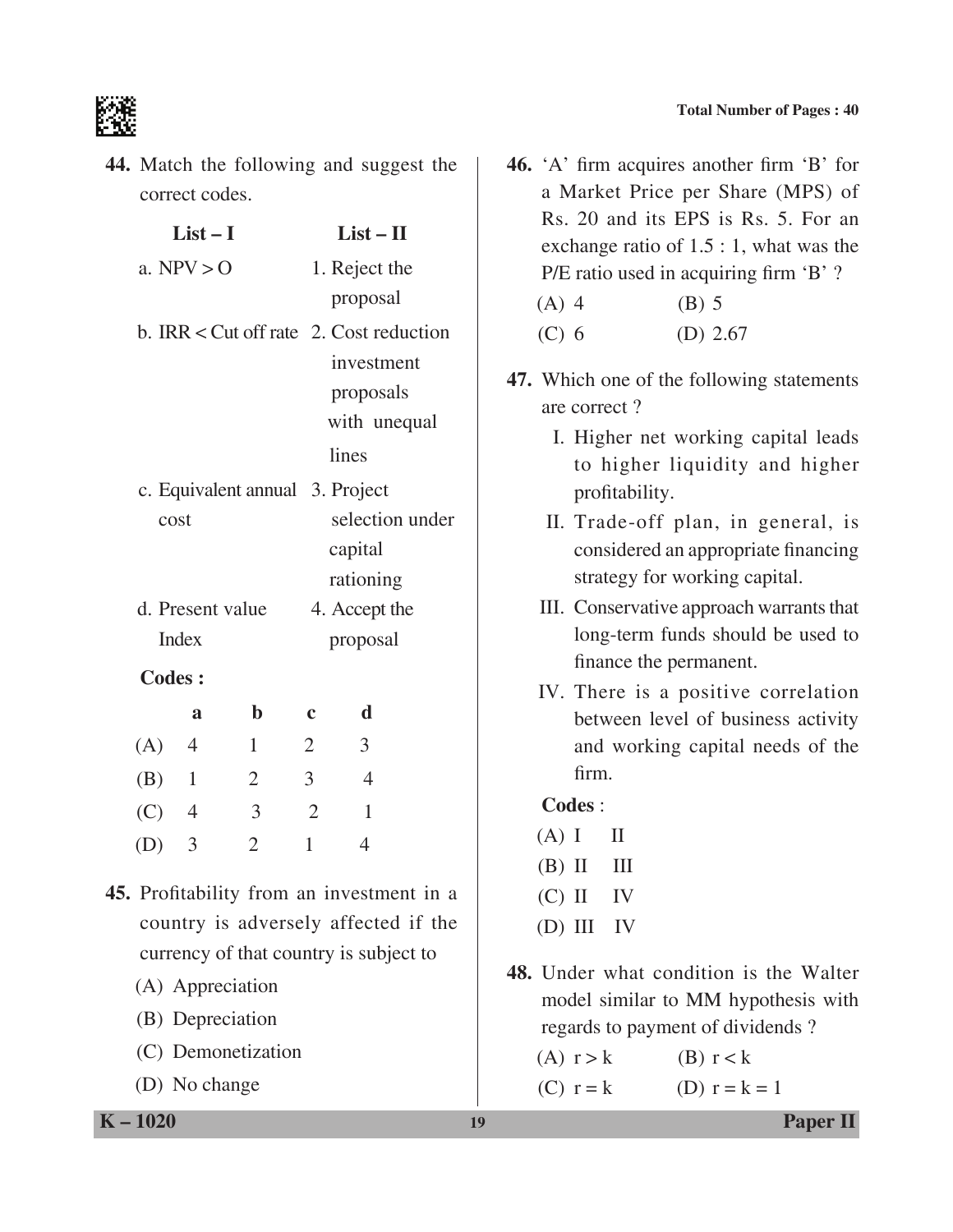44. Match the following and suggest the correct codes.

| List – I | List – II |
|---|---|
| a. NPV > O | 1. Reject the proposal |
| b. IRR < Cut off rate | 2. Cost reduction investment proposals with unequal lines |
| c. Equivalent annual cost | 3. Project selection under capital rationing |
| d. Present value Index | 4. Accept the proposal |

**Codes :**

| | a | b | c | d |
|---|---|---|---|---|
| (A) | 4 | 1 | 2 | 3 |
| (B) | 1 | 2 | 3 | 4 |
| (C) | 4 | 3 | 2 | 1 |
| (D) | 3 | 2 | 1 | 4 |

45. Profitability from an investment in a country is adversely affected if the currency of that country is subject to

(A) Appreciation

(B) Depreciation

(C) Demonetization

(D) No change

46. 'A' firm acquires another firm 'B' for a Market Price per Share (MPS) of Rs. 20 and its EPS is Rs. 5. For an exchange ratio of 1.5 : 1, what was the P/E ratio used in acquiring firm 'B' ?

(A) 4 (B) 5

(C) 6 (D) 2.67

47. Which one of the following statements are correct ?

I. Higher net working capital leads to higher liquidity and higher profitability.

II. Trade-off plan, in general, is considered an appropriate financing strategy for working capital.

III. Conservative approach warrants that long-term funds should be used to finance the permanent.

IV. There is a positive correlation between level of business activity and working capital needs of the firm.

**Codes** :

(A) I II

(B) II III

(C) II IV

(D) III IV

48. Under what condition is the Walter model similar to MM hypothesis with regards to payment of dividends ?

(A) r > k (B) r < k

(C) r = k (D) r = k = 1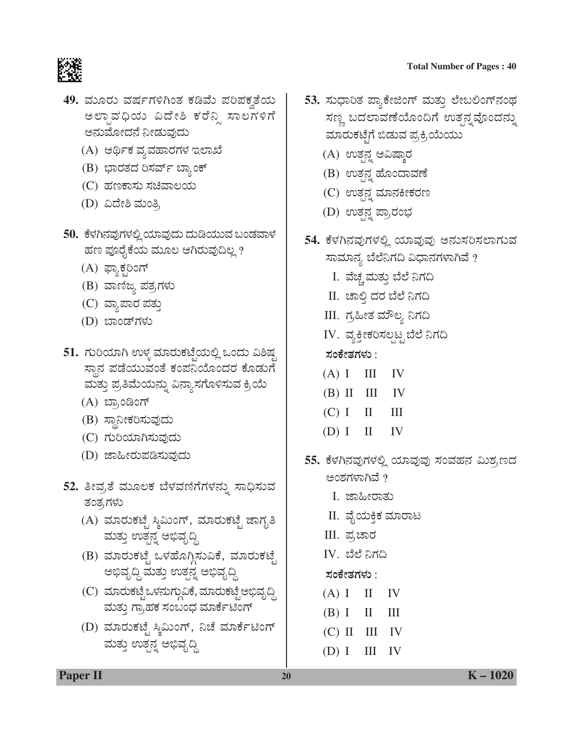**49.** ಮೂರು ವರ್ಷಗಳಿಗಿಂತ ಕಡಿಮೆ ಪರಿಪಕ್ವತೆಯ ಅಲ್ಪಾವಧಿಯ ವಿದೇಶಿ ಕರೆನ್ಸಿ ಸಾಲಗಳಿಗೆ ಅನುಮೋದನೆ ನೀಡುವುದು

(A) ಆರ್ಥಿಕ ವ್ಯವಹಾರಗಳ ಇಲಾಖೆ

(B) ಭಾರತದ ರಿಸರ್ವ್ ಬ್ಯಾಂಕ್

(C) ಹಣಕಾಸು ಸಚಿವಾಲಯ

(D) ವಿದೇಶಿ ಮಂತ್ರಿ

**50.** ಕೆಳಗಿನವುಗಳಲ್ಲಿ ಯಾವುದು ದುಡಿಯುವ ಬಂಡವಾಳ ಹಣ ಪೂರೈಕೆಯ ಮೂಲ ಆಗಿರುವುದಿಲ್ಲ ?

(A) ಫ್ಯಾಕ್ಟರಿಂಗ್

(B) ವಾಣಿಜ್ಯ ಪತ್ರಗಳು

(C) ವ್ಯಾಪಾರ ಪತ್ತು

(D) ಬಾಂಡ್‌ಗಳು

**51.** ಗುರಿಯಾಗಿ ಉಳ್ಳ ಮಾರುಕಟ್ಟೆಯಲ್ಲಿ ಒಂದು ವಿಶಿಷ್ಟ ಸ್ಥಾನ ಪಡೆಯುವಂತೆ ಕಂಪನಿಯೊಂದರ ಕೊಡುಗೆ ಮತ್ತು ಪ್ರತಿಮೆಯನ್ನು ವಿನ್ಯಾಸಗೊಳಿಸುವ ಕ್ರಿಯೆ

(A) ಬ್ರಾಂಡಿಂಗ್

(B) ಸ್ಥಾನೀಕರಿಸುವುದು

(C) ಗುರಿಯಾಗಿಸುವುದು

(D) ಜಾಹೀರುಪಡಿಸುವುದು

**52.** ತೀವ್ರತೆ ಮೂಲಕ ಬೆಳವಣಿಗೆಗಳನ್ನು ಸಾಧಿಸುವ ತಂತ್ರಗಳು

(A) ಮಾರುಕಟ್ಟೆ ಸ್ಕಿಮ್ಮಿಂಗ್, ಮಾರುಕಟ್ಟೆ ಜಾಗೃತಿ ಮತ್ತು ಉತ್ಪನ್ನ ಅಭಿವೃದ್ಧಿ

(B) ಮಾರುಕಟ್ಟೆ ಒಳಹೊಗ್ಗಿಸುವಿಕೆ, ಮಾರುಕಟ್ಟೆ ಅಭಿವೃದ್ಧಿ ಮತ್ತು ಉತ್ಪನ್ನ ಅಭಿವೃದ್ಧಿ

(C) ಮಾರುಕಟ್ಟೆ ಒಳನುಗ್ಗುವಿಕೆ, ಮಾರುಕಟ್ಟೆ ಅಭಿವೃದ್ಧಿ ಮತ್ತು ಗ್ರಾಹಕ ಸಂಬಂಧ ಮಾರ್ಕೆಟಿಂಗ್

(D) ಮಾರುಕಟ್ಟೆ ಸ್ಕಿಮ್ಮಿಂಗ್, ನಿಚೆ ಮಾರ್ಕೆಟಿಂಗ್ ಮತ್ತು ಉತ್ಪನ್ನ ಅಭಿವೃದ್ಧಿ

**53.** ಸುಧಾರಿತ ಪ್ಯಾಕೇಜಿಂಗ್ ಮತ್ತು ಲೇಬಲಿಂಗ್‌ನಂಥ ಸಣ್ಣ ಬದಲಾವಣೆಯೊಂದಿಗೆ ಉತ್ಪನ್ನವೊಂದನ್ನು ಮಾರುಕಟ್ಟೆಗೆ ಬಿಡುವ ಪ್ರಕ್ರಿಯೆಯು

(A) ಉತ್ಪನ್ನ ಆವಿಷ್ಕಾರ

(B) ಉತ್ಪನ್ನ ಹೊಂದಾವಣೆ

(C) ಉತ್ಪನ್ನ ಮಾನಕೀಕರಣ

(D) ಉತ್ಪನ್ನ ಪ್ರಾರಂಭ

**54.** ಕೆಳಗಿನವುಗಳಲ್ಲಿ ಯಾವುವು ಅನುಸರಿಸಲಾಗುವ ಸಾಮಾನ್ಯ ಬೆಲೆನಿಗದಿ ವಿಧಾನಗಳಾಗಿವೆ ?

I. ವೆಚ್ಚ ಮತ್ತು ಬೆಲೆ ನಿಗದಿ

II. ಚಾಲ್ತಿ ದರ ಬೆಲೆ ನಿಗದಿ

III. ಗ್ರಹೀತ ಮೌಲ್ಯ ನಿಗದಿ

IV. ವ್ಯಕ್ತೀಕರಿಸಲ್ಪಟ್ಟ ಬೆಲೆ ನಿಗದಿ

**ಸಂಕೇತಗಳು :**

(A) I III IV

(B) II III IV

(C) I II III

(D) I II IV

**55.** ಕೆಳಗಿನವುಗಳಲ್ಲಿ ಯಾವುವು ಸಂವಹನ ಮಿಶ್ರಣದ ಅಂಶಗಳಾಗಿವೆ ?

I. ಜಾಹೀರಾತು

II. ವೈಯಕ್ತಿಕ ಮಾರಾಟ

III. ಪ್ರಚಾರ

IV. ಬೆಲೆ ನಿಗದಿ

**ಸಂಕೇತಗಳು :**

(A) I II IV

(B) I II III

(C) II III IV

(D) I III IV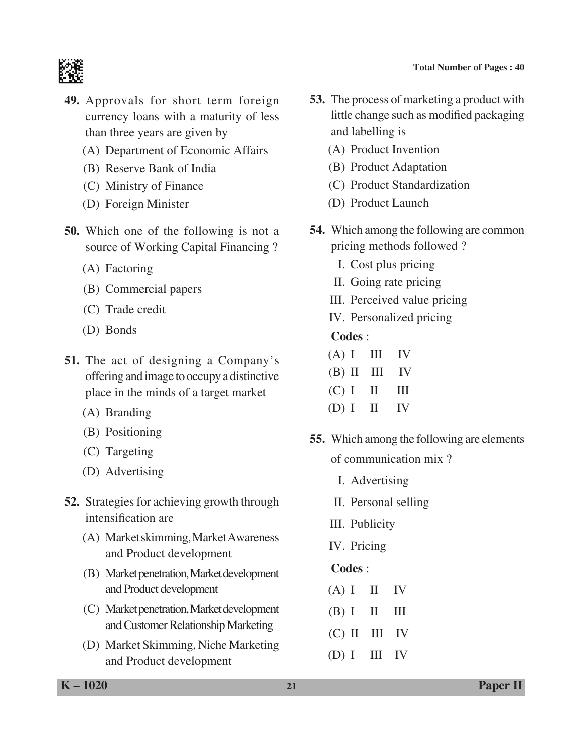49. Approvals for short term foreign currency loans with a maturity of less than three years are given by

 (A) Department of Economic Affairs
 (B) Reserve Bank of India
 (C) Ministry of Finance
 (D) Foreign Minister

50. Which one of the following is not a source of Working Capital Financing ?

 (A) Factoring
 (B) Commercial papers
 (C) Trade credit
 (D) Bonds

51. The act of designing a Company's offering and image to occupy a distinctive place in the minds of a target market

 (A) Branding
 (B) Positioning
 (C) Targeting
 (D) Advertising

52. Strategies for achieving growth through intensification are

 (A) Market skimming, Market Awareness and Product development
 (B) Market penetration, Market development and Product development
 (C) Market penetration, Market development and Customer Relationship Marketing
 (D) Market Skimming, Niche Marketing and Product development

53. The process of marketing a product with little change such as modified packaging and labelling is

 (A) Product Invention
 (B) Product Adaptation
 (C) Product Standardization
 (D) Product Launch

54. Which among the following are common pricing methods followed ?

 I. Cost plus pricing
 II. Going rate pricing
 III. Perceived value pricing
 IV. Personalized pricing

 **Codes** :

 (A) I III IV
 (B) II III IV
 (C) I II III
 (D) I II IV

55. Which among the following are elements of communication mix ?

 I. Advertising
 II. Personal selling
 III. Publicity
 IV. Pricing

 **Codes** :

 (A) I II IV
 (B) I II III
 (C) II III IV
 (D) I III IV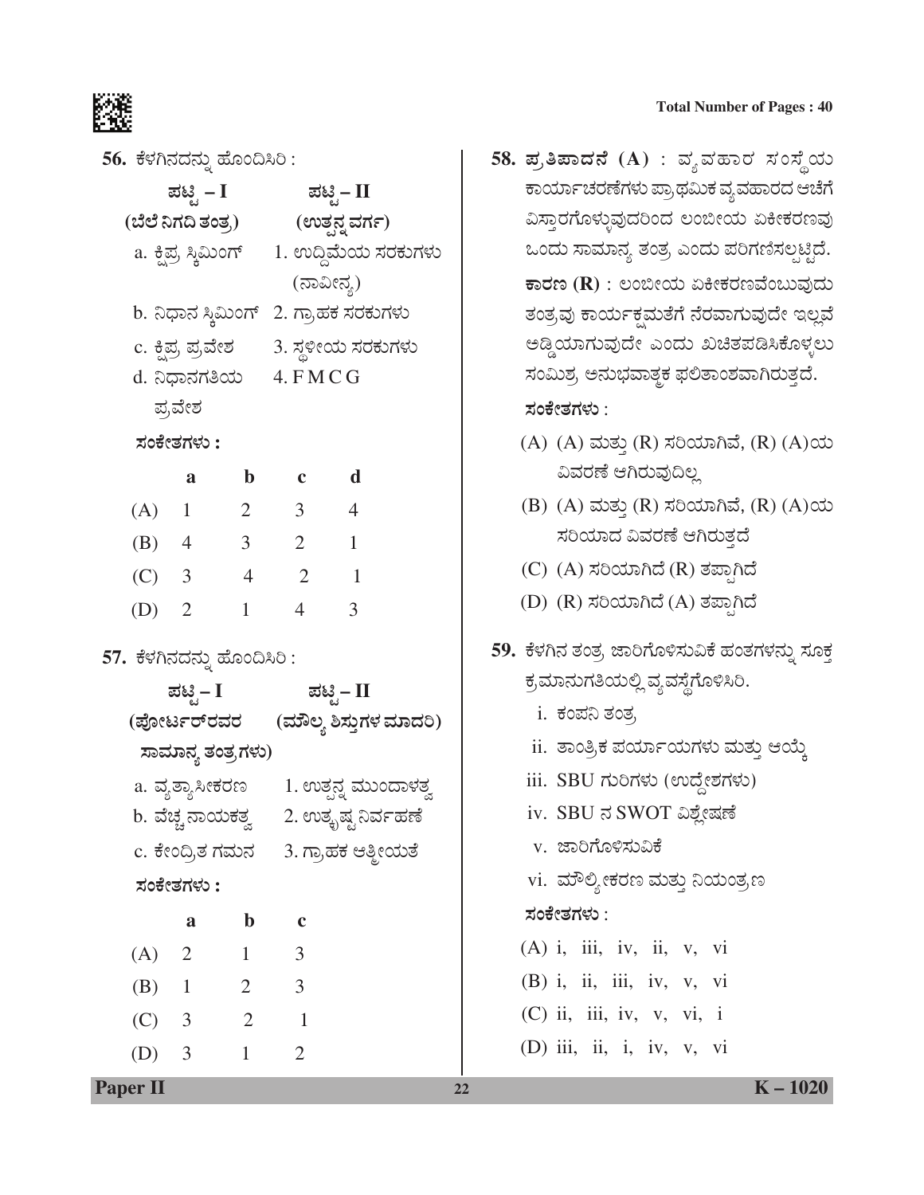**56.** ಕೆಳಗಿನದನ್ನು ಹೊಂದಿಸಿರಿ :

| ಪಟ್ಟಿ – I (ಬೆಲೆ ನಿಗದಿ ತಂತ್ರ) | ಪಟ್ಟಿ – II (ಉತ್ಪನ್ನ ವರ್ಗ) |
|---|---|
| a. ಕ್ಷಿಪ್ರ ಸ್ಕಿಮಿಂಗ್ | 1. ಉದ್ದಿಮೆಯ ಸರಕುಗಳು (ನಾವೀನ್ಯ) |
| b. ನಿಧಾನ ಸ್ಕಿಮಿಂಗ್ | 2. ಗ್ರಾಹಕ ಸರಕುಗಳು |
| c. ಕ್ಷಿಪ್ರ ಪ್ರವೇಶ | 3. ಸ್ಥಳೀಯ ಸರಕುಗಳು |
| d. ನಿಧಾನಗತಿಯ ಪ್ರವೇಶ | 4. F M C G |

**ಸಂಕೇತಗಳು :**

| | a | b | c | d |
|---|---|---|---|---|
| (A) | 1 | 2 | 3 | 4 |
| (B) | 4 | 3 | 2 | 1 |
| (C) | 3 | 4 | 2 | 1 |
| (D) | 2 | 1 | 4 | 3 |

**57.** ಕೆಳಗಿನದನ್ನು ಹೊಂದಿಸಿರಿ :

| ಪಟ್ಟಿ – I (ಪೋರ್ಟರ್‌ರವರ ಸಾಮಾನ್ಯ ತಂತ್ರಗಳು) | ಪಟ್ಟಿ – II (ಮೌಲ್ಯ ಶಿಸ್ತುಗಳ ಮಾದರಿ) |
|---|---|
| a. ವ್ಯತ್ಯಾಸೀಕರಣ | 1. ಉತ್ಪನ್ನ ಮುಂದಾಳತ್ವ |
| b. ವೆಚ್ಚ ನಾಯಕತ್ವ | 2. ಉತ್ಕೃಷ್ಟ ನಿರ್ವಹಣೆ |
| c. ಕೇಂದ್ರಿತ ಗಮನ | 3. ಗ್ರಾಹಕ ಆತ್ಮೀಯತೆ |

**ಸಂಕೇತಗಳು :**

| | a | b | c |
|---|---|---|---|
| (A) | 2 | 1 | 3 |
| (B) | 1 | 2 | 3 |
| (C) | 3 | 2 | 1 |
| (D) | 3 | 1 | 2 |

**58.** **ಪ್ರತಿಪಾದನೆ (A)** : ವ್ಯವಹಾರ ಸಂಸ್ಥೆಯ ಕಾರ್ಯಾಚರಣೆಗಳು ಪ್ರಾಥಮಿಕ ವ್ಯವಹಾರದ ಆಚೆಗೆ ವಿಸ್ತಾರಗೊಳ್ಳುವುದರಿಂದ ಲಂಬೀಯ ಏಕೀಕರಣವು ಒಂದು ಸಾಮಾನ್ಯ ತಂತ್ರ ಎಂದು ಪರಿಗಣಿಸಲ್ಪಟ್ಟಿದೆ.

**ಕಾರಣ (R)** : ಲಂಬೀಯ ಏಕೀಕರಣವೆಂಬುವುದು ತಂತ್ರವು ಕಾರ್ಯಕ್ಷಮತೆಗೆ ನೆರವಾಗುವುದೇ ಇಲ್ಲವೆ ಅಡ್ಡಿಯಾಗುವುದೇ ಎಂದು ಖಚಿತಪಡಿಸಿಕೊಳ್ಳಲು ಸಂಮಿಶ್ರ ಅನುಭವಾತ್ಮಕ ಫಲಿತಾಂಶವಾಗಿರುತ್ತದೆ.

**ಸಂಕೇತಗಳು** :

(A) (A) ಮತ್ತು (R) ಸರಿಯಾಗಿವೆ, (R) (A)ಯ ವಿವರಣೆ ಆಗಿರುವುದಿಲ್ಲ

(B) (A) ಮತ್ತು (R) ಸರಿಯಾಗಿವೆ, (R) (A)ಯ ಸರಿಯಾದ ವಿವರಣೆ ಆಗಿರುತ್ತದೆ

(C) (A) ಸರಿಯಾಗಿದೆ (R) ತಪ್ಪಾಗಿದೆ

(D) (R) ಸರಿಯಾಗಿದೆ (A) ತಪ್ಪಾಗಿದೆ

**59.** ಕೆಳಗಿನ ತಂತ್ರ ಜಾರಿಗೊಳಿಸುವಿಕೆ ಹಂತಗಳನ್ನು ಸೂಕ್ತ ಕ್ರಮಾನುಗತಿಯಲ್ಲಿ ವ್ಯವಸ್ಥೆಗೊಳಿಸಿರಿ.

i. ಕಂಪನಿ ತಂತ್ರ

ii. ತಾಂತ್ರಿಕ ಪರ್ಯಾಯಗಳು ಮತ್ತು ಆಯ್ಕೆ

iii. SBU ಗುರಿಗಳು (ಉದ್ದೇಶಗಳು)

iv. SBU ನ SWOT ವಿಶ್ಲೇಷಣೆ

v. ಜಾರಿಗೊಳಿಸುವಿಕೆ

vi. ಮೌಲ್ಯೀಕರಣ ಮತ್ತು ನಿಯಂತ್ರಣ

**ಸಂಕೇತಗಳು** :

(A) i, iii, iv, ii, v, vi

(B) i, ii, iii, iv, v, vi

(C) ii, iii, iv, v, vi, i

(D) iii, ii, i, iv, v, vi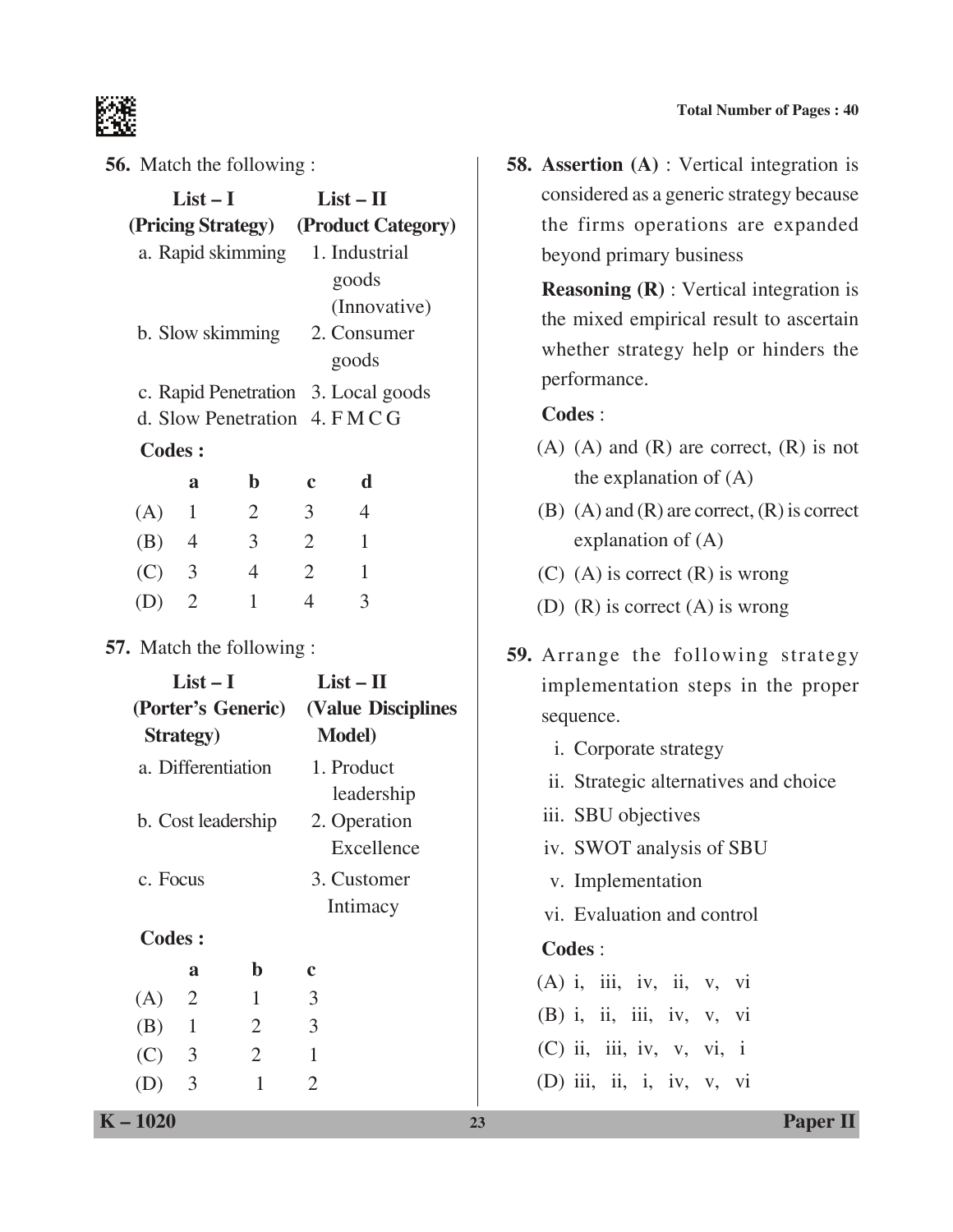**56.** Match the following :

| List – I (Pricing Strategy) | List – II (Product Category) |
|---|---|
| a. Rapid skimming | 1. Industrial goods (Innovative) |
| b. Slow skimming | 2. Consumer goods |
| c. Rapid Penetration | 3. Local goods |
| d. Slow Penetration | 4. F M C G |

**Codes :**

| | a | b | c | d |
|---|---|---|---|---|
| (A) | 1 | 2 | 3 | 4 |
| (B) | 4 | 3 | 2 | 1 |
| (C) | 3 | 4 | 2 | 1 |
| (D) | 2 | 1 | 4 | 3 |

**57.** Match the following :

| List – I (Porter's Generic) Strategy) | List – II (Value Disciplines Model) |
|---|---|
| a. Differentiation | 1. Product leadership |
| b. Cost leadership | 2. Operation Excellence |
| c. Focus | 3. Customer Intimacy |

**Codes :**

| | a | b | c |
|---|---|---|---|
| (A) | 2 | 1 | 3 |
| (B) | 1 | 2 | 3 |
| (C) | 3 | 2 | 1 |
| (D) | 3 | 1 | 2 |

**58.** **Assertion (A)** : Vertical integration is considered as a generic strategy because the firms operations are expanded beyond primary business

**Reasoning (R)** : Vertical integration is the mixed empirical result to ascertain whether strategy help or hinders the performance.

**Codes** :

(A) (A) and (R) are correct, (R) is not the explanation of (A)

(B) (A) and (R) are correct, (R) is correct explanation of (A)

(C) (A) is correct (R) is wrong

(D) (R) is correct (A) is wrong

**59.** Arrange the following strategy implementation steps in the proper sequence.

i. Corporate strategy

ii. Strategic alternatives and choice

iii. SBU objectives

iv. SWOT analysis of SBU

v. Implementation

vi. Evaluation and control

**Codes** :

(A) i, iii, iv, ii, v, vi

(B) i, ii, iii, iv, v, vi

(C) ii, iii, iv, v, vi, i

(D) iii, ii, i, iv, v, vi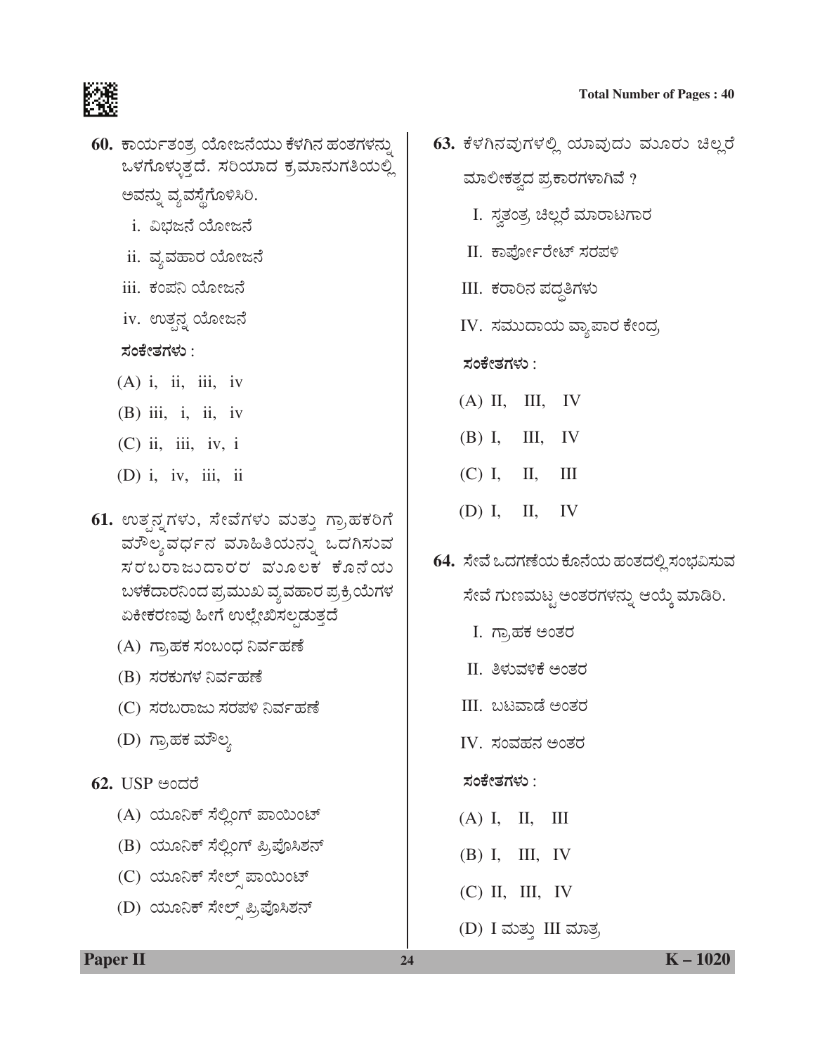60. ಕಾರ್ಯತಂತ್ರ ಯೋಜನೆಯು ಕೆಳಗಿನ ಹಂತಗಳನ್ನು ಒಳಗೊಳ್ಳುತ್ತದೆ. ಸರಿಯಾದ ಕ್ರಮಾನುಗತಿಯಲ್ಲಿ ಅವನ್ನು ವ್ಯವಸ್ಥೆಗೊಳಿಸಿರಿ.

i. ವಿಭಜನೆ ಯೋಜನೆ

ii. ವ್ಯವಹಾರ ಯೋಜನೆ

iii. ಕಂಪನಿ ಯೋಜನೆ

iv. ಉತ್ಪನ್ನ ಯೋಜನೆ

**ಸಂಕೇತಗಳು :**

(A) i, ii, iii, iv

(B) iii, i, ii, iv

(C) ii, iii, iv, i

(D) i, iv, iii, ii

61. ಉತ್ಪನ್ನಗಳು, ಸೇವೆಗಳು ಮತ್ತು ಗ್ರಾಹಕರಿಗೆ ಮೌಲ್ಯವರ್ಧನ ಮಾಹಿತಿಯನ್ನು ಒದಗಿಸುವ ಸರಬರಾಜುದಾರರ ಮೂಲಕ ಕೊನೆಯ ಬಳಕೆದಾರನಿಂದ ಪ್ರಮುಖ ವ್ಯವಹಾರ ಪ್ರಕ್ರಿಯೆಗಳ ಏಕೀಕರಣವು ಹೀಗೆ ಉಲ್ಲೇಖಿಸಲ್ಪಡುತ್ತದೆ

(A) ಗ್ರಾಹಕ ಸಂಬಂಧ ನಿರ್ವಹಣೆ

(B) ಸರಕುಗಳ ನಿರ್ವಹಣೆ

(C) ಸರಬರಾಜು ಸರಪಳಿ ನಿರ್ವಹಣೆ

(D) ಗ್ರಾಹಕ ಮೌಲ್ಯ

62. USP ಅಂದರೆ

(A) ಯೂನಿಕ್ ಸೆಲ್ಲಿಂಗ್ ಪಾಯಿಂಟ್

(B) ಯೂನಿಕ್ ಸೆಲ್ಲಿಂಗ್ ಪ್ರಿಪೊಸಿಶನ್

(C) ಯೂನಿಕ್ ಸೇಲ್ಸ್ ಪಾಯಿಂಟ್

(D) ಯೂನಿಕ್ ಸೇಲ್ಸ್ ಪ್ರಿಪೊಸಿಶನ್

63. ಕೆಳಗಿನವುಗಳಲ್ಲಿ ಯಾವುದು ಮೂರು ಚಿಲ್ಲರೆ ಮಾಲೀಕತ್ವದ ಪ್ರಕಾರಗಳಾಗಿವೆ ?

I. ಸ್ವತಂತ್ರ ಚಿಲ್ಲರೆ ಮಾರಾಟಗಾರ

II. ಕಾರ್ಪೋರೇಟ್ ಸರಪಳಿ

III. ಕರಾರಿನ ಪದ್ಧತಿಗಳು

IV. ಸಮುದಾಯ ವ್ಯಾಪಾರ ಕೇಂದ್ರ

**ಸಂಕೇತಗಳು :**

(A) II, III, IV

(B) I, III, IV

(C) I, II, III

(D) I, II, IV

64. ಸೇವೆ ಒದಗಣೆಯ ಕೊನೆಯ ಹಂತದಲ್ಲಿ ಸಂಭವಿಸುವ ಸೇವೆ ಗುಣಮಟ್ಟ ಅಂತರಗಳನ್ನು ಆಯ್ಕೆ ಮಾಡಿರಿ.

I. ಗ್ರಾಹಕ ಅಂತರ

II. ತಿಳುವಳಿಕೆ ಅಂತರ

III. ಬಟವಾಡೆ ಅಂತರ

IV. ಸಂವಹನ ಅಂತರ

**ಸಂಕೇತಗಳು :**

(A) I, II, III

(B) I, III, IV

(C) II, III, IV

(D) I ಮತ್ತು III ಮಾತ್ರ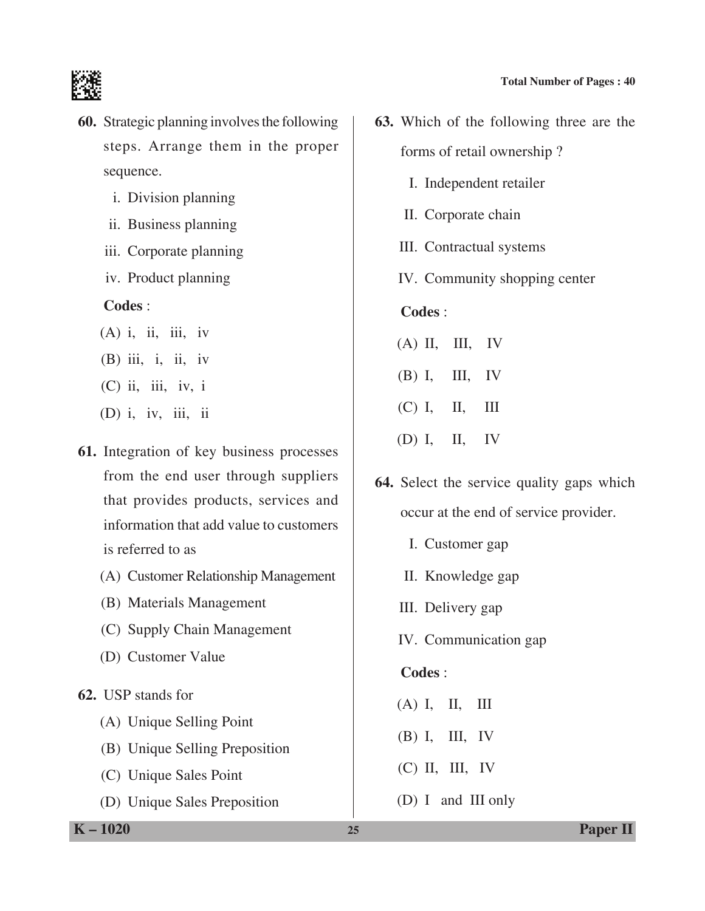60. Strategic planning involves the following steps. Arrange them in the proper sequence.

   i. Division planning

   ii. Business planning

   iii. Corporate planning

   iv. Product planning

   **Codes** :

   (A) i, ii, iii, iv

   (B) iii, i, ii, iv

   (C) ii, iii, iv, i

   (D) i, iv, iii, ii

61. Integration of key business processes from the end user through suppliers that provides products, services and information that add value to customers is referred to as

   (A) Customer Relationship Management

   (B) Materials Management

   (C) Supply Chain Management

   (D) Customer Value

62. USP stands for

   (A) Unique Selling Point

   (B) Unique Selling Preposition

   (C) Unique Sales Point

   (D) Unique Sales Preposition

63. Which of the following three are the forms of retail ownership ?

   I. Independent retailer

   II. Corporate chain

   III. Contractual systems

   IV. Community shopping center

   **Codes** :

   (A) II, III, IV

   (B) I, III, IV

   (C) I, II, III

   (D) I, II, IV

64. Select the service quality gaps which occur at the end of service provider.

   I. Customer gap

   II. Knowledge gap

   III. Delivery gap

   IV. Communication gap

   **Codes** :

   (A) I, II, III

   (B) I, III, IV

   (C) II, III, IV

   (D) I and III only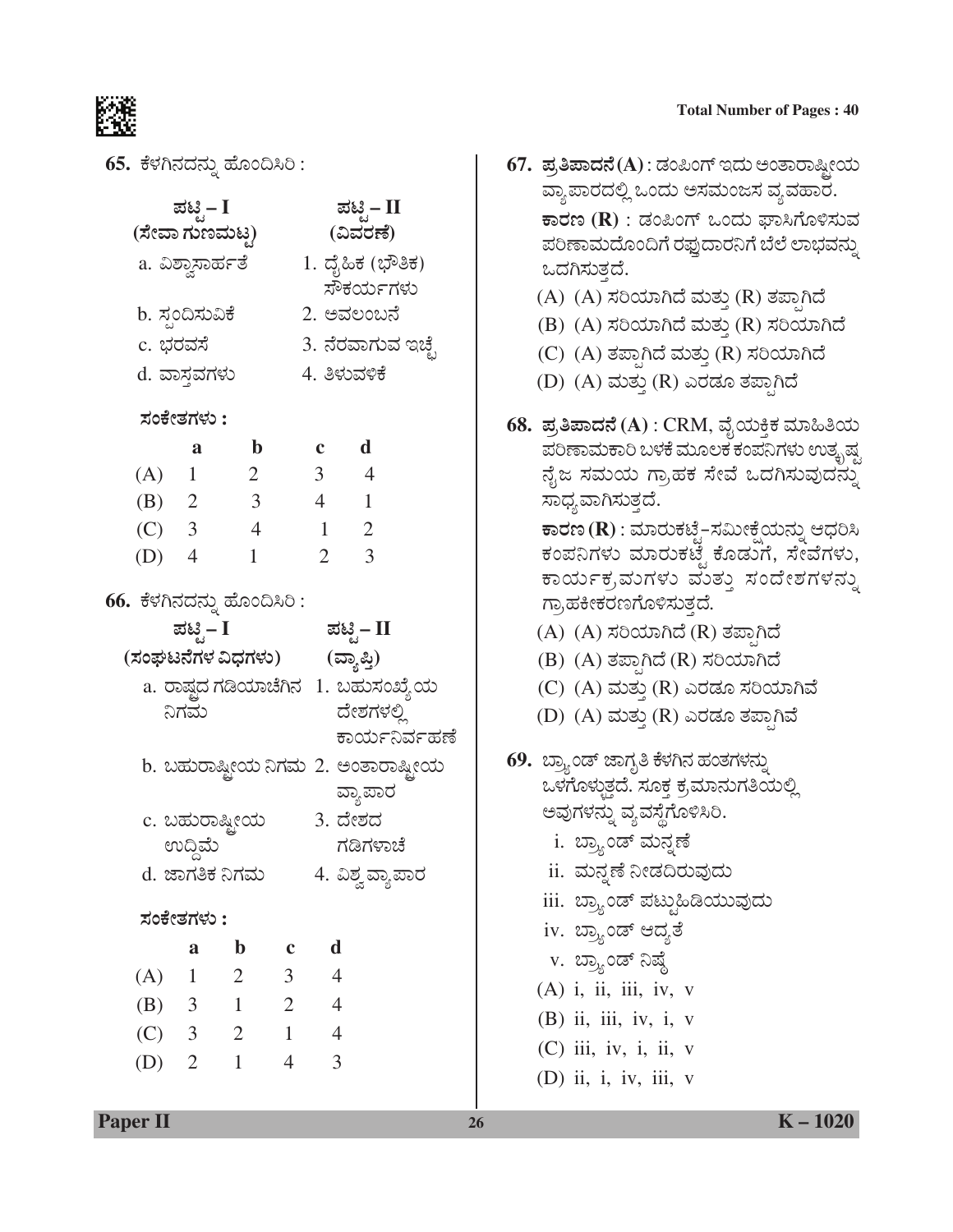**65.** ಕೆಳಗಿನದನ್ನು ಹೊಂದಿಸಿರಿ :

| ಪಟ್ಟಿ – I (ಸೇವಾ ಗುಣಮಟ್ಟ) | ಪಟ್ಟಿ – II (ವಿವರಣೆ) |
|---|---|
| a. ವಿಶ್ವಾಸಾರ್ಹತೆ | 1. ದೈಹಿಕ (ಭೌತಿಕ) ಸೌಕರ್ಯಗಳು |
| b. ಸ್ಪಂದಿಸುವಿಕೆ | 2. ಅವಲಂಬನೆ |
| c. ಭರವಸೆ | 3. ನೆರವಾಗುವ ಇಚ್ಛೆ |
| d. ವಾಸ್ತವಗಳು | 4. ತಿಳುವಳಿಕೆ |

**ಸಂಕೇತಗಳು :**

| | a | b | c | d |
|---|---|---|---|---|
| (A) | 1 | 2 | 3 | 4 |
| (B) | 2 | 3 | 4 | 1 |
| (C) | 3 | 4 | 1 | 2 |
| (D) | 4 | 1 | 2 | 3 |

**66.** ಕೆಳಗಿನದನ್ನು ಹೊಂದಿಸಿರಿ :

| ಪಟ್ಟಿ – I (ಸಂಘಟನೆಗಳ ವಿಧಗಳು) | ಪಟ್ಟಿ – II (ವ್ಯಾಪ್ತಿ) |
|---|---|
| a. ರಾಷ್ಟ್ರದ ಗಡಿಯಾಚೆಗಿನ ನಿಗಮ | 1. ಬಹುಸಂಖ್ಯೆಯ ದೇಶಗಳಲ್ಲಿ ಕಾರ್ಯನಿರ್ವಹಣೆ |
| b. ಬಹುರಾಷ್ಟ್ರೀಯ ನಿಗಮ | 2. ಅಂತಾರಾಷ್ಟ್ರೀಯ ವ್ಯಾಪಾರ |
| c. ಬಹುರಾಷ್ಟ್ರೀಯ ಉದ್ದಿಮೆ | 3. ದೇಶದ ಗಡಿಗಳಾಚೆ |
| d. ಜಾಗತಿಕ ನಿಗಮ | 4. ವಿಶ್ವ ವ್ಯಾಪಾರ |

**ಸಂಕೇತಗಳು :**

| | a | b | c | d |
|---|---|---|---|---|
| (A) | 1 | 2 | 3 | 4 |
| (B) | 3 | 1 | 2 | 4 |
| (C) | 3 | 2 | 1 | 4 |
| (D) | 2 | 1 | 4 | 3 |

**67. ಪ್ರತಿಪಾದನೆ (A)** : ಡಂಪಿಂಗ್ ಇದು ಅಂತಾರಾಷ್ಟ್ರೀಯ ವ್ಯಾಪಾರದಲ್ಲಿ ಒಂದು ಅಸಮಂಜಸ ವ್ಯವಹಾರ.

**ಕಾರಣ (R)** : ಡಂಪಿಂಗ್ ಒಂದು ಘಾಸಿಗೊಳಿಸುವ ಪರಿಣಾಮದೊಂದಿಗೆ ರಫ್ತುದಾರನಿಗೆ ಬೆಲೆ ಲಾಭವನ್ನು ಒದಗಿಸುತ್ತದೆ.

(A) (A) ಸರಿಯಾಗಿದೆ ಮತ್ತು (R) ತಪ್ಪಾಗಿದೆ

(B) (A) ಸರಿಯಾಗಿದೆ ಮತ್ತು (R) ಸರಿಯಾಗಿದೆ

(C) (A) ತಪ್ಪಾಗಿದೆ ಮತ್ತು (R) ಸರಿಯಾಗಿದೆ

(D) (A) ಮತ್ತು (R) ಎರಡೂ ತಪ್ಪಾಗಿದೆ

**68. ಪ್ರತಿಪಾದನೆ (A)** : CRM, ವೈಯಕ್ತಿಕ ಮಾಹಿತಿಯ ಪರಿಣಾಮಕಾರಿ ಬಳಕೆ ಮೂಲಕ ಕಂಪನಿಗಳು ಉತ್ಕೃಷ್ಟ ನೈಜ ಸಮಯ ಗ್ರಾಹಕ ಸೇವೆ ಒದಗಿಸುವುದನ್ನು ಸಾಧ್ಯವಾಗಿಸುತ್ತದೆ.

**ಕಾರಣ (R)** : ಮಾರುಕಟ್ಟೆ-ಸಮೀಕ್ಷೆಯನ್ನು ಆಧರಿಸಿ ಕಂಪನಿಗಳು ಮಾರುಕಟ್ಟೆ ಕೊಡುಗೆ, ಸೇವೆಗಳು, ಕಾರ್ಯಕ್ರಮಗಳು ಮತ್ತು ಸಂದೇಶಗಳನ್ನು ಗ್ರಾಹಕೀಕರಣಗೊಳಿಸುತ್ತದೆ.

(A) (A) ಸರಿಯಾಗಿದೆ (R) ತಪ್ಪಾಗಿದೆ

(B) (A) ತಪ್ಪಾಗಿದೆ (R) ಸರಿಯಾಗಿದೆ

(C) (A) ಮತ್ತು (R) ಎರಡೂ ಸರಿಯಾಗಿವೆ

(D) (A) ಮತ್ತು (R) ಎರಡೂ ತಪ್ಪಾಗಿವೆ

**69.** ಬ್ರ್ಯಾಂಡ್ ಜಾಗೃತಿ ಕೆಳಗಿನ ಹಂತಗಳನ್ನು ಒಳಗೊಳ್ಳುತ್ತದೆ. ಸೂಕ್ತ ಕ್ರಮಾನುಗತಿಯಲ್ಲಿ ಅವುಗಳನ್ನು ವ್ಯವಸ್ಥೆಗೊಳಿಸಿರಿ.

i. ಬ್ರ್ಯಾಂಡ್ ಮನ್ನಣೆ

ii. ಮನ್ನಣೆ ನೀಡದಿರುವುದು

iii. ಬ್ರ್ಯಾಂಡ್ ಪಟ್ಟುಹಿಡಿಯುವುದು

iv. ಬ್ರ್ಯಾಂಡ್ ಆದ್ಯತೆ

v. ಬ್ರ್ಯಾಂಡ್ ನಿಷ್ಠೆ

(A) i, ii, iii, iv, v

(B) ii, iii, iv, i, v

(C) iii, iv, i, ii, v

(D) ii, i, iv, iii, v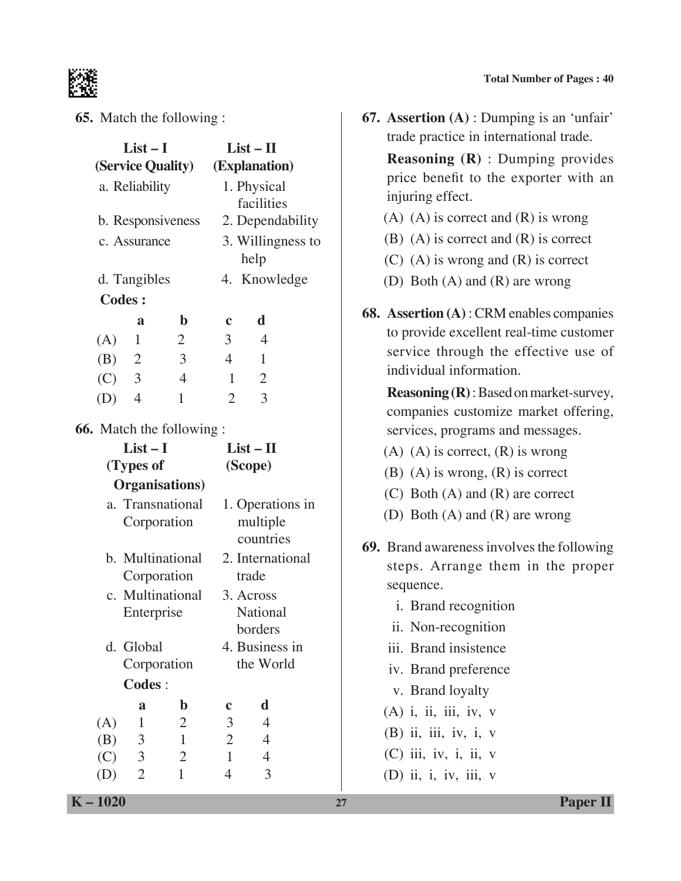65. Match the following :

| List – I (Service Quality) | List – II (Explanation) |
|---|---|
| a. Reliability | 1. Physical facilities |
| b. Responsiveness | 2. Dependability |
| c. Assurance | 3. Willingness to help |
| d. Tangibles | 4. Knowledge |

**Codes :**

| | a | b | c | d |
|---|---|---|---|---|
| (A) | 1 | 2 | 3 | 4 |
| (B) | 2 | 3 | 4 | 1 |
| (C) | 3 | 4 | 1 | 2 |
| (D) | 4 | 1 | 2 | 3 |

66. Match the following :

| List – I (Types of Organisations) | List – II (Scope) |
|---|---|
| a. Transnational Corporation | 1. Operations in multiple countries |
| b. Multinational Corporation | 2. International trade |
| c. Multinational Enterprise | 3. Across National borders |
| d. Global Corporation | 4. Business in the World |

**Codes** :

| | a | b | c | d |
|---|---|---|---|---|
| (A) | 1 | 2 | 3 | 4 |
| (B) | 3 | 1 | 2 | 4 |
| (C) | 3 | 2 | 1 | 4 |
| (D) | 2 | 1 | 4 | 3 |

67. **Assertion (A)** : Dumping is an 'unfair' trade practice in international trade.

**Reasoning (R)** : Dumping provides price benefit to the exporter with an injuring effect.

(A) (A) is correct and (R) is wrong
(B) (A) is correct and (R) is correct
(C) (A) is wrong and (R) is correct
(D) Both (A) and (R) are wrong

68. **Assertion (A)** : CRM enables companies to provide excellent real-time customer service through the effective use of individual information.

**Reasoning (R)** : Based on market-survey, companies customize market offering, services, programs and messages.

(A) (A) is correct, (R) is wrong
(B) (A) is wrong, (R) is correct
(C) Both (A) and (R) are correct
(D) Both (A) and (R) are wrong

69. Brand awareness involves the following steps. Arrange them in the proper sequence.

i. Brand recognition
ii. Non-recognition
iii. Brand insistence
iv. Brand preference
v. Brand loyalty

(A) i, ii, iii, iv, v
(B) ii, iii, iv, i, v
(C) iii, iv, i, ii, v
(D) ii, i, iv, iii, v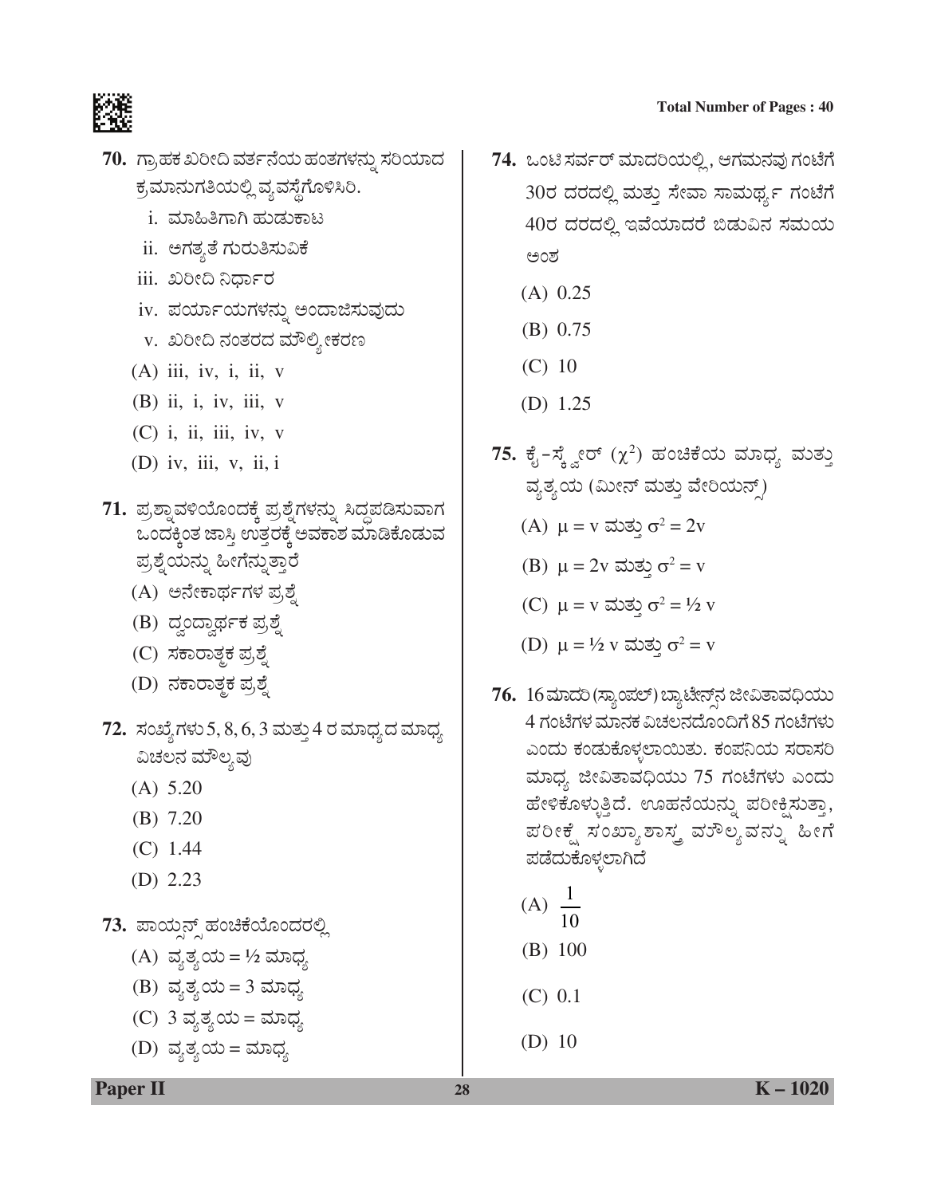**70.** ಗ್ರಾಹಕ ಖರೀದಿ ವರ್ತನೆಯ ಹಂತಗಳನ್ನು ಸರಿಯಾದ ಕ್ರಮಾನುಗತಿಯಲ್ಲಿ ವ್ಯವಸ್ಥೆಗೊಳಿಸಿರಿ.

i. ಮಾಹಿತಿಗಾಗಿ ಹುಡುಕಾಟ

ii. ಅಗತ್ಯತೆ ಗುರುತಿಸುವಿಕೆ

iii. ಖರೀದಿ ನಿರ್ಧಾರ

iv. ಪರ್ಯಾಯಗಳನ್ನು ಅಂದಾಜಿಸುವುದು

v. ಖರೀದಿ ನಂತರದ ಮೌಲ್ಯೀಕರಣ

(A) iii, iv, i, ii, v

(B) ii, i, iv, iii, v

(C) i, ii, iii, iv, v

(D) iv, iii, v, ii, i

**71.** ಪ್ರಶ್ನಾವಳಿಯೊಂದಕ್ಕೆ ಪ್ರಶ್ನೆಗಳನ್ನು ಸಿದ್ಧಪಡಿಸುವಾಗ ಒಂದಕ್ಕಿಂತ ಜಾಸ್ತಿ ಉತ್ತರಕ್ಕೆ ಅವಕಾಶ ಮಾಡಿಕೊಡುವ ಪ್ರಶ್ನೆಯನ್ನು ಹೀಗೆನ್ನುತ್ತಾರೆ

(A) ಅನೇಕಾರ್ಥಗಳ ಪ್ರಶ್ನೆ

(B) ದ್ವಂದ್ವಾರ್ಥಕ ಪ್ರಶ್ನೆ

(C) ಸಕಾರಾತ್ಮಕ ಪ್ರಶ್ನೆ

(D) ನಕಾರಾತ್ಮಕ ಪ್ರಶ್ನೆ

**72.** ಸಂಖ್ಯೆಗಳು 5, 8, 6, 3 ಮತ್ತು 4 ರ ಮಾಧ್ಯದ ಮಾಧ್ಯ ವಿಚಲನ ಮೌಲ್ಯವು

(A) 5.20

(B) 7.20

(C) 1.44

(D) 2.23

**73.** ಪಾಯ್ಸನ್ಸ್ ಹಂಚಿಕೆಯೊಂದರಲ್ಲಿ

(A) ವ್ಯತ್ಯಯ = ½ ಮಾಧ್ಯ

(B) ವ್ಯತ್ಯಯ = 3 ಮಾಧ್ಯ

(C) 3 ವ್ಯತ್ಯಯ = ಮಾಧ್ಯ

(D) ವ್ಯತ್ಯಯ = ಮಾಧ್ಯ

**74.** ಒಂಟಿ ಸರ್ವರ್ ಮಾದರಿಯಲ್ಲಿ, ಆಗಮನವು ಗಂಟೆಗೆ 30ರ ದರದಲ್ಲಿ ಮತ್ತು ಸೇವಾ ಸಾಮರ್ಥ್ಯ ಗಂಟೆಗೆ 40ರ ದರದಲ್ಲಿ ಇವೆಯಾದರೆ ಬಿಡುವಿನ ಸಮಯ ಅಂಶ

(A) 0.25

(B) 0.75

(C) 10

(D) 1.25

**75.** ಕೈ-ಸ್ಕ್ವೇರ್ $(\chi^2)$ ಹಂಚಿಕೆಯ ಮಾಧ್ಯ ಮತ್ತು ವ್ಯತ್ಯಯ (ಮೀನ್ ಮತ್ತು ವೇರಿಯನ್ಸ್)

(A) $\mu = v$ ಮತ್ತು $\sigma^2 = 2v$

(B) $\mu = 2v$ ಮತ್ತು $\sigma^2 = v$

(C) $\mu = v$ ಮತ್ತು $\sigma^2 = \frac{1}{2} v$

(D) $\mu = \frac{1}{2} v$ ಮತ್ತು $\sigma^2 = v$

**76.** 16 ಮಾದರಿ (ಸ್ಯಾಂಪಲ್) ಬ್ಯಾಟರಿಗಳ ಜೀವಿತಾವಧಿಯು 4 ಗಂಟೆಗಳ ಮಾನಕ ವಿಚಲನದೊಂದಿಗೆ 85 ಗಂಟೆಗಳು ಎಂದು ಕಂಡುಕೊಳ್ಳಲಾಯಿತು. ಕಂಪನಿಯ ಸರಾಸರಿ ಮಾಧ್ಯ ಜೀವಿತಾವಧಿಯು 75 ಗಂಟೆಗಳು ಎಂದು ಹೇಳಿಕೊಳ್ಳುತ್ತಿದೆ. ಊಹನೆಯನ್ನು ಪರೀಕ್ಷಿಸುತ್ತಾ, ಪರೀಕ್ಷೆ ಸಂಖ್ಯಾಶಾಸ್ತ್ರ ಮೌಲ್ಯವನ್ನು ಹೀಗೆ ಪಡೆದುಕೊಳ್ಳಲಾಗಿದೆ

(A) $\frac{1}{10}$

(B) 100

(C) 0.1

(D) 10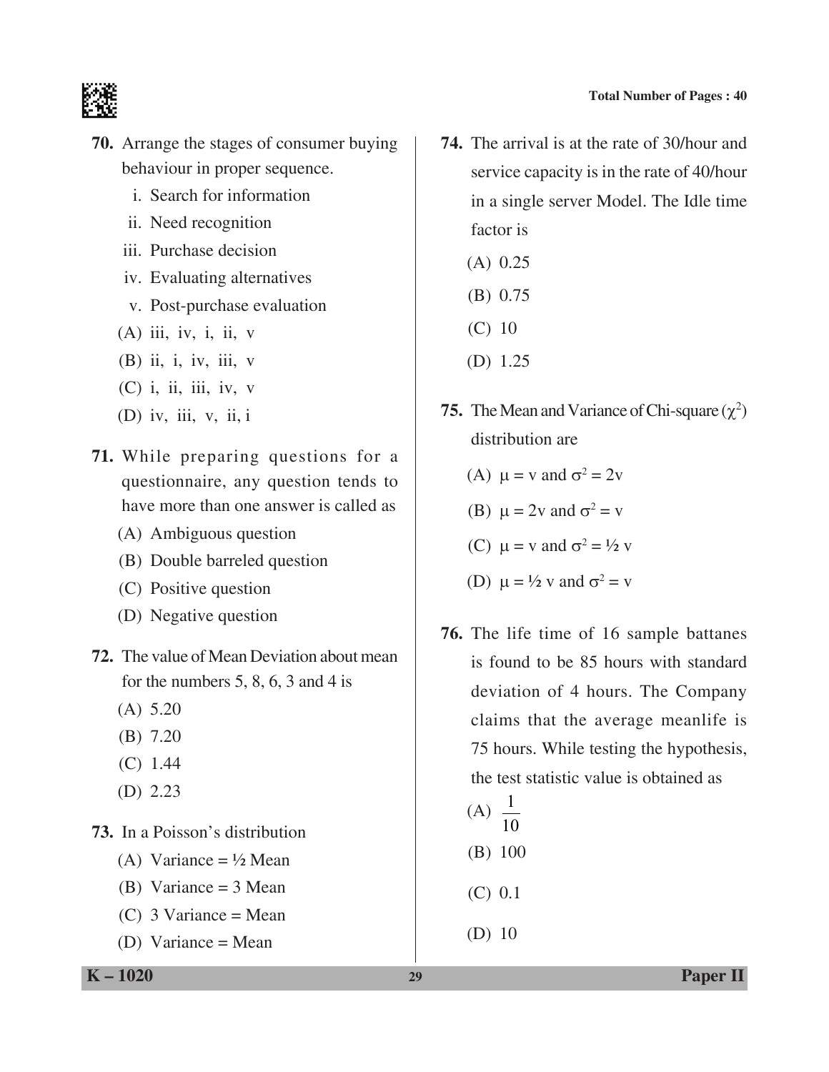70. Arrange the stages of consumer buying behaviour in proper sequence.

   i. Search for information
   ii. Need recognition
   iii. Purchase decision
   iv. Evaluating alternatives
   v. Post-purchase evaluation

   (A) iii, iv, i, ii, v
   (B) ii, i, iv, iii, v
   (C) i, ii, iii, iv, v
   (D) iv, iii, v, ii, i

71. While preparing questions for a questionnaire, any question tends to have more than one answer is called as

   (A) Ambiguous question
   (B) Double barreled question
   (C) Positive question
   (D) Negative question

72. The value of Mean Deviation about mean for the numbers 5, 8, 6, 3 and 4 is

   (A) 5.20
   (B) 7.20
   (C) 1.44
   (D) 2.23

73. In a Poisson's distribution

   (A) Variance = ½ Mean
   (B) Variance = 3 Mean
   (C) 3 Variance = Mean
   (D) Variance = Mean

74. The arrival is at the rate of 30/hour and service capacity is in the rate of 40/hour in a single server Model. The Idle time factor is

   (A) 0.25
   (B) 0.75
   (C) 10
   (D) 1.25

75. The Mean and Variance of Chi-square ($\chi^2$) distribution are

   (A) $\mu = v$ and $\sigma^2 = 2v$
   (B) $\mu = 2v$ and $\sigma^2 = v$
   (C) $\mu = v$ and $\sigma^2 = \frac{1}{2} v$
   (D) $\mu = \frac{1}{2} v$ and $\sigma^2 = v$

76. The life time of 16 sample battanes is found to be 85 hours with standard deviation of 4 hours. The Company claims that the average meanlife is 75 hours. While testing the hypothesis, the test statistic value is obtained as

   (A) $\frac{1}{10}$
   (B) 100
   (C) 0.1
   (D) 10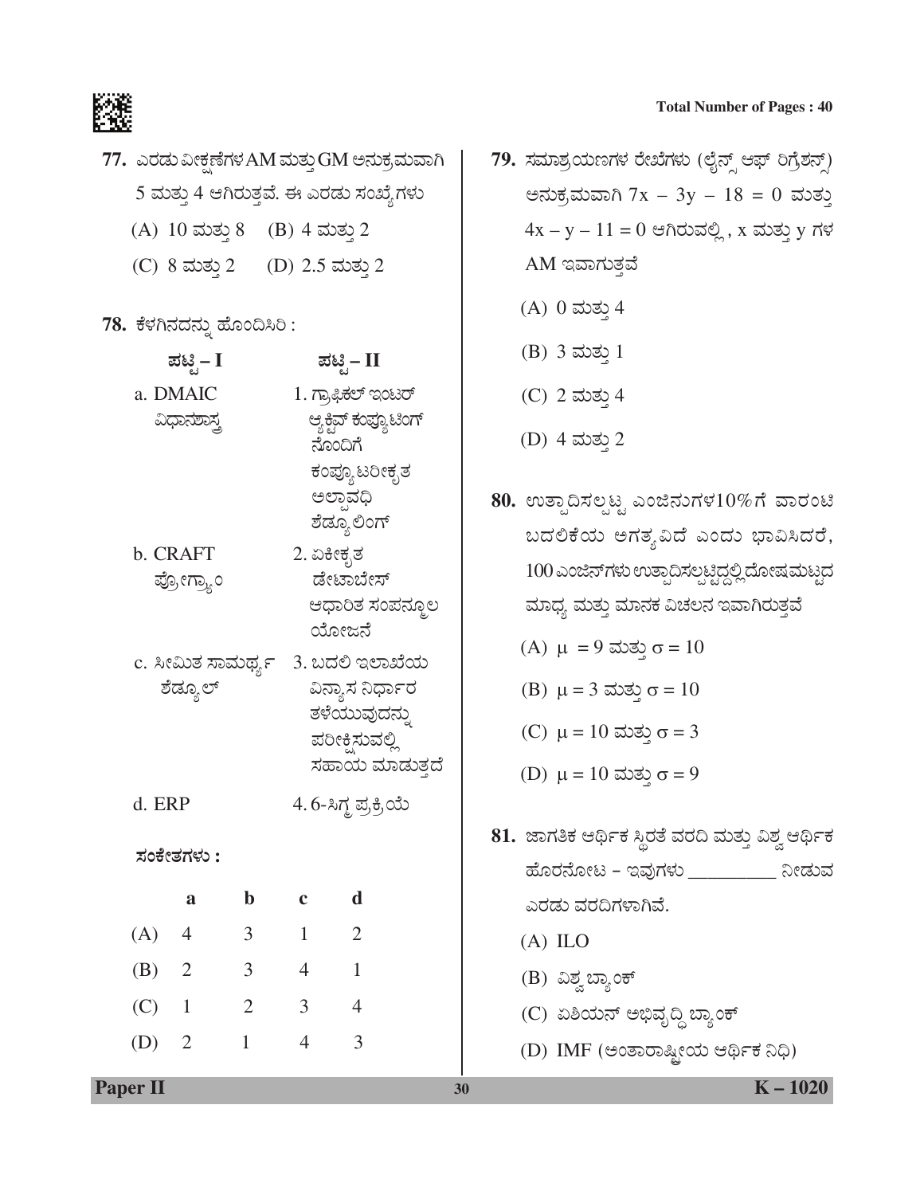**77.** ಎರಡು ವೀಕ್ಷಣೆಗಳ AM ಮತ್ತು GM ಅನುಕ್ರಮವಾಗಿ 5 ಮತ್ತು 4 ಆಗಿರುತ್ತವೆ. ಈ ಎರಡು ಸಂಖ್ಯೆಗಳು

(A) 10 ಮತ್ತು 8 (B) 4 ಮತ್ತು 2

(C) 8 ಮತ್ತು 2 (D) 2.5 ಮತ್ತು 2

**78.** ಕೆಳಗಿನದನ್ನು ಹೊಂದಿಸಿರಿ :

| **ಪಟ್ಟಿ – I** | **ಪಟ್ಟಿ – II** |
|---|---|
| a. DMAIC ವಿಧಾನಶಾಸ್ತ್ರ | 1. ಗ್ರಾಫಿಕಲ್ ಇಂಟರ್ ಆ್ಯಕ್ಟಿವ್ ಕಂಪ್ಯೂಟಿಂಗ್ ನೊಂದಿಗೆ ಕಂಪ್ಯೂಟರೀಕೃತ ಅಲ್ಪಾವಧಿ ಶೆಡ್ಯೂಲಿಂಗ್ |
| b. CRAFT ಪ್ರೋಗ್ರ್ಯಾಂ | 2. ಏಕೀಕೃತ ಡೇಟಾಬೇಸ್ ಆಧಾರಿತ ಸಂಪನ್ಮೂಲ ಯೋಜನೆ |
| c. ಸೀಮಿತ ಸಾಮರ್ಥ್ಯ ಶೆಡ್ಯೂಲ್ | 3. ಬದಲಿ ಇಲಾಖೆಯ ವಿನ್ಯಾಸ ನಿರ್ಧಾರ ತಳೆಯುವುದನ್ನು ಪರೀಕ್ಷಿಸುವಲ್ಲಿ ಸಹಾಯ ಮಾಡುತ್ತದೆ |
| d. ERP | 4. 6-ಸಿಗ್ಮ ಪ್ರಕ್ರಿಯೆ |

**ಸಂಕೇತಗಳು :**

| | a | b | c | d |
|---|---|---|---|---|
| (A) | 4 | 3 | 1 | 2 |
| (B) | 2 | 3 | 4 | 1 |
| (C) | 1 | 2 | 3 | 4 |
| (D) | 2 | 1 | 4 | 3 |

**79.** ಸಮಾಶ್ರಯಣಗಳ ರೇಖೆಗಳು (ಲೈನ್ಸ್ ಆಫ್ ರಿಗ್ರೆಶನ್ಸ್) ಅನುಕ್ರಮವಾಗಿ $7x - 3y - 18 = 0$ ಮತ್ತು $4x - y - 11 = 0$ ಆಗಿರುವಲ್ಲಿ, x ಮತ್ತು y ಗಳ AM ಇವಾಗುತ್ತವೆ

(A) 0 ಮತ್ತು 4

(B) 3 ಮತ್ತು 1

(C) 2 ಮತ್ತು 4

(D) 4 ಮತ್ತು 2

**80.** ಉತ್ಪಾದಿಸಲ್ಪಟ್ಟ ಎಂಜಿನುಗಳ10%ಗೆ ವಾರಂಟಿ ಬದಲಿಕೆಯ ಅಗತ್ಯವಿದೆ ಎಂದು ಭಾವಿಸಿದರೆ, 100 ಎಂಜಿನ್‌ಗಳು ಉತ್ಪಾದಿಸಲ್ಪಟ್ಟಿದ್ದಲ್ಲಿ ದೋಷಮಟ್ಟದ ಮಾಧ್ಯ ಮತ್ತು ಮಾನಕ ವಿಚಲನ ಇವಾಗಿರುತ್ತವೆ

(A) $\mu = 9$ ಮತ್ತು $\sigma = 10$

(B) $\mu = 3$ ಮತ್ತು $\sigma = 10$

(C) $\mu = 10$ ಮತ್ತು $\sigma = 3$

(D) $\mu = 10$ ಮತ್ತು $\sigma = 9$

**81.** ಜಾಗತಿಕ ಆರ್ಥಿಕ ಸ್ಥಿರತೆ ವರದಿ ಮತ್ತು ವಿಶ್ವ ಆರ್ಥಿಕ ಹೊರನೋಟ – ಇವುಗಳು __________ ನೀಡುವ ಎರಡು ವರದಿಗಳಾಗಿವೆ.

(A) ILO

(B) ವಿಶ್ವ ಬ್ಯಾಂಕ್

(C) ಏಶಿಯನ್ ಅಭಿವೃದ್ಧಿ ಬ್ಯಾಂಕ್

(D) IMF (ಅಂತಾರಾಷ್ಟ್ರೀಯ ಆರ್ಥಿಕ ನಿಧಿ)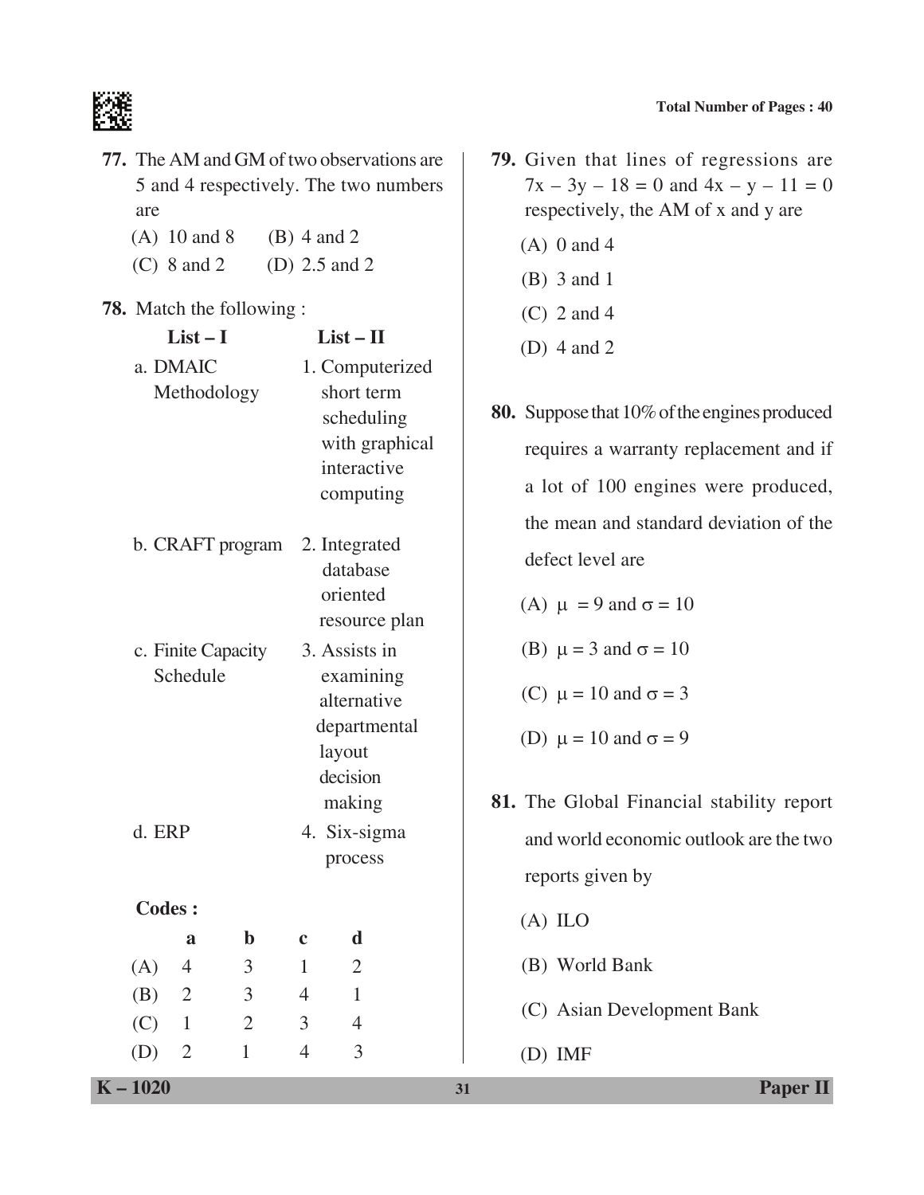77. The AM and GM of two observations are 5 and 4 respectively. The two numbers are

(A) 10 and 8
(B) 4 and 2
(C) 8 and 2
(D) 2.5 and 2

78. Match the following :

| List – I | List – II |
|---|---|
| a. DMAIC Methodology | 1. Computerized short term scheduling with graphical interactive computing |
| b. CRAFT program | 2. Integrated database oriented resource plan |
| c. Finite Capacity Schedule | 3. Assists in examining alternative departmental layout decision making |
| d. ERP | 4. Six-sigma process |

**Codes :**

| | a | b | c | d |
|---|---|---|---|---|
| (A) | 4 | 3 | 1 | 2 |
| (B) | 2 | 3 | 4 | 1 |
| (C) | 1 | 2 | 3 | 4 |
| (D) | 2 | 1 | 4 | 3 |

79. Given that lines of regressions are $7x - 3y - 18 = 0$ and $4x - y - 11 = 0$ respectively, the AM of x and y are

(A) 0 and 4
(B) 3 and 1
(C) 2 and 4
(D) 4 and 2

80. Suppose that 10% of the engines produced requires a warranty replacement and if a lot of 100 engines were produced, the mean and standard deviation of the defect level are

(A) $\mu = 9$ and $\sigma = 10$
(B) $\mu = 3$ and $\sigma = 10$
(C) $\mu = 10$ and $\sigma = 3$
(D) $\mu = 10$ and $\sigma = 9$

81. The Global Financial stability report and world economic outlook are the two reports given by

(A) ILO
(B) World Bank
(C) Asian Development Bank
(D) IMF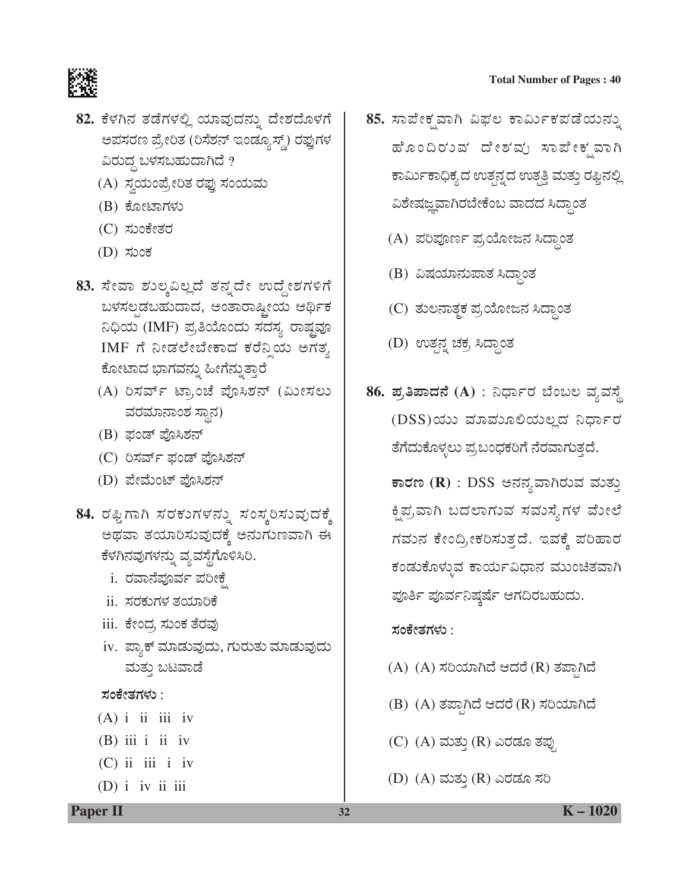82. ಕೆಳಗಿನ ತಡೆಗಳಲ್ಲಿ ಯಾವುದನ್ನು ದೇಶದೊಳಗೆ ಅಪಸರಣ ಪ್ರೇರಿತ (ರಿಸೆಶನ್ ಇಂಡ್ಯೂಸ್ಡ್) ರಫ್ತುಗಳ ವಿರುದ್ಧ ಬಳಸಬಹುದಾಗಿದೆ ?

(A) ಸ್ವಯಂಪ್ರೇರಿತ ರಫ್ತು ಸಂಯಮ

(B) ಕೋಟಾಗಳು

(C) ಸುಂಕೇತರ

(D) ಸುಂಕ

83. ಸೇವಾ ಶುಲ್ಕವಿಲ್ಲದೆ ತನ್ನದೇ ಉದ್ದೇಶಗಳಿಗೆ ಬಳಸಲ್ಪಡಬಹುದಾದ, ಅಂತಾರಾಷ್ಟ್ರೀಯ ಆರ್ಥಿಕ ನಿಧಿಯ (IMF) ಪ್ರತಿಯೊಂದು ಸದಸ್ಯ ರಾಷ್ಟ್ರವೂ IMF ಗೆ ನೀಡಲೇಬೇಕಾದ ಕರೆನ್ಸಿಯ ಅಗತ್ಯ ಕೋಟಾದ ಭಾಗವನ್ನು ಹೀಗೆನ್ನುತ್ತಾರೆ

(A) ರಿಸರ್ವ್ ಟ್ರಾಂಚೆ ಪೊಸಿಶನ್ (ಮೀಸಲು ವರಮಾನಾಂಶ ಸ್ಥಾನ)

(B) ಫಂಡ್ ಪೊಸಿಶನ್

(C) ರಿಸರ್ವ್ ಫಂಡ್ ಪೊಸಿಶನ್

(D) ಪೇಮೆಂಟ್ ಪೊಸಿಶನ್

84. ರಫ್ತಿಗಾಗಿ ಸರಕುಗಳನ್ನು ಸಂಸ್ಕರಿಸುವುದಕ್ಕೆ ಅಥವಾ ತಯಾರಿಸುವುದಕ್ಕೆ ಅನುಗುಣವಾಗಿ ಈ ಕೆಳಗಿನವುಗಳನ್ನು ವ್ಯವಸ್ಥೆಗೊಳಿಸಿರಿ.

i. ರವಾನೆಪೂರ್ವ ಪರೀಕ್ಷೆ

ii. ಸರಕುಗಳ ತಯಾರಿಕೆ

iii. ಕೇಂದ್ರ ಸುಂಕ ತೆರವು

iv. ಪ್ಯಾಕ್ ಮಾಡುವುದು, ಗುರುತು ಮಾಡುವುದು ಮತ್ತು ಬಟವಾಡೆ

**ಸಂಕೇತಗಳು :**

(A) i ii iii iv

(B) iii i ii iv

(C) ii iii i iv

(D) i iv ii iii

85. ಸಾಪೇಕ್ಷವಾಗಿ ವಿಫಲ ಕಾರ್ಮಿಕಪಡೆಯನ್ನು ಹೊಂದಿರುವ ದೇಶವು ಸಾಪೇಕ್ಷವಾಗಿ ಕಾರ್ಮಿಕಾಧಿಕ್ಯದ ಉತ್ಪನ್ನದ ಉತ್ಪತ್ತಿ ಮತ್ತು ರಫ್ತಿನಲ್ಲಿ ವಿಶೇಷಜ್ಞವಾಗಿರಬೇಕೆಂಬ ವಾದದ ಸಿದ್ಧಾಂತ

(A) ಪರಿಪೂರ್ಣ ಪ್ರಯೋಜನ ಸಿದ್ಧಾಂತ

(B) ವಿಷಯಾನುಪಾತ ಸಿದ್ಧಾಂತ

(C) ತುಲನಾತ್ಮಕ ಪ್ರಯೋಜನ ಸಿದ್ಧಾಂತ

(D) ಉತ್ಪನ್ನ ಚಕ್ರ ಸಿದ್ಧಾಂತ

86. **ಪ್ರತಿಪಾದನೆ (A)** : ನಿರ್ಧಾರ ಬೆಂಬಲ ವ್ಯವಸ್ಥೆ (DSS)ಯು ಮಾಮೂಲಿಯಲ್ಲದ ನಿರ್ಧಾರ ತೆಗೆದುಕೊಳ್ಳಲು ಪ್ರಬಂಧಕರಿಗೆ ನೆರವಾಗುತ್ತದೆ.

**ಕಾರಣ (R)** : DSS ಅನನ್ಯವಾಗಿರುವ ಮತ್ತು ಕ್ಷಿಪ್ರವಾಗಿ ಬದಲಾಗುವ ಸಮಸ್ಯೆಗಳ ಮೇಲೆ ಗಮನ ಕೇಂದ್ರೀಕರಿಸುತ್ತದೆ. ಇವಕ್ಕೆ ಪರಿಹಾರ ಕಂಡುಕೊಳ್ಳುವ ಕಾರ್ಯವಿಧಾನ ಮುಂಚಿತವಾಗಿ ಪೂರ್ತಿ ಪೂರ್ವನಿಷ್ಕರ್ಷೆ ಆಗದಿರಬಹುದು.

**ಸಂಕೇತಗಳು :**

(A) (A) ಸರಿಯಾಗಿದೆ ಆದರೆ (R) ತಪ್ಪಾಗಿದೆ

(B) (A) ತಪ್ಪಾಗಿದೆ ಆದರೆ (R) ಸರಿಯಾಗಿದೆ

(C) (A) ಮತ್ತು (R) ಎರಡೂ ತಪ್ಪು

(D) (A) ಮತ್ತು (R) ಎರಡೂ ಸರಿ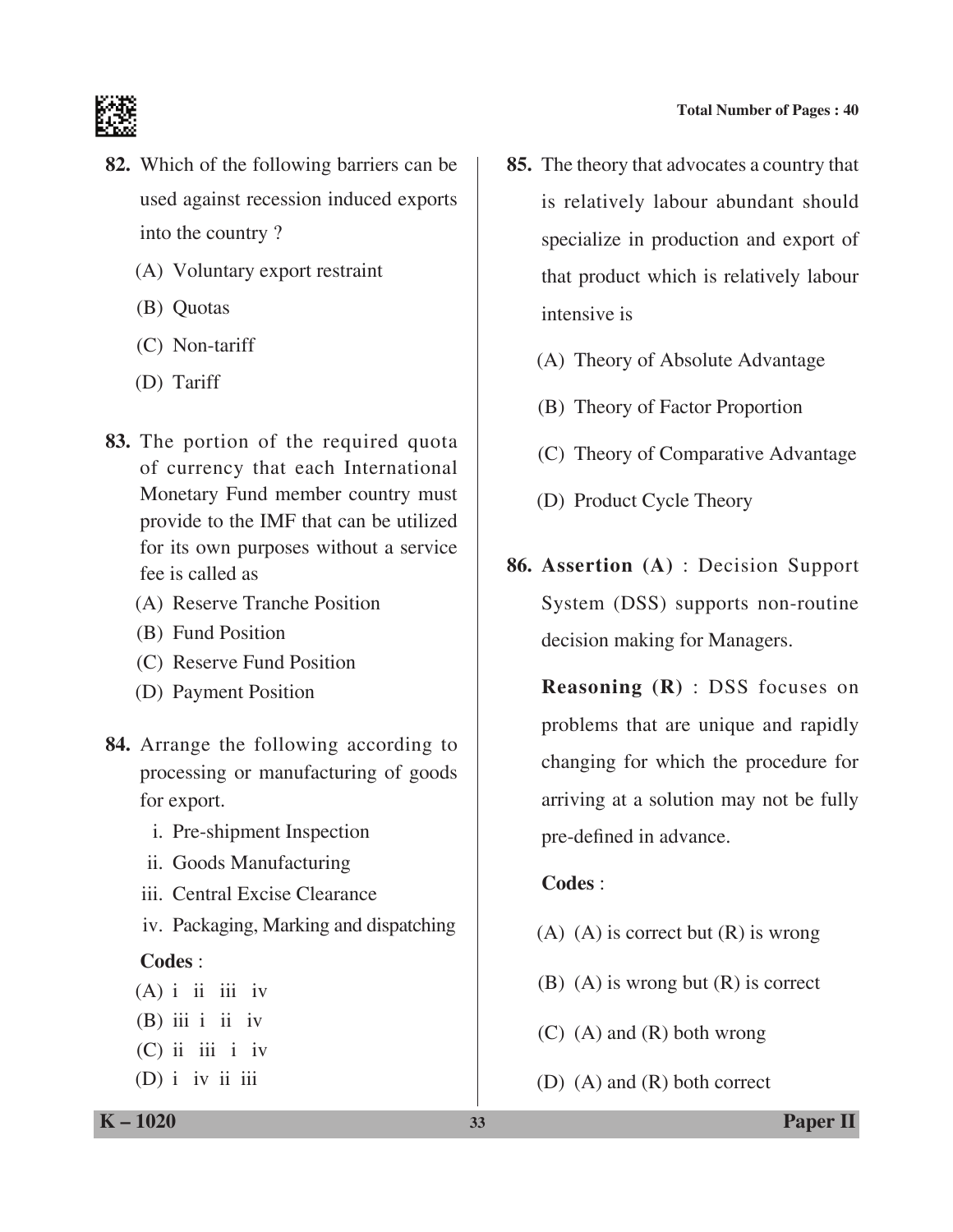**82.** Which of the following barriers can be used against recession induced exports into the country ?

(A) Voluntary export restraint

(B) Quotas

(C) Non-tariff

(D) Tariff

**83.** The portion of the required quota of currency that each International Monetary Fund member country must provide to the IMF that can be utilized for its own purposes without a service fee is called as

(A) Reserve Tranche Position

(B) Fund Position

(C) Reserve Fund Position

(D) Payment Position

**84.** Arrange the following according to processing or manufacturing of goods for export.

i. Pre-shipment Inspection

ii. Goods Manufacturing

iii. Central Excise Clearance

iv. Packaging, Marking and dispatching

**Codes** :

(A) i ii iii iv

(B) iii i ii iv

(C) ii iii i iv

(D) i iv ii iii

**85.** The theory that advocates a country that is relatively labour abundant should specialize in production and export of that product which is relatively labour intensive is

(A) Theory of Absolute Advantage

(B) Theory of Factor Proportion

(C) Theory of Comparative Advantage

(D) Product Cycle Theory

**86. Assertion (A)** : Decision Support System (DSS) supports non-routine decision making for Managers.

**Reasoning (R)** : DSS focuses on problems that are unique and rapidly changing for which the procedure for arriving at a solution may not be fully pre-defined in advance.

**Codes** :

(A) (A) is correct but (R) is wrong

(B) (A) is wrong but (R) is correct

(C) (A) and (R) both wrong

(D) (A) and (R) both correct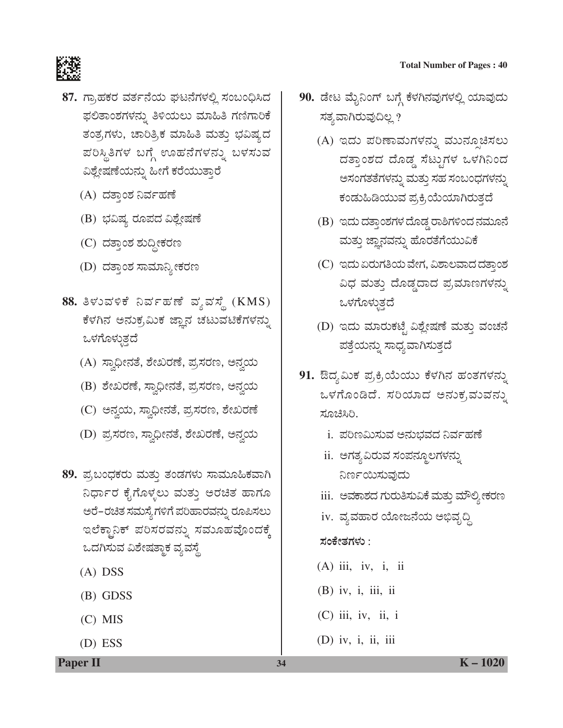87. ಗ್ರಾಹಕರ ವರ್ತನೆಯ ಘಟನೆಗಳಲ್ಲಿ ಸಂಬಂಧಿಸಿದ ಫಲಿತಾಂಶಗಳನ್ನು ತಿಳಿಯಲು ಮಾಹಿತಿ ಗಣಿಗಾರಿಕೆ ತಂತ್ರಗಳು, ಚಾರಿತ್ರಿಕ ಮಾಹಿತಿ ಮತ್ತು ಭವಿಷ್ಯದ ಪರಿಸ್ಥಿತಿಗಳ ಬಗ್ಗೆ ಊಹನೆಗಳನ್ನು ಬಳಸುವ ವಿಶ್ಲೇಷಣೆಯನ್ನು ಹೀಗೆ ಕರೆಯುತ್ತಾರೆ

(A) ದತ್ತಾಂಶ ನಿರ್ವಹಣೆ

(B) ಭವಿಷ್ಯ ರೂಪದ ವಿಶ್ಲೇಷಣೆ

(C) ದತ್ತಾಂಶ ಶುದ್ಧೀಕರಣ

(D) ದತ್ತಾಂಶ ಸಾಮಾನ್ಯೀಕರಣ

88. ತಿಳುವಳಿಕೆ ನಿರ್ವಹಣೆ ವ್ಯವಸ್ಥೆ (KMS) ಕೆಳಗಿನ ಅನುಕ್ರಮಿಕ ಜ್ಞಾನ ಚಟುವಟಿಕೆಗಳನ್ನು ಒಳಗೊಳ್ಳುತ್ತದೆ

(A) ಸ್ವಾಧೀನತೆ, ಶೇಖರಣೆ, ಪ್ರಸರಣ, ಅನ್ವಯ

(B) ಶೇಖರಣೆ, ಸ್ವಾಧೀನತೆ, ಪ್ರಸರಣ, ಅನ್ವಯ

(C) ಅನ್ವಯ, ಸ್ವಾಧೀನತೆ, ಪ್ರಸರಣ, ಶೇಖರಣೆ

(D) ಪ್ರಸರಣ, ಸ್ವಾಧೀನತೆ, ಶೇಖರಣೆ, ಅನ್ವಯ

89. ಪ್ರಬಂಧಕರು ಮತ್ತು ತಂಡಗಳು ಸಾಮೂಹಿಕವಾಗಿ ನಿರ್ಧಾರ ಕೈಗೊಳ್ಳಲು ಮತ್ತು ಅರಚಿತ ಹಾಗೂ ಅರೆ-ರಚಿತ ಸಮಸ್ಯೆಗಳಿಗೆ ಪರಿಹಾರವನ್ನು ರೂಪಿಸಲು ಇಲೆಕ್ಟ್ರಾನಿಕ್ ಪರಿಸರವನ್ನು ಸಮೂಹವೊಂದಕ್ಕೆ ಒದಗಿಸುವ ವಿಶೇಷತ್ಮಾಕ ವ್ಯವಸ್ಥೆ

(A) DSS

(B) GDSS

(C) MIS

(D) ESS

90. ಡೇಟ ಮೈನಿಂಗ್ ಬಗ್ಗೆ ಕೆಳಗಿನವುಗಳಲ್ಲಿ ಯಾವುದು ಸತ್ಯವಾಗಿರುವುದಿಲ್ಲ ?

(A) ಇದು ಪರಿಣಾಮಗಳನ್ನು ಮುನ್ಸೂಚಿಸಲು ದತ್ತಾಂಶದ ದೊಡ್ಡ ಸೆಟ್ಟುಗಳ ಒಳಗಿನಿಂದ ಅಸಂಗತತೆಗಳನ್ನು ಮತ್ತು ಸಹ ಸಂಬಂಧಗಳನ್ನು ಕಂಡುಹಿಡಿಯುವ ಪ್ರಕ್ರಿಯೆಯಾಗಿರುತ್ತದೆ

(B) ಇದು ದತ್ತಾಂಶಗಳ ದೊಡ್ಡ ರಾಶಿಗಳಿಂದ ನಮೂನೆ ಮತ್ತು ಜ್ಞಾನವನ್ನು ಹೊರತೆಗೆಯುವಿಕೆ

(C) ಇದು ಏರುಗತಿಯ ವೇಗ, ವಿಶಾಲವಾದ ದತ್ತಾಂಶ ವಿಧ ಮತ್ತು ದೊಡ್ಡದಾದ ಪ್ರಮಾಣಗಳನ್ನು ಒಳಗೊಳ್ಳುತ್ತದೆ

(D) ಇದು ಮಾರುಕಟ್ಟೆ ವಿಶ್ಲೇಷಣೆ ಮತ್ತು ವಂಚನೆ ಪತ್ತೆಯನ್ನು ಸಾಧ್ಯವಾಗಿಸುತ್ತದೆ

91. ಔದ್ಯಮಿಕ ಪ್ರಕ್ರಿಯೆಯು ಕೆಳಗಿನ ಹಂತಗಳನ್ನು ಒಳಗೊಂಡಿದೆ. ಸರಿಯಾದ ಅನುಕ್ರಮವನ್ನು ಸೂಚಿಸಿರಿ.

i. ಪರಿಣಮಿಸುವ ಅನುಭವದ ನಿರ್ವಹಣೆ

ii. ಅಗತ್ಯವಿರುವ ಸಂಪನ್ಮೂಲಗಳನ್ನು ನಿರ್ಣಯಿಸುವುದು

iii. ಅವಕಾಶದ ಗುರುತಿಸುವಿಕೆ ಮತ್ತು ಮೌಲ್ಯೀಕರಣ

iv. ವ್ಯವಹಾರ ಯೋಜನೆಯ ಅಭಿವೃದ್ಧಿ

**ಸಂಕೇತಗಳು** :

(A) iii, iv, i, ii

(B) iv, i, iii, ii

(C) iii, iv, ii, i

(D) iv, i, ii, iii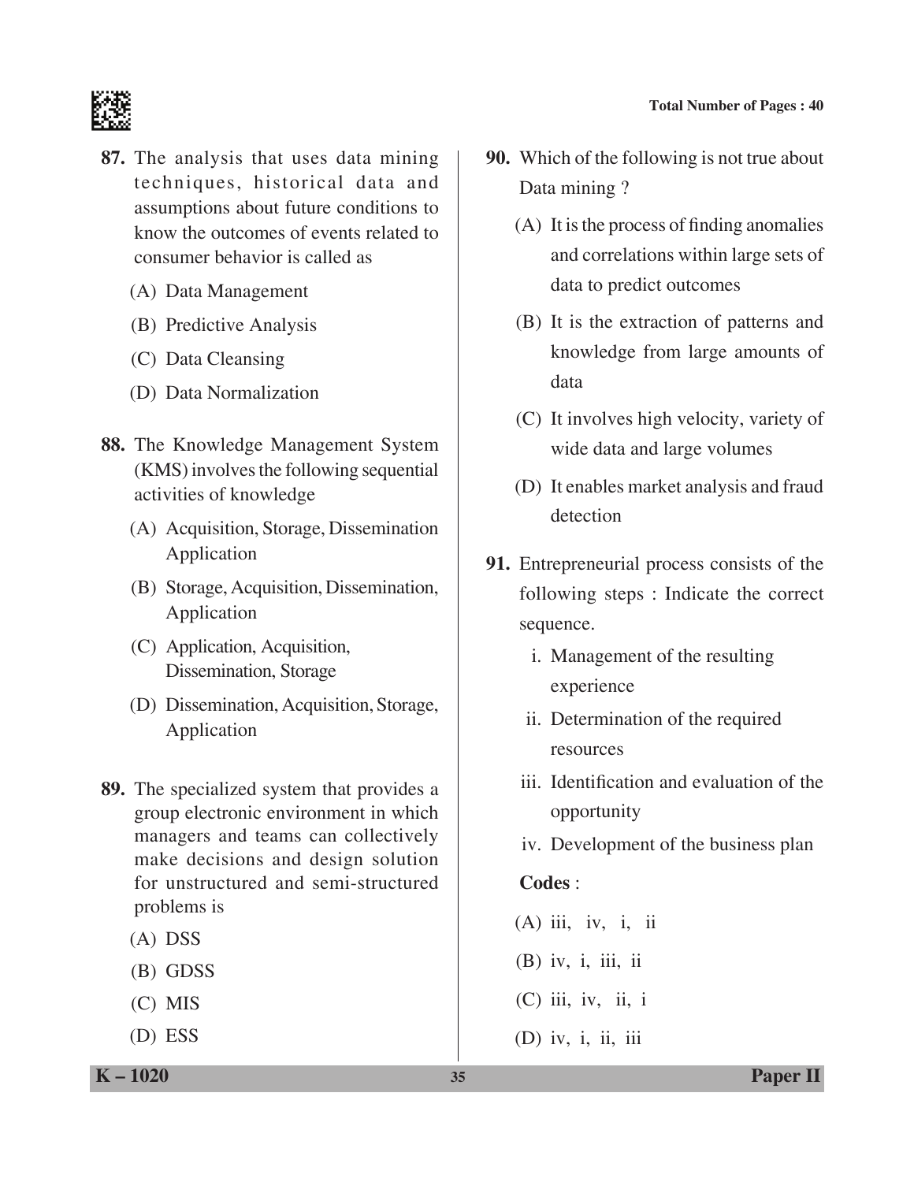**87.** The analysis that uses data mining techniques, historical data and assumptions about future conditions to know the outcomes of events related to consumer behavior is called as

(A) Data Management

(B) Predictive Analysis

(C) Data Cleansing

(D) Data Normalization

**88.** The Knowledge Management System (KMS) involves the following sequential activities of knowledge

(A) Acquisition, Storage, Dissemination Application

(B) Storage, Acquisition, Dissemination, Application

(C) Application, Acquisition, Dissemination, Storage

(D) Dissemination, Acquisition, Storage, Application

**89.** The specialized system that provides a group electronic environment in which managers and teams can collectively make decisions and design solution for unstructured and semi-structured problems is

(A) DSS

(B) GDSS

(C) MIS

(D) ESS

**90.** Which of the following is not true about Data mining ?

(A) It is the process of finding anomalies and correlations within large sets of data to predict outcomes

(B) It is the extraction of patterns and knowledge from large amounts of data

(C) It involves high velocity, variety of wide data and large volumes

(D) It enables market analysis and fraud detection

**91.** Entrepreneurial process consists of the following steps : Indicate the correct sequence.

i. Management of the resulting experience

ii. Determination of the required resources

iii. Identification and evaluation of the opportunity

iv. Development of the business plan

**Codes** :

(A) iii, iv, i, ii

(B) iv, i, iii, ii

(C) iii, iv, ii, i

(D) iv, i, ii, iii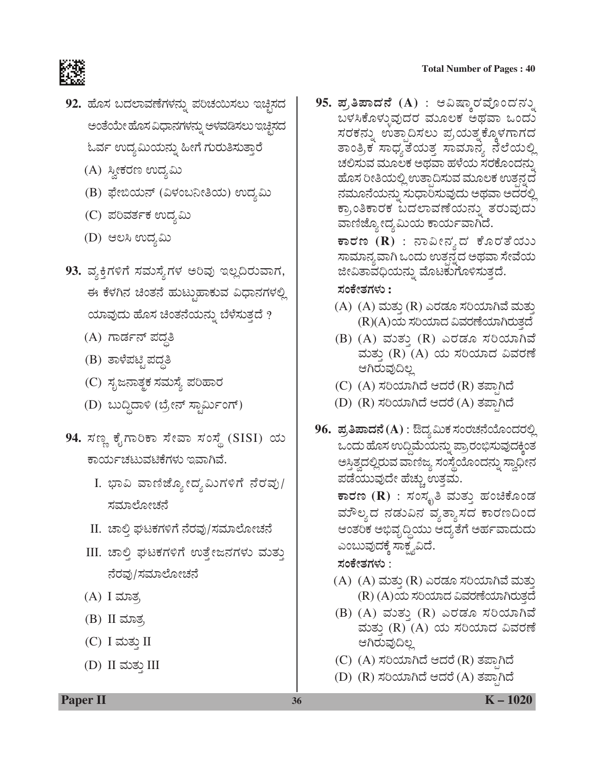**92.** ಹೊಸ ಬದಲಾವಣೆಗಳನ್ನು ಪರಿಚಯಿಸಲು ಇಚ್ಛಿಸದ ಅಂತೆಯೇ ಹೊಸ ವಿಧಾನಗಳನ್ನು ಅಳವಡಿಸಲು ಇಚ್ಛಿಸದ ಓರ್ವ ಉದ್ಯಮಿಯನ್ನು ಹೀಗೆ ಗುರುತಿಸುತ್ತಾರೆ

(A) ಸ್ವೀಕರಣ ಉದ್ಯಮಿ

(B) ಫೇಬಿಯನ್ (ವಿಳಂಬನೀತಿಯ) ಉದ್ಯಮಿ

(C) ಪರಿವರ್ತಕ ಉದ್ಯಮಿ

(D) ಆಲಸಿ ಉದ್ಯಮಿ

**93.** ವ್ಯಕ್ತಿಗಳಿಗೆ ಸಮಸ್ಯೆಗಳ ಅರಿವು ಇಲ್ಲದಿರುವಾಗ, ಈ ಕೆಳಗಿನ ಚಿಂತನೆ ಹುಟ್ಟುಹಾಕುವ ವಿಧಾನಗಳಲ್ಲಿ ಯಾವುದು ಹೊಸ ಚಿಂತನೆಯನ್ನು ಬೆಳೆಸುತ್ತದೆ ?

(A) ಗಾರ್ಡನ್ ಪದ್ಧತಿ

(B) ತಾಳೆಪಟ್ಟಿ ಪದ್ಧತಿ

(C) ಸೃಜನಾತ್ಮಕ ಸಮಸ್ಯೆ ಪರಿಹಾರ

(D) ಬುದ್ಧಿದಾಳಿ (ಬ್ರೇನ್ ಸ್ಟಾರ್ಮಿಂಗ್)

**94.** ಸಣ್ಣ ಕೈಗಾರಿಕಾ ಸೇವಾ ಸಂಸ್ಥೆ (SISI) ಯ ಕಾರ್ಯಚಟುವಟಿಕೆಗಳು ಇವಾಗಿವೆ.

I. ಭಾವಿ ವಾಣಿಜ್ಯೋದ್ಯಮಿಗಳಿಗೆ ನೆರವು/ ಸಮಾಲೋಚನೆ

II. ಚಾಲ್ತಿ ಘಟಕಗಳಿಗೆ ನೆರವು/ಸಮಾಲೋಚನೆ

III. ಚಾಲ್ತಿ ಘಟಕಗಳಿಗೆ ಉತ್ತೇಜನಗಳು ಮತ್ತು ನೆರವು/ಸಮಾಲೋಚನೆ

(A) I ಮಾತ್ರ

(B) II ಮಾತ್ರ

(C) I ಮತ್ತು II

(D) II ಮತ್ತು III

**95.** **ಪ್ರತಿಪಾದನೆ (A)** : ಆವಿಷ್ಕಾರವೊಂದನ್ನು ಬಳಸಿಕೊಳ್ಳುವುದರ ಮೂಲಕ ಅಥವಾ ಒಂದು ಸರಕನ್ನು ಉತ್ಪಾದಿಸಲು ಪ್ರಯತ್ನಕ್ಕೊಳಗಾಗದ ತಾಂತ್ರಿಕ ಸಾಧ್ಯತೆಯತ್ತ ಸಾಮಾನ್ಯ ನೆಲೆಯಲ್ಲಿ ಚಲಿಸುವ ಮೂಲಕ ಅಥವಾ ಹಳೆಯ ಸರಕೊಂದನ್ನು ಹೊಸ ರೀತಿಯಲ್ಲಿ ಉತ್ಪಾದಿಸುವ ಮೂಲಕ ಉತ್ಪನ್ನದ ನಮೂನೆಯನ್ನು ಸುಧಾರಿಸುವುದು ಅಥವಾ ಅದರಲ್ಲಿ ಕ್ರಾಂತಿಕಾರಕ ಬದಲಾವಣೆಯನ್ನು ತರುವುದು ವಾಣಿಜ್ಯೋದ್ಯಮಿಯ ಕಾರ್ಯವಾಗಿದೆ.

**ಕಾರಣ (R)** : ನಾವೀನ್ಯದ ಕೊರತೆಯು ಸಾಮಾನ್ಯವಾಗಿ ಒಂದು ಉತ್ಪನ್ನದ ಅಥವಾ ಸೇವೆಯ ಜೀವಿತಾವಧಿಯನ್ನು ಮೊಟಕುಗೊಳಿಸುತ್ತದೆ.

**ಸಂಕೇತಗಳು :**

(A) (A) ಮತ್ತು (R) ಎರಡೂ ಸರಿಯಾಗಿವೆ ಮತ್ತು (R)(A)ಯ ಸರಿಯಾದ ವಿವರಣೆಯಾಗಿರುತ್ತದೆ

(B) (A) ಮತ್ತು (R) ಎರಡೂ ಸರಿಯಾಗಿವೆ ಮತ್ತು (R) (A) ಯ ಸರಿಯಾದ ವಿವರಣೆ ಆಗಿರುವುದಿಲ್ಲ

(C) (A) ಸರಿಯಾಗಿದೆ ಆದರೆ (R) ತಪ್ಪಾಗಿದೆ

(D) (R) ಸರಿಯಾಗಿದೆ ಆದರೆ (A) ತಪ್ಪಾಗಿದೆ

**96.** **ಪ್ರತಿಪಾದನೆ (A)** : ಔದ್ಯಮಿಕ ಸಂರಚನೆಯೊಂದರಲ್ಲಿ ಒಂದು ಹೊಸ ಉದ್ದಿಮೆಯನ್ನು ಪ್ರಾರಂಭಿಸುವುದಕ್ಕಿಂತ ಅಸ್ತಿತ್ವದಲ್ಲಿರುವ ವಾಣಿಜ್ಯ ಸಂಸ್ಥೆಯೊಂದನ್ನು ಸ್ವಾಧೀನ ಪಡೆಯುವುದೇ ಹೆಚ್ಚು ಉತ್ತಮ.

**ಕಾರಣ (R)** : ಸಂಸ್ಕೃತಿ ಮತ್ತು ಹಂಚಿಕೊಂಡ ಮೌಲ್ಯದ ನಡುವಿನ ವ್ಯತ್ಯಾಸದ ಕಾರಣದಿಂದ ಆಂತರಿಕ ಅಭಿವೃದ್ಧಿಯು ಆದ್ಯತೆಗೆ ಅರ್ಹವಾದುದು ಎಂಬುವುದಕ್ಕೆ ಸಾಕ್ಷ್ಯವಿದೆ.

**ಸಂಕೇತಗಳು :**

(A) (A) ಮತ್ತು (R) ಎರಡೂ ಸರಿಯಾಗಿವೆ ಮತ್ತು (R) (A)ಯ ಸರಿಯಾದ ವಿವರಣೆಯಾಗಿರುತ್ತದೆ

(B) (A) ಮತ್ತು (R) ಎರಡೂ ಸರಿಯಾಗಿವೆ ಮತ್ತು (R) (A) ಯ ಸರಿಯಾದ ವಿವರಣೆ ಆಗಿರುವುದಿಲ್ಲ

(C) (A) ಸರಿಯಾಗಿದೆ ಆದರೆ (R) ತಪ್ಪಾಗಿದೆ

(D) (R) ಸರಿಯಾಗಿದೆ ಆದರೆ (A) ತಪ್ಪಾಗಿದೆ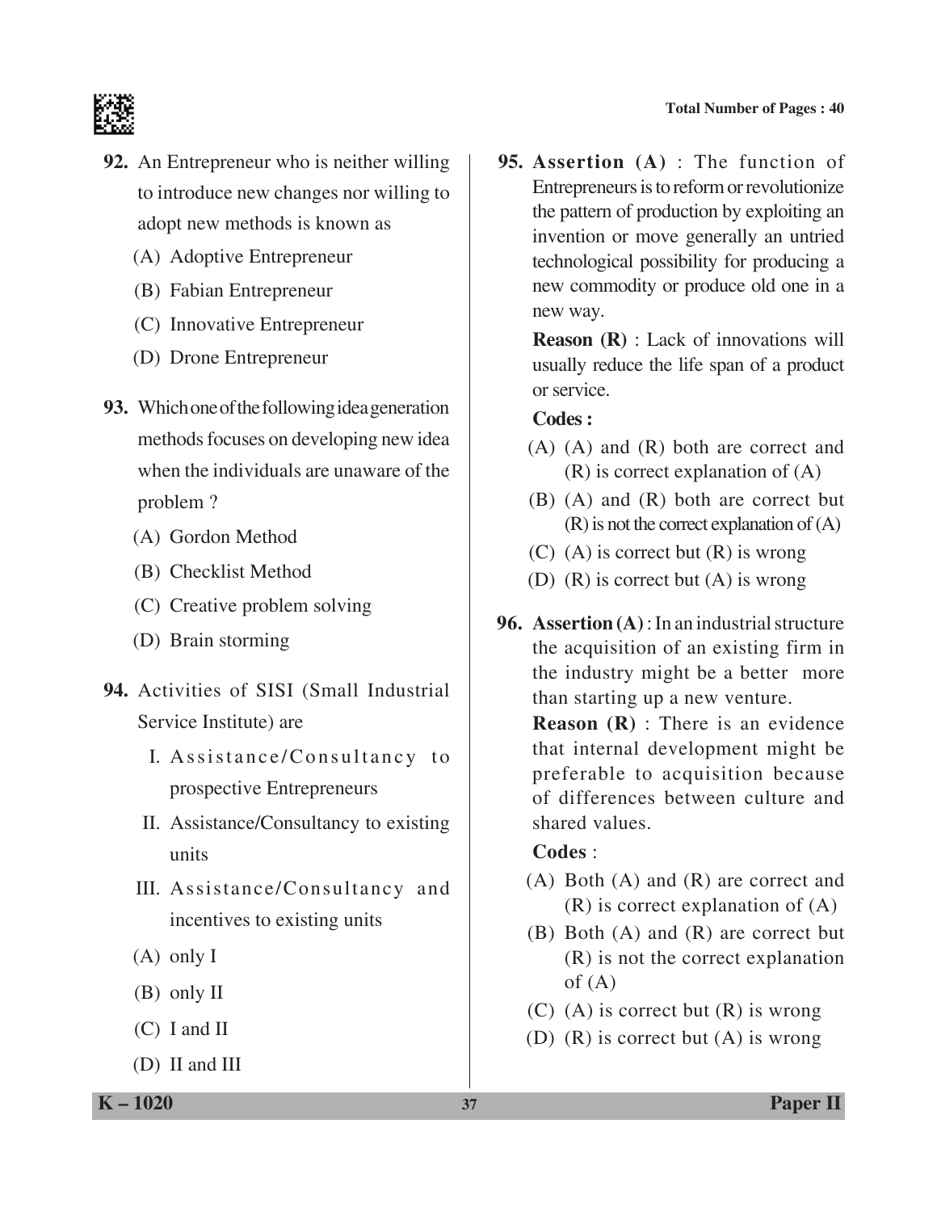**92.** An Entrepreneur who is neither willing to introduce new changes nor willing to adopt new methods is known as

(A) Adoptive Entrepreneur

(B) Fabian Entrepreneur

(C) Innovative Entrepreneur

(D) Drone Entrepreneur

**93.** Which one of the following idea generation methods focuses on developing new idea when the individuals are unaware of the problem ?

(A) Gordon Method

(B) Checklist Method

(C) Creative problem solving

(D) Brain storming

**94.** Activities of SISI (Small Industrial Service Institute) are

I. Assistance/Consultancy to prospective Entrepreneurs

II. Assistance/Consultancy to existing units

III. Assistance/Consultancy and incentives to existing units

(A) only I

(B) only II

(C) I and II

(D) II and III

**95. Assertion (A)** : The function of Entrepreneurs is to reform or revolutionize the pattern of production by exploiting an invention or move generally an untried technological possibility for producing a new commodity or produce old one in a new way.

**Reason (R)** : Lack of innovations will usually reduce the life span of a product or service.

**Codes :**

(A) (A) and (R) both are correct and (R) is correct explanation of (A)

(B) (A) and (R) both are correct but (R) is not the correct explanation of (A)

(C) (A) is correct but (R) is wrong

(D) (R) is correct but (A) is wrong

**96. Assertion (A)** : In an industrial structure the acquisition of an existing firm in the industry might be a better more than starting up a new venture.

**Reason (R)** : There is an evidence that internal development might be preferable to acquisition because of differences between culture and shared values.

**Codes** :

(A) Both (A) and (R) are correct and (R) is correct explanation of (A)

(B) Both (A) and (R) are correct but (R) is not the correct explanation of (A)

(C) (A) is correct but (R) is wrong

(D) (R) is correct but (A) is wrong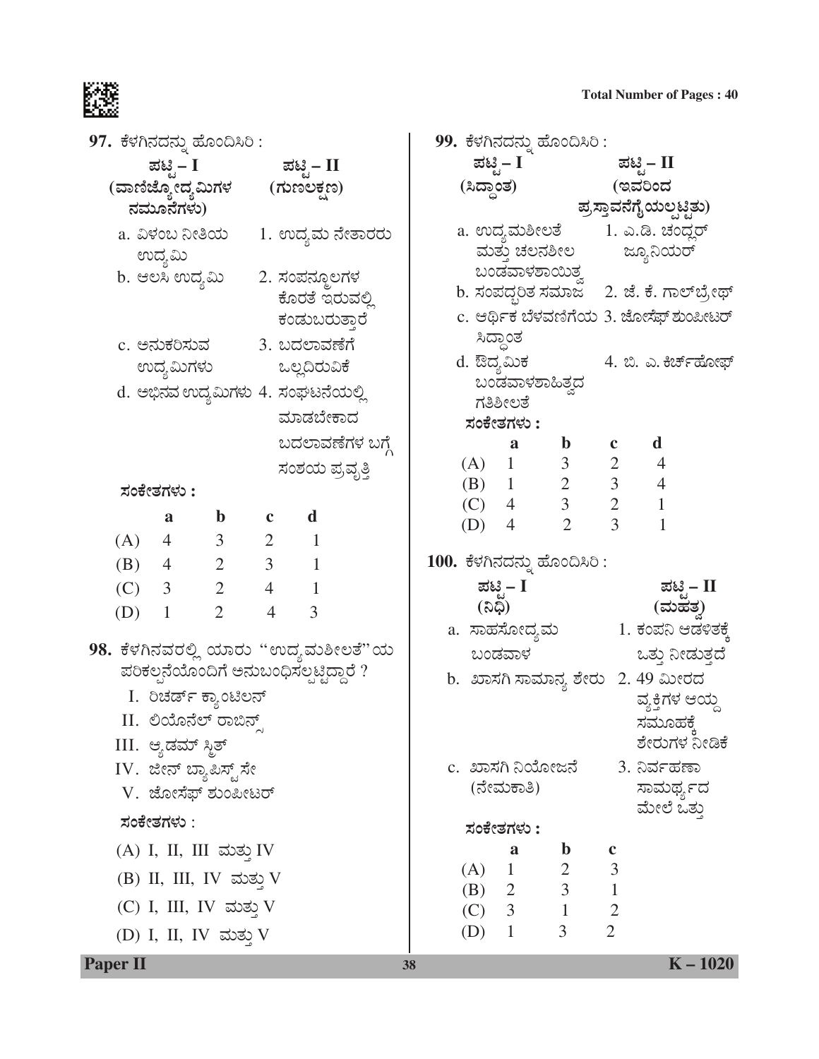**97.** ಕೆಳಗಿನದನ್ನು ಹೊಂದಿಸಿರಿ :

| ಪಟ್ಟಿ – I (ವಾಣಿಜ್ಯೋದ್ಯಮಿಗಳ ನಮೂನೆಗಳು) | ಪಟ್ಟಿ – II (ಗುಣಲಕ್ಷಣ) |
|---|---|
| a. ವಿಳಂಬ ನೀತಿಯ ಉದ್ಯಮಿ | 1. ಉದ್ಯಮ ನೇತಾರರು |
| b. ಆಲಸಿ ಉದ್ಯಮಿ | 2. ಸಂಪನ್ಮೂಲಗಳ ಕೊರತೆ ಇರುವಲ್ಲಿ ಕಂಡುಬರುತ್ತಾರೆ |
| c. ಅನುಕರಿಸುವ ಉದ್ಯಮಿಗಳು | 3. ಬದಲಾವಣೆಗೆ ಒಲ್ಲದಿರುವಿಕೆ |
| d. ಅಭಿನವ ಉದ್ಯಮಿಗಳು | 4. ಸಂಘಟನೆಯಲ್ಲಿ ಮಾಡಬೇಕಾದ ಬದಲಾವಣೆಗಳ ಬಗ್ಗೆ ಸಂಶಯ ಪ್ರವೃತ್ತಿ |

ಸಂಕೇತಗಳು :

| | a | b | c | d |
|---|---|---|---|---|
| (A) | 4 | 3 | 2 | 1 |
| (B) | 4 | 2 | 3 | 1 |
| (C) | 3 | 2 | 4 | 1 |
| (D) | 1 | 2 | 4 | 3 |

**98.** ಕೆಳಗಿನವರಲ್ಲಿ ಯಾರು "ಉದ್ಯಮಶೀಲತೆ"ಯ ಪರಿಕಲ್ಪನೆಯೊಂದಿಗೆ ಅನುಬಂಧಿಸಲ್ಪಟ್ಟಿದ್ದಾರೆ ?

I. ರಿಚರ್ಡ್ ಕ್ಯಾಂಟಿಲನ್

II. ಲಿಯೊನೆಲ್ ರಾಬಿನ್ಸ್

III. ಆ್ಯಡಮ್ ಸ್ಮಿತ್

IV. ಜೀನ್ ಬ್ಯಾಪಿಸ್ಟ್ ಸೇ

V. ಜೋಸೆಫ್ ಶುಂಪೀಟರ್

ಸಂಕೇತಗಳು :

(A) I, II, III ಮತ್ತು IV

(B) II, III, IV ಮತ್ತು V

(C) I, III, IV ಮತ್ತು V

(D) I, II, IV ಮತ್ತು V

**99.** ಕೆಳಗಿನದನ್ನು ಹೊಂದಿಸಿರಿ :

| ಪಟ್ಟಿ – I (ಸಿದ್ಧಾಂತ) | ಪಟ್ಟಿ – II (ಇವರಿಂದ ಪ್ರಸ್ತಾವನೆಗೈಯಲ್ಪಟ್ಟಿತು) |
|---|---|
| a. ಉದ್ಯಮಶೀಲತೆ ಮತ್ತು ಚಲನಶೀಲ ಬಂಡವಾಳಶಾಯಿತ್ವ | 1. ಎ.ಡಿ. ಚಂಡ್ಲರ್ ಜ್ಯೂನಿಯರ್ |
| b. ಸಂಪದ್ಭರಿತ ಸಮಾಜ | 2. ಜೆ. ಕೆ. ಗಾಲ್‌ಬ್ರೇಥ್ |
| c. ಆರ್ಥಿಕ ಬೆಳವಣಿಗೆಯ ಸಿದ್ಧಾಂತ | 3. ಜೋಸೆಫ್ ಶುಂಪೀಟರ್ |
| d. ಔದ್ಯಮಿಕ ಬಂಡವಾಳಶಾಹಿತ್ವದ ಗತಿಶೀಲತೆ | 4. ಬಿ. ಎ. ಕಿರ್ಚ್‌ಹೋಫ್ |

ಸಂಕೇತಗಳು :

| | a | b | c | d |
|---|---|---|---|---|
| (A) | 1 | 3 | 2 | 4 |
| (B) | 1 | 2 | 3 | 4 |
| (C) | 4 | 3 | 2 | 1 |
| (D) | 4 | 2 | 3 | 1 |

**100.** ಕೆಳಗಿನದನ್ನು ಹೊಂದಿಸಿರಿ :

| ಪಟ್ಟಿ – I (ನಿಧಿ) | ಪಟ್ಟಿ – II (ಮಹತ್ವ) |
|---|---|
| a. ಸಾಹಸೋದ್ಯಮ ಬಂಡವಾಳ | 1. ಕಂಪನಿ ಆಡಳಿತಕ್ಕೆ ಒತ್ತು ನೀಡುತ್ತದೆ |
| b. ಖಾಸಗಿ ಸಾಮಾನ್ಯ ಶೇರು | 2. 49 ಮೀರದ ವ್ಯಕ್ತಿಗಳ ಆಯ್ದ ಸಮೂಹಕ್ಕೆ ಶೇರುಗಳ ನೀಡಿಕೆ |
| c. ಖಾಸಗಿ ನಿಯೋಜನೆ (ನೇಮಕಾತಿ) | 3. ನಿರ್ವಹಣಾ ಸಾಮರ್ಥ್ಯದ ಮೇಲೆ ಒತ್ತು |

ಸಂಕೇತಗಳು :

| | a | b | c |
|---|---|---|---|
| (A) | 1 | 2 | 3 |
| (B) | 2 | 3 | 1 |
| (C) | 3 | 1 | 2 |
| (D) | 1 | 3 | 2 |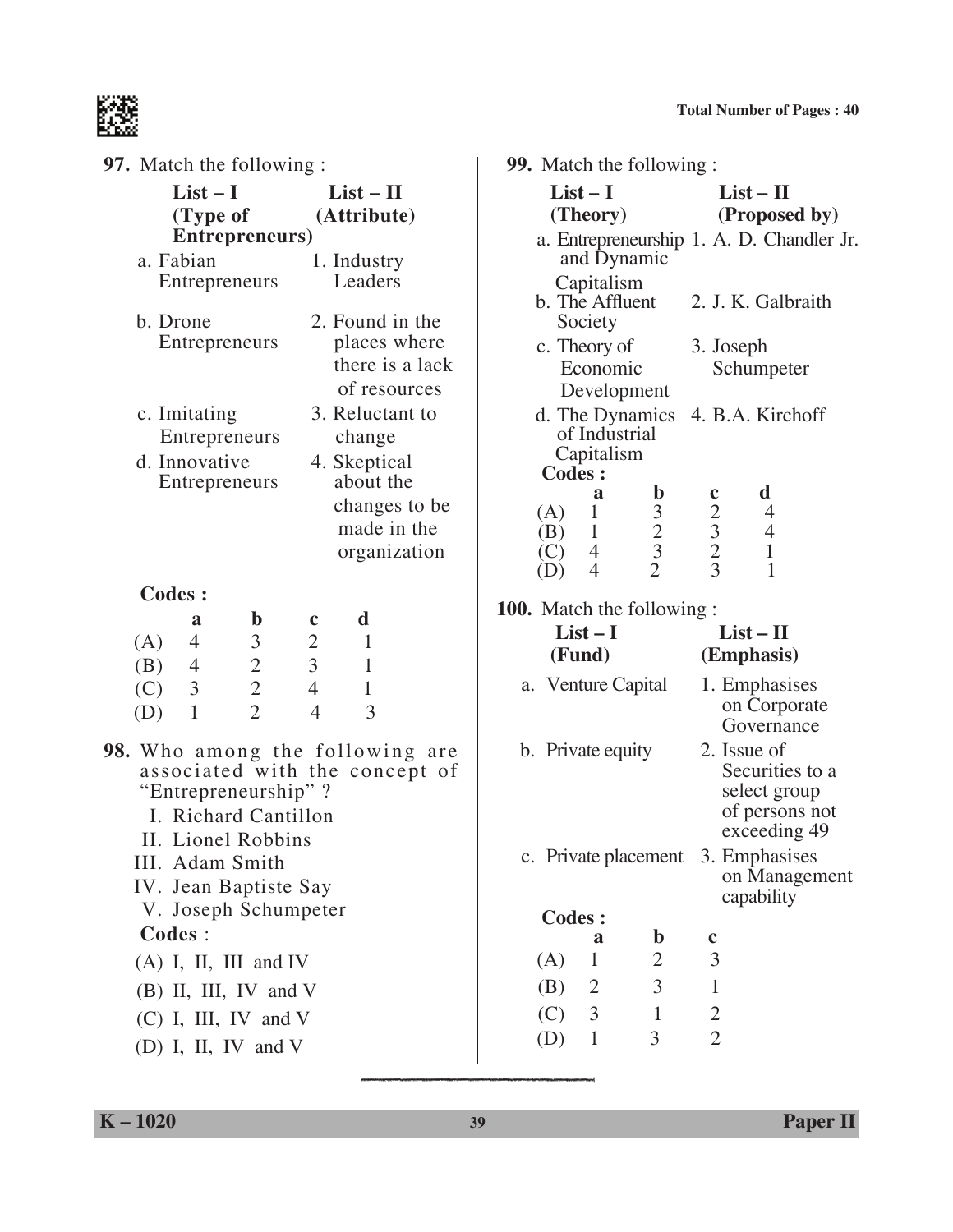**97.** Match the following :

| List – I (Type of Entrepreneurs) | List – II (Attribute) |
|---|---|
| a. Fabian Entrepreneurs | 1. Industry Leaders |
| b. Drone Entrepreneurs | 2. Found in the places where there is a lack of resources |
| c. Imitating Entrepreneurs | 3. Reluctant to change |
| d. Innovative Entrepreneurs | 4. Skeptical about the changes to be made in the organization |

**Codes :**

| | a | b | c | d |
|---|---|---|---|---|
| (A) | 4 | 3 | 2 | 1 |
| (B) | 4 | 2 | 3 | 1 |
| (C) | 3 | 2 | 4 | 1 |
| (D) | 1 | 2 | 4 | 3 |

**98.** Who among the following are associated with the concept of "Entrepreneurship" ?

I. Richard Cantillon

II. Lionel Robbins

III. Adam Smith

IV. Jean Baptiste Say

V. Joseph Schumpeter

**Codes** :

(A) I, II, III and IV

(B) II, III, IV and V

(C) I, III, IV and V

(D) I, II, IV and V

**99.** Match the following :

| List – I (Theory) | List – II (Proposed by) |
|---|---|
| a. Entrepreneurship and Dynamic Capitalism | 1. A. D. Chandler Jr. |
| b. The Affluent Society | 2. J. K. Galbraith |
| c. Theory of Economic Development | 3. Joseph Schumpeter |
| d. The Dynamics of Industrial Capitalism | 4. B.A. Kirchoff |

**Codes :**

| | a | b | c | d |
|---|---|---|---|---|
| (A) | 1 | 3 | 2 | 4 |
| (B) | 1 | 2 | 3 | 4 |
| (C) | 4 | 3 | 2 | 1 |
| (D) | 4 | 2 | 3 | 1 |

**100.** Match the following :

| List – I (Fund) | List – II (Emphasis) |
|---|---|
| a. Venture Capital | 1. Emphasises on Corporate Governance |
| b. Private equity | 2. Issue of Securities to a select group of persons not exceeding 49 |
| c. Private placement | 3. Emphasises on Management capability |

**Codes :**

| | a | b | c |
|---|---|---|---|
| (A) | 1 | 2 | 3 |
| (B) | 2 | 3 | 1 |
| (C) | 3 | 1 | 2 |
| (D) | 1 | 3 | 2 |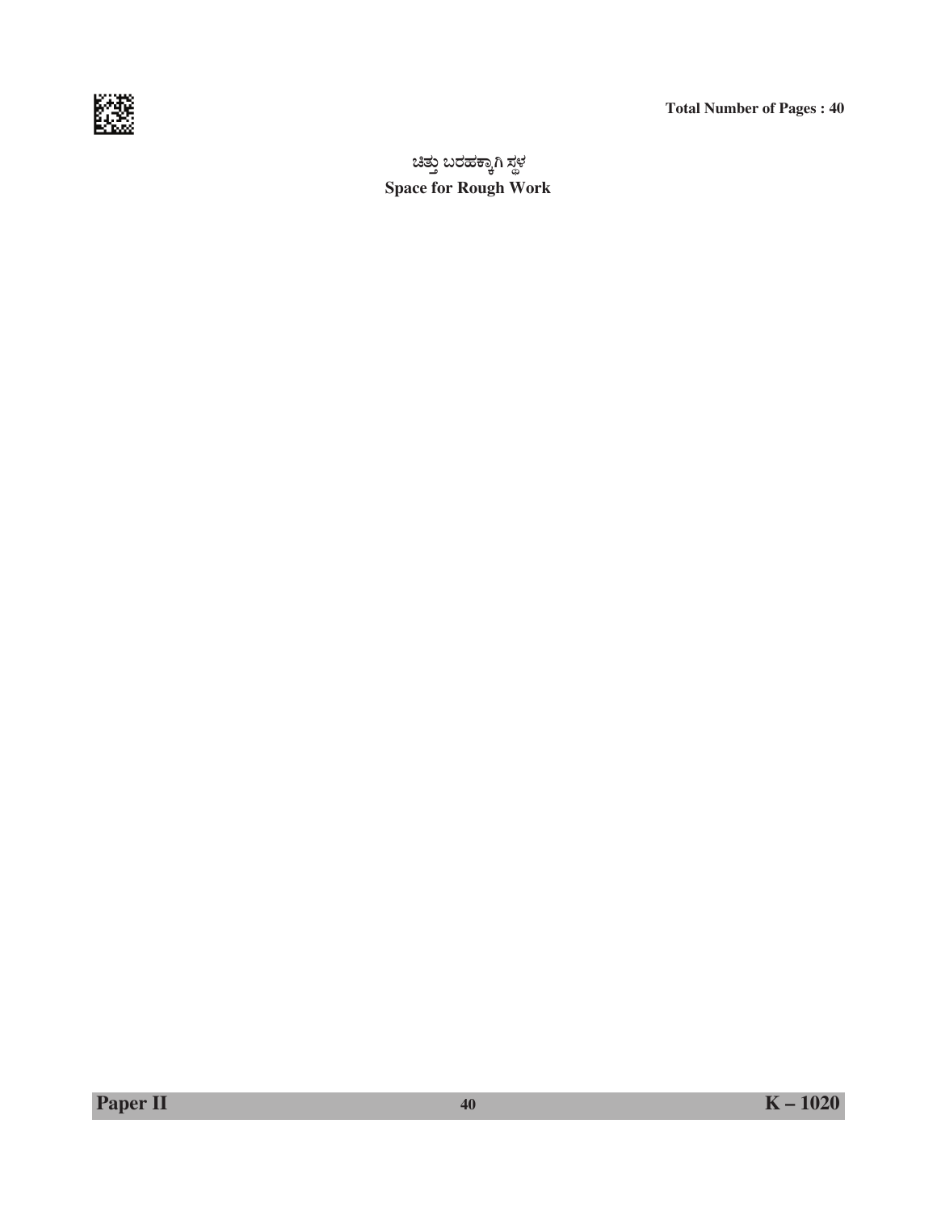ಚಿತ್ತು ಬರಹಕ್ಕಾಗಿ ಸ್ಥಳ

Space for Rough Work